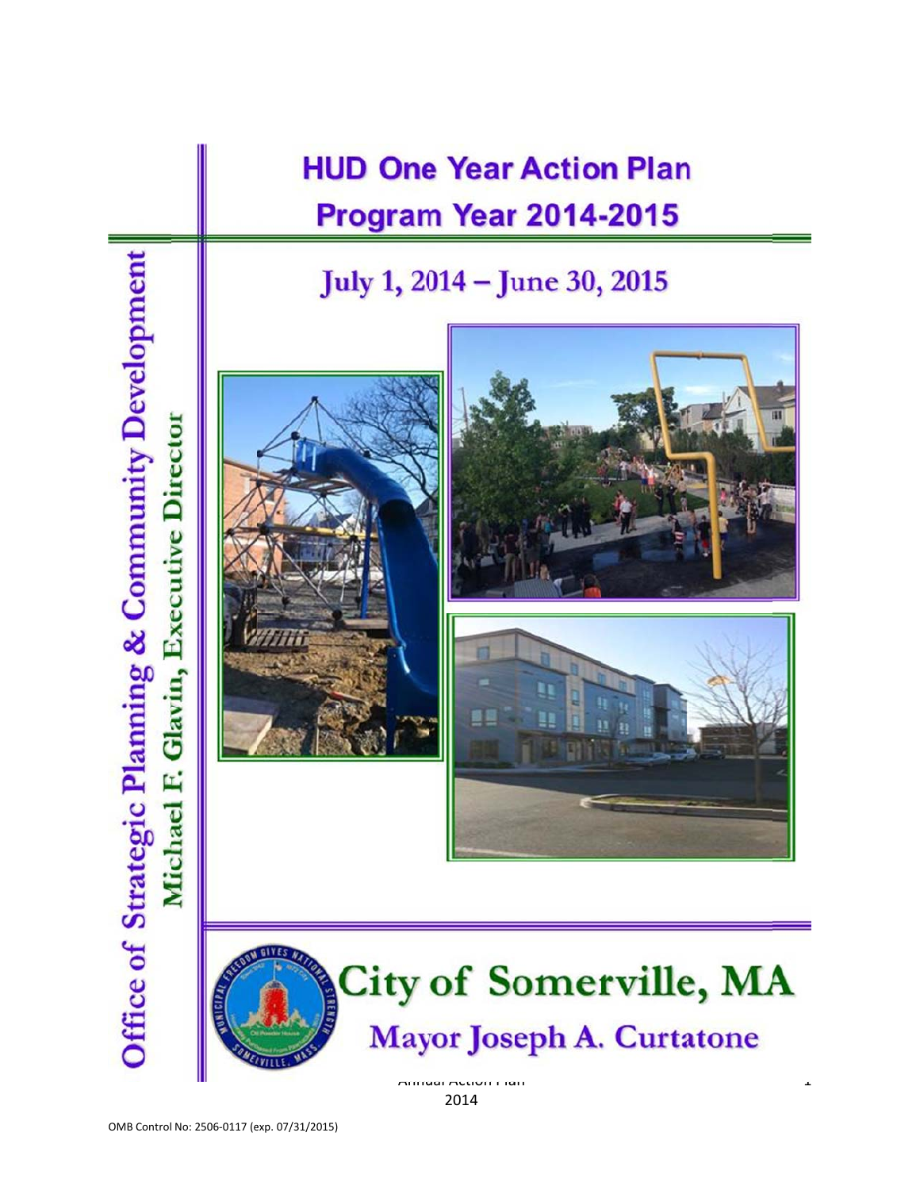# HUD One Year Action Plan

## Program Year 2014-2015

### July 1, 2014 – June 30, 2015

**Office of Strategic Planning & Community Development**

**Michael F. Glavin, Executive Director**

# City of Somerville, MA

## Mayor Joseph A. Curtatone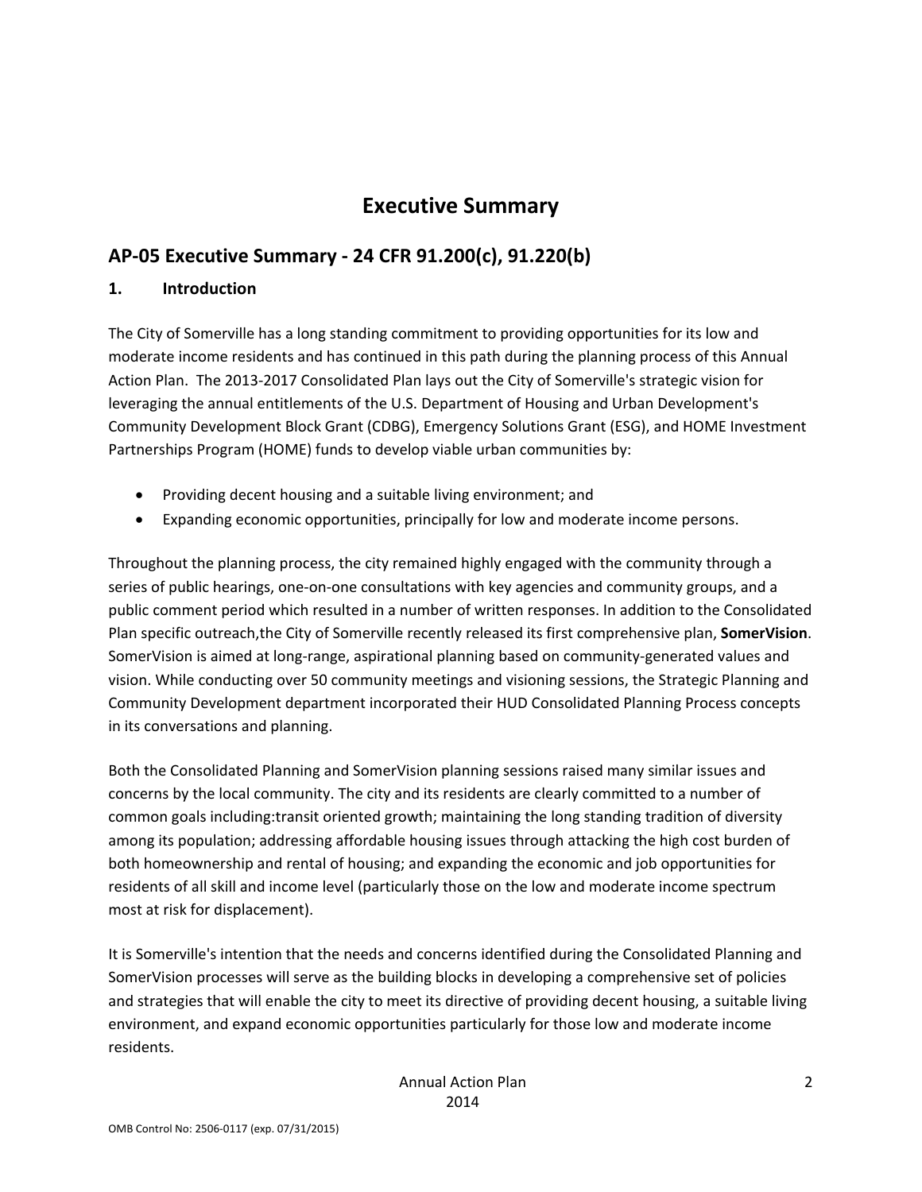# Executive Summary

## AP-05 Executive Summary - 24 CFR 91.200(c), 91.220(b)

### 1. Introduction

The City of Somerville has a long standing commitment to providing opportunities for its low and moderate income residents and has continued in this path during the planning process of this Annual Action Plan. The 2013-2017 Consolidated Plan lays out the City of Somerville's strategic vision for leveraging the annual entitlements of the U.S. Department of Housing and Urban Development's Community Development Block Grant (CDBG), Emergency Solutions Grant (ESG), and HOME Investment Partnerships Program (HOME) funds to develop viable urban communities by:

- Providing decent housing and a suitable living environment; and
- Expanding economic opportunities, principally for low and moderate income persons.

Throughout the planning process, the city remained highly engaged with the community through a series of public hearings, one-on-one consultations with key agencies and community groups, and a public comment period which resulted in a number of written responses. In addition to the Consolidated Plan specific outreach,the City of Somerville recently released its first comprehensive plan, **SomerVision**. SomerVision is aimed at long-range, aspirational planning based on community-generated values and vision. While conducting over 50 community meetings and visioning sessions, the Strategic Planning and Community Development department incorporated their HUD Consolidated Planning Process concepts in its conversations and planning.

Both the Consolidated Planning and SomerVision planning sessions raised many similar issues and concerns by the local community. The city and its residents are clearly committed to a number of common goals including:transit oriented growth; maintaining the long standing tradition of diversity among its population; addressing affordable housing issues through attacking the high cost burden of both homeownership and rental of housing; and expanding the economic and job opportunities for residents of all skill and income level (particularly those on the low and moderate income spectrum most at risk for displacement).

It is Somerville's intention that the needs and concerns identified during the Consolidated Planning and SomerVision processes will serve as the building blocks in developing a comprehensive set of policies and strategies that will enable the city to meet its directive of providing decent housing, a suitable living environment, and expand economic opportunities particularly for those low and moderate income residents.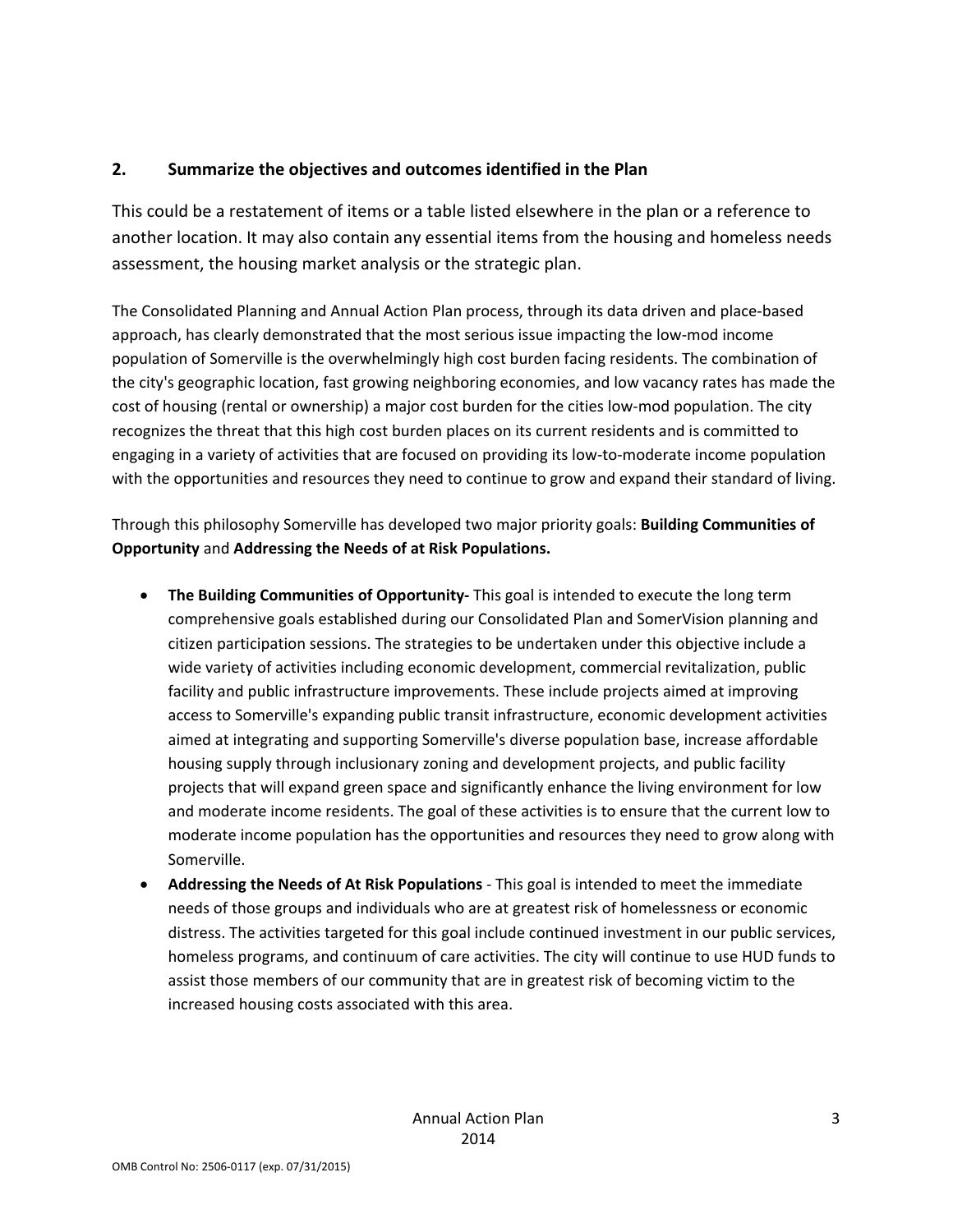## 2. Summarize the objectives and outcomes identified in the Plan

This could be a restatement of items or a table listed elsewhere in the plan or a reference to another location. It may also contain any essential items from the housing and homeless needs assessment, the housing market analysis or the strategic plan.

The Consolidated Planning and Annual Action Plan process, through its data driven and place-based approach, has clearly demonstrated that the most serious issue impacting the low-mod income population of Somerville is the overwhelmingly high cost burden facing residents. The combination of the city's geographic location, fast growing neighboring economies, and low vacancy rates has made the cost of housing (rental or ownership) a major cost burden for the cities low-mod population. The city recognizes the threat that this high cost burden places on its current residents and is committed to engaging in a variety of activities that are focused on providing its low-to-moderate income population with the opportunities and resources they need to continue to grow and expand their standard of living.

Through this philosophy Somerville has developed two major priority goals: **Building Communities of Opportunity** and **Addressing the Needs of at Risk Populations.**

- **The Building Communities of Opportunity-** This goal is intended to execute the long term comprehensive goals established during our Consolidated Plan and SomerVision planning and citizen participation sessions. The strategies to be undertaken under this objective include a wide variety of activities including economic development, commercial revitalization, public facility and public infrastructure improvements. These include projects aimed at improving access to Somerville's expanding public transit infrastructure, economic development activities aimed at integrating and supporting Somerville's diverse population base, increase affordable housing supply through inclusionary zoning and development projects, and public facility projects that will expand green space and significantly enhance the living environment for low and moderate income residents. The goal of these activities is to ensure that the current low to moderate income population has the opportunities and resources they need to grow along with Somerville.
- **Addressing the Needs of At Risk Populations** - This goal is intended to meet the immediate needs of those groups and individuals who are at greatest risk of homelessness or economic distress. The activities targeted for this goal include continued investment in our public services, homeless programs, and continuum of care activities. The city will continue to use HUD funds to assist those members of our community that are in greatest risk of becoming victim to the increased housing costs associated with this area.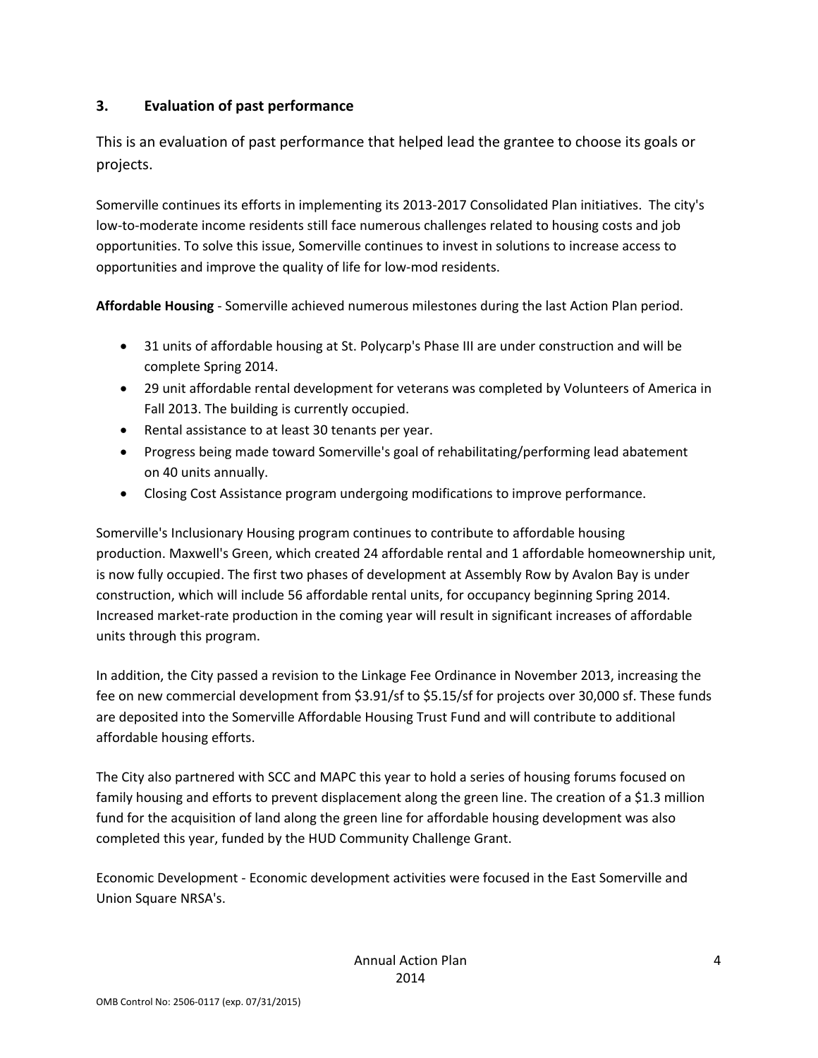### 3. Evaluation of past performance

This is an evaluation of past performance that helped lead the grantee to choose its goals or projects.

Somerville continues its efforts in implementing its 2013-2017 Consolidated Plan initiatives. The city's low-to-moderate income residents still face numerous challenges related to housing costs and job opportunities. To solve this issue, Somerville continues to invest in solutions to increase access to opportunities and improve the quality of life for low-mod residents.

**Affordable Housing** - Somerville achieved numerous milestones during the last Action Plan period.

- 31 units of affordable housing at St. Polycarp's Phase III are under construction and will be complete Spring 2014.
- 29 unit affordable rental development for veterans was completed by Volunteers of America in Fall 2013. The building is currently occupied.
- Rental assistance to at least 30 tenants per year.
- Progress being made toward Somerville's goal of rehabilitating/performing lead abatement on 40 units annually.
- Closing Cost Assistance program undergoing modifications to improve performance.

Somerville's Inclusionary Housing program continues to contribute to affordable housing production. Maxwell's Green, which created 24 affordable rental and 1 affordable homeownership unit, is now fully occupied. The first two phases of development at Assembly Row by Avalon Bay is under construction, which will include 56 affordable rental units, for occupancy beginning Spring 2014. Increased market-rate production in the coming year will result in significant increases of affordable units through this program.

In addition, the City passed a revision to the Linkage Fee Ordinance in November 2013, increasing the fee on new commercial development from $3.91/sf to $5.15/sf for projects over 30,000 sf. These funds are deposited into the Somerville Affordable Housing Trust Fund and will contribute to additional affordable housing efforts.

The City also partnered with SCC and MAPC this year to hold a series of housing forums focused on family housing and efforts to prevent displacement along the green line. The creation of a $1.3 million fund for the acquisition of land along the green line for affordable housing development was also completed this year, funded by the HUD Community Challenge Grant.

Economic Development - Economic development activities were focused in the East Somerville and Union Square NRSA's.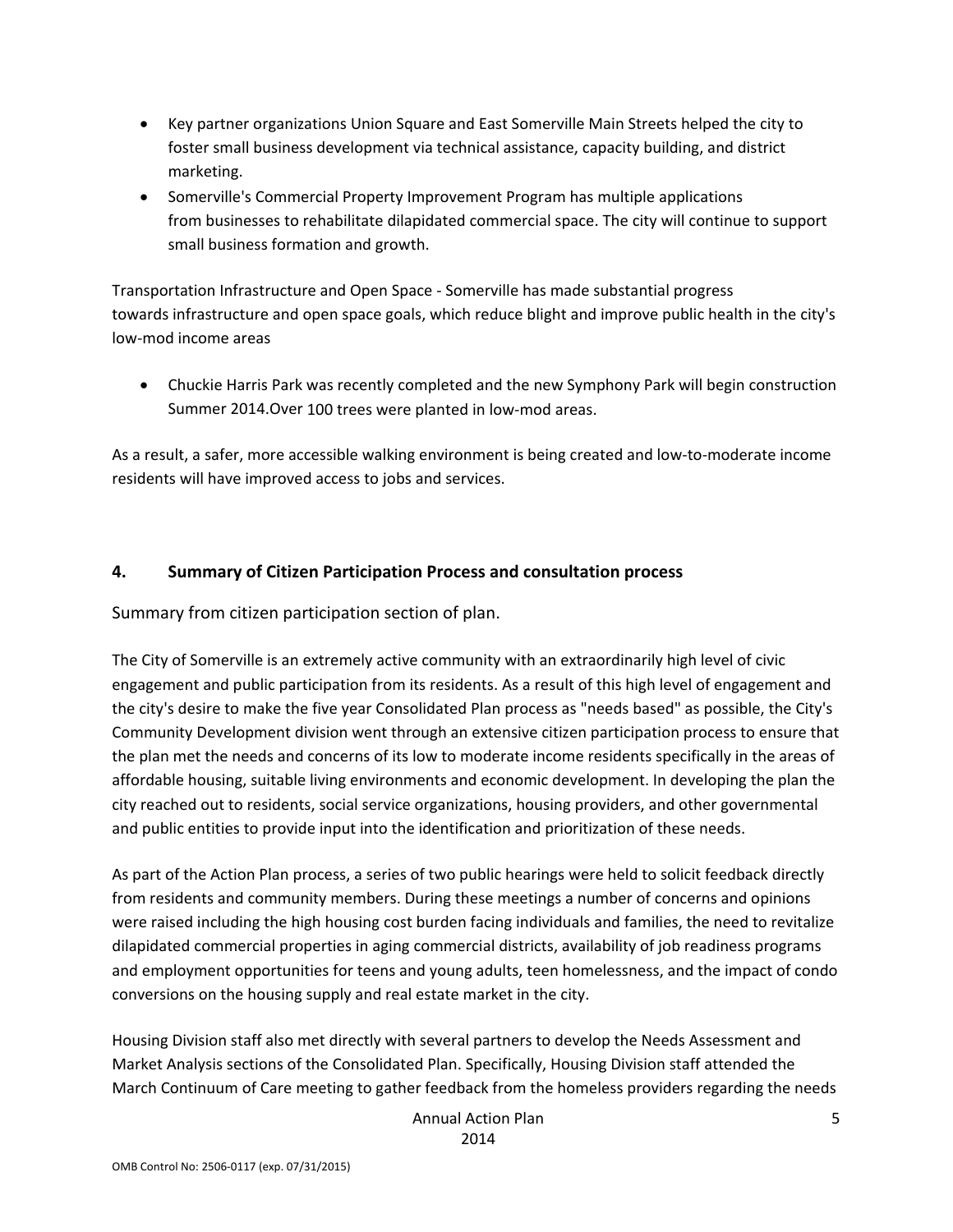- Key partner organizations Union Square and East Somerville Main Streets helped the city to foster small business development via technical assistance, capacity building, and district marketing.
- Somerville's Commercial Property Improvement Program has multiple applications from businesses to rehabilitate dilapidated commercial space. The city will continue to support small business formation and growth.

Transportation Infrastructure and Open Space - Somerville has made substantial progress towards infrastructure and open space goals, which reduce blight and improve public health in the city's low-mod income areas

- Chuckie Harris Park was recently completed and the new Symphony Park will begin construction Summer 2014.Over 100 trees were planted in low-mod areas.

As a result, a safer, more accessible walking environment is being created and low-to-moderate income residents will have improved access to jobs and services.

## 4. Summary of Citizen Participation Process and consultation process

Summary from citizen participation section of plan.

The City of Somerville is an extremely active community with an extraordinarily high level of civic engagement and public participation from its residents. As a result of this high level of engagement and the city's desire to make the five year Consolidated Plan process as "needs based" as possible, the City's Community Development division went through an extensive citizen participation process to ensure that the plan met the needs and concerns of its low to moderate income residents specifically in the areas of affordable housing, suitable living environments and economic development. In developing the plan the city reached out to residents, social service organizations, housing providers, and other governmental and public entities to provide input into the identification and prioritization of these needs.

As part of the Action Plan process, a series of two public hearings were held to solicit feedback directly from residents and community members. During these meetings a number of concerns and opinions were raised including the high housing cost burden facing individuals and families, the need to revitalize dilapidated commercial properties in aging commercial districts, availability of job readiness programs and employment opportunities for teens and young adults, teen homelessness, and the impact of condo conversions on the housing supply and real estate market in the city.

Housing Division staff also met directly with several partners to develop the Needs Assessment and Market Analysis sections of the Consolidated Plan. Specifically, Housing Division staff attended the March Continuum of Care meeting to gather feedback from the homeless providers regarding the needs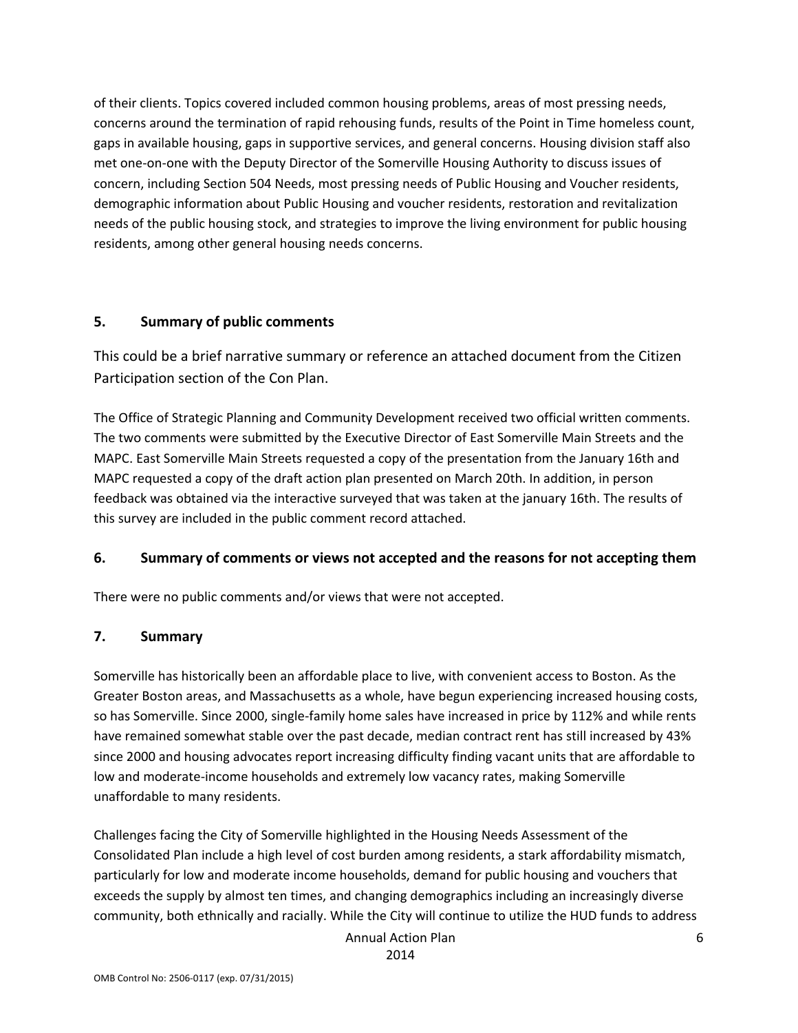of their clients. Topics covered included common housing problems, areas of most pressing needs, concerns around the termination of rapid rehousing funds, results of the Point in Time homeless count, gaps in available housing, gaps in supportive services, and general concerns. Housing division staff also met one-on-one with the Deputy Director of the Somerville Housing Authority to discuss issues of concern, including Section 504 Needs, most pressing needs of Public Housing and Voucher residents, demographic information about Public Housing and voucher residents, restoration and revitalization needs of the public housing stock, and strategies to improve the living environment for public housing residents, among other general housing needs concerns.

## 5. Summary of public comments

This could be a brief narrative summary or reference an attached document from the Citizen Participation section of the Con Plan.

The Office of Strategic Planning and Community Development received two official written comments. The two comments were submitted by the Executive Director of East Somerville Main Streets and the MAPC. East Somerville Main Streets requested a copy of the presentation from the January 16th and MAPC requested a copy of the draft action plan presented on March 20th. In addition, in person feedback was obtained via the interactive surveyed that was taken at the january 16th. The results of this survey are included in the public comment record attached.

## 6. Summary of comments or views not accepted and the reasons for not accepting them

There were no public comments and/or views that were not accepted.

## 7. Summary

Somerville has historically been an affordable place to live, with convenient access to Boston. As the Greater Boston areas, and Massachusetts as a whole, have begun experiencing increased housing costs, so has Somerville. Since 2000, single-family home sales have increased in price by 112% and while rents have remained somewhat stable over the past decade, median contract rent has still increased by 43% since 2000 and housing advocates report increasing difficulty finding vacant units that are affordable to low and moderate-income households and extremely low vacancy rates, making Somerville unaffordable to many residents.

Challenges facing the City of Somerville highlighted in the Housing Needs Assessment of the Consolidated Plan include a high level of cost burden among residents, a stark affordability mismatch, particularly for low and moderate income households, demand for public housing and vouchers that exceeds the supply by almost ten times, and changing demographics including an increasingly diverse community, both ethnically and racially. While the City will continue to utilize the HUD funds to address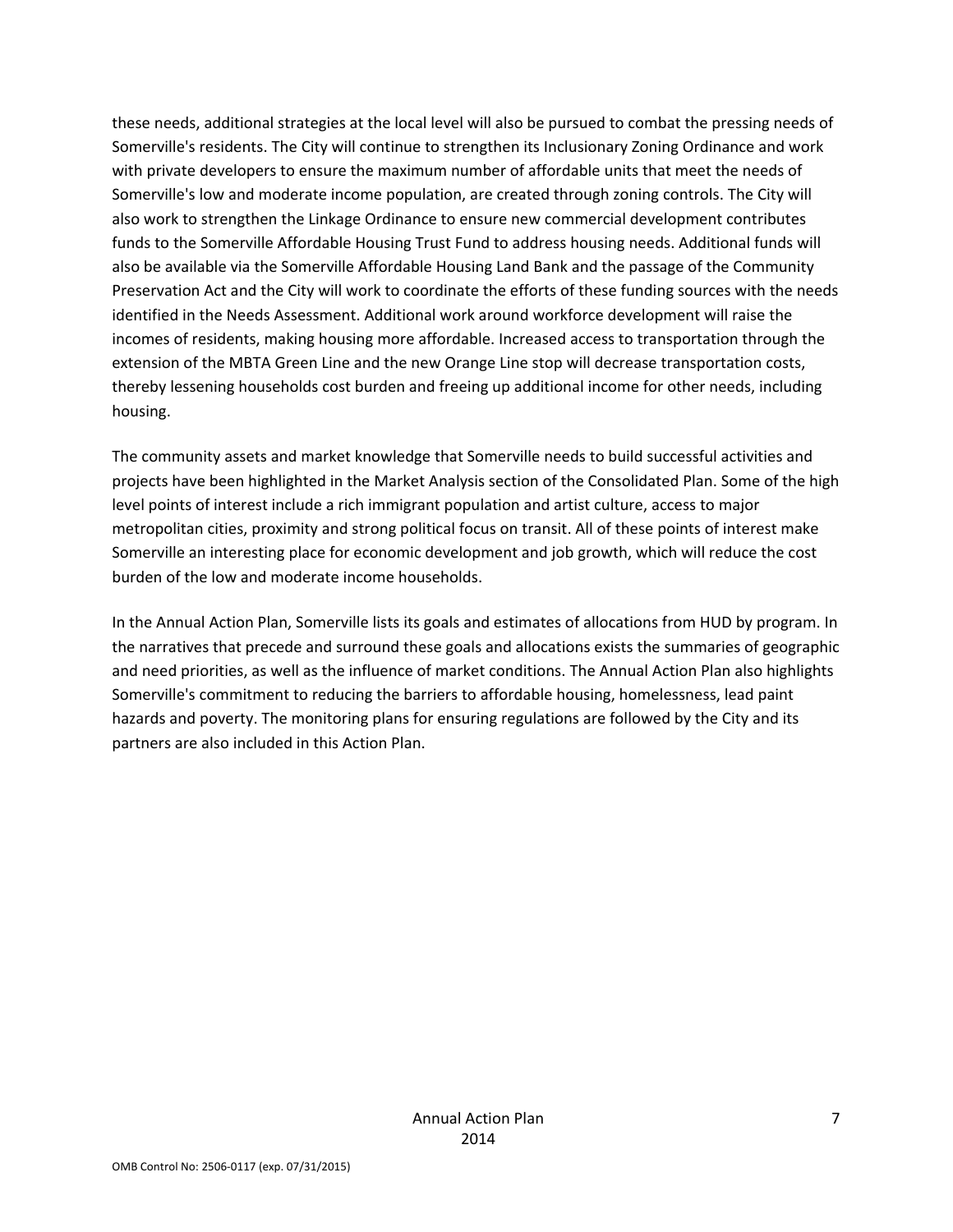these needs, additional strategies at the local level will also be pursued to combat the pressing needs of Somerville's residents. The City will continue to strengthen its Inclusionary Zoning Ordinance and work with private developers to ensure the maximum number of affordable units that meet the needs of Somerville's low and moderate income population, are created through zoning controls. The City will also work to strengthen the Linkage Ordinance to ensure new commercial development contributes funds to the Somerville Affordable Housing Trust Fund to address housing needs. Additional funds will also be available via the Somerville Affordable Housing Land Bank and the passage of the Community Preservation Act and the City will work to coordinate the efforts of these funding sources with the needs identified in the Needs Assessment. Additional work around workforce development will raise the incomes of residents, making housing more affordable. Increased access to transportation through the extension of the MBTA Green Line and the new Orange Line stop will decrease transportation costs, thereby lessening households cost burden and freeing up additional income for other needs, including housing.

The community assets and market knowledge that Somerville needs to build successful activities and projects have been highlighted in the Market Analysis section of the Consolidated Plan. Some of the high level points of interest include a rich immigrant population and artist culture, access to major metropolitan cities, proximity and strong political focus on transit. All of these points of interest make Somerville an interesting place for economic development and job growth, which will reduce the cost burden of the low and moderate income households.

In the Annual Action Plan, Somerville lists its goals and estimates of allocations from HUD by program. In the narratives that precede and surround these goals and allocations exists the summaries of geographic and need priorities, as well as the influence of market conditions. The Annual Action Plan also highlights Somerville's commitment to reducing the barriers to affordable housing, homelessness, lead paint hazards and poverty. The monitoring plans for ensuring regulations are followed by the City and its partners are also included in this Action Plan.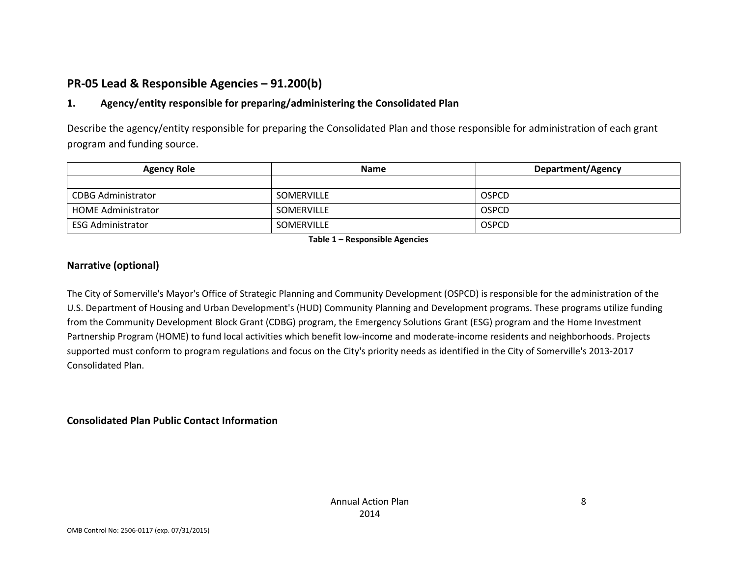## PR-05 Lead & Responsible Agencies – 91.200(b)

### 1. Agency/entity responsible for preparing/administering the Consolidated Plan

Describe the agency/entity responsible for preparing the Consolidated Plan and those responsible for administration of each grant program and funding source.

| Agency Role | Name | Department/Agency |
| --- | --- | --- |
| | | |
| CDBG Administrator | SOMERVILLE | OSPCD |
| HOME Administrator | SOMERVILLE | OSPCD |
| ESG Administrator | SOMERVILLE | OSPCD |

**Table 1 – Responsible Agencies**

### Narrative (optional)

The City of Somerville's Mayor's Office of Strategic Planning and Community Development (OSPCD) is responsible for the administration of the U.S. Department of Housing and Urban Development's (HUD) Community Planning and Development programs. These programs utilize funding from the Community Development Block Grant (CDBG) program, the Emergency Solutions Grant (ESG) program and the Home Investment Partnership Program (HOME) to fund local activities which benefit low-income and moderate-income residents and neighborhoods. Projects supported must conform to program regulations and focus on the City's priority needs as identified in the City of Somerville's 2013-2017 Consolidated Plan.

### Consolidated Plan Public Contact Information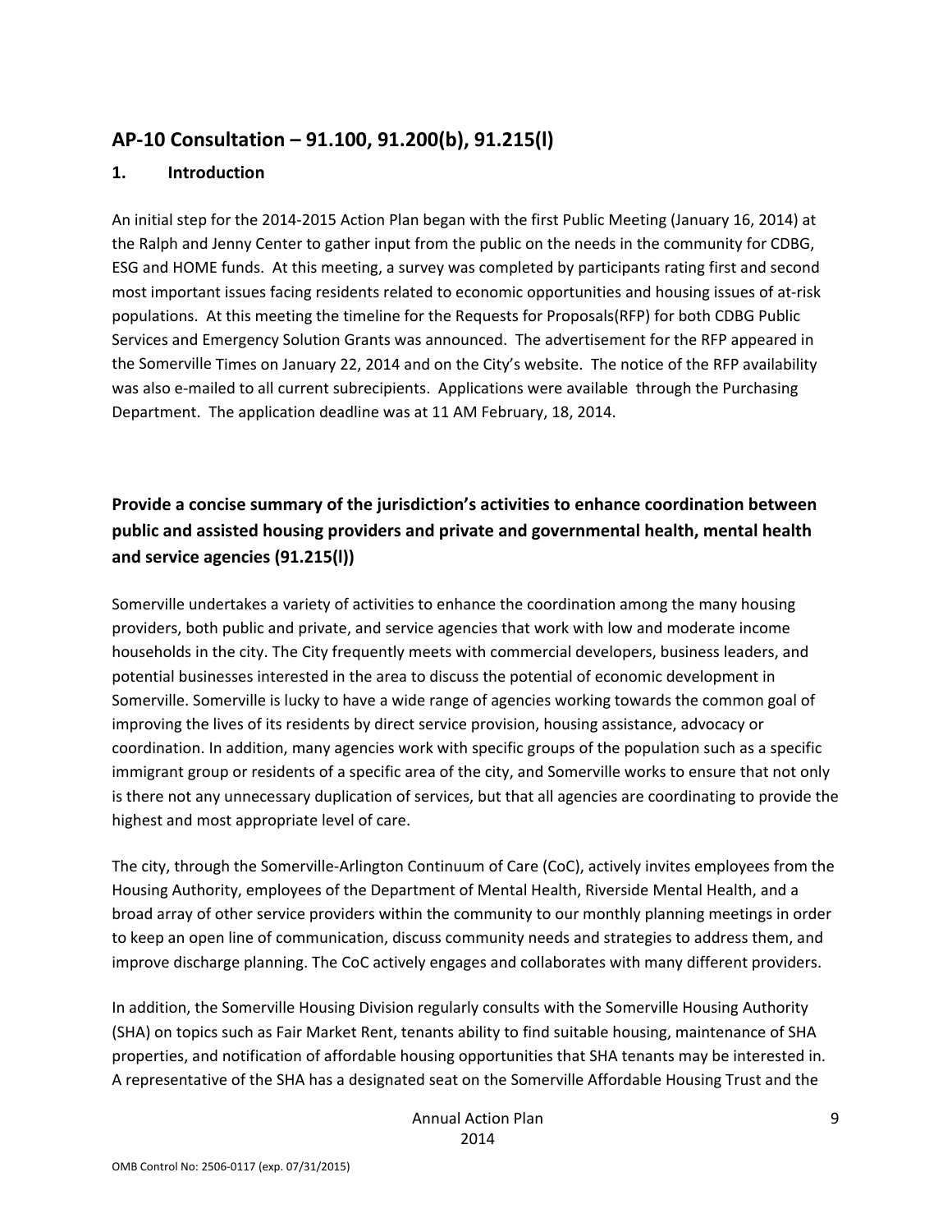## AP-10 Consultation – 91.100, 91.200(b), 91.215(l)

### 1. Introduction

An initial step for the 2014-2015 Action Plan began with the first Public Meeting (January 16, 2014) at the Ralph and Jenny Center to gather input from the public on the needs in the community for CDBG, ESG and HOME funds. At this meeting, a survey was completed by participants rating first and second most important issues facing residents related to economic opportunities and housing issues of at-risk populations. At this meeting the timeline for the Requests for Proposals(RFP) for both CDBG Public Services and Emergency Solution Grants was announced. The advertisement for the RFP appeared in the Somerville Times on January 22, 2014 and on the City's website. The notice of the RFP availability was also e-mailed to all current subrecipients. Applications were available through the Purchasing Department. The application deadline was at 11 AM February, 18, 2014.

### Provide a concise summary of the jurisdiction's activities to enhance coordination between public and assisted housing providers and private and governmental health, mental health and service agencies (91.215(l))

Somerville undertakes a variety of activities to enhance the coordination among the many housing providers, both public and private, and service agencies that work with low and moderate income households in the city. The City frequently meets with commercial developers, business leaders, and potential businesses interested in the area to discuss the potential of economic development in Somerville. Somerville is lucky to have a wide range of agencies working towards the common goal of improving the lives of its residents by direct service provision, housing assistance, advocacy or coordination. In addition, many agencies work with specific groups of the population such as a specific immigrant group or residents of a specific area of the city, and Somerville works to ensure that not only is there not any unnecessary duplication of services, but that all agencies are coordinating to provide the highest and most appropriate level of care.

The city, through the Somerville-Arlington Continuum of Care (CoC), actively invites employees from the Housing Authority, employees of the Department of Mental Health, Riverside Mental Health, and a broad array of other service providers within the community to our monthly planning meetings in order to keep an open line of communication, discuss community needs and strategies to address them, and improve discharge planning. The CoC actively engages and collaborates with many different providers.

In addition, the Somerville Housing Division regularly consults with the Somerville Housing Authority (SHA) on topics such as Fair Market Rent, tenants ability to find suitable housing, maintenance of SHA properties, and notification of affordable housing opportunities that SHA tenants may be interested in. A representative of the SHA has a designated seat on the Somerville Affordable Housing Trust and the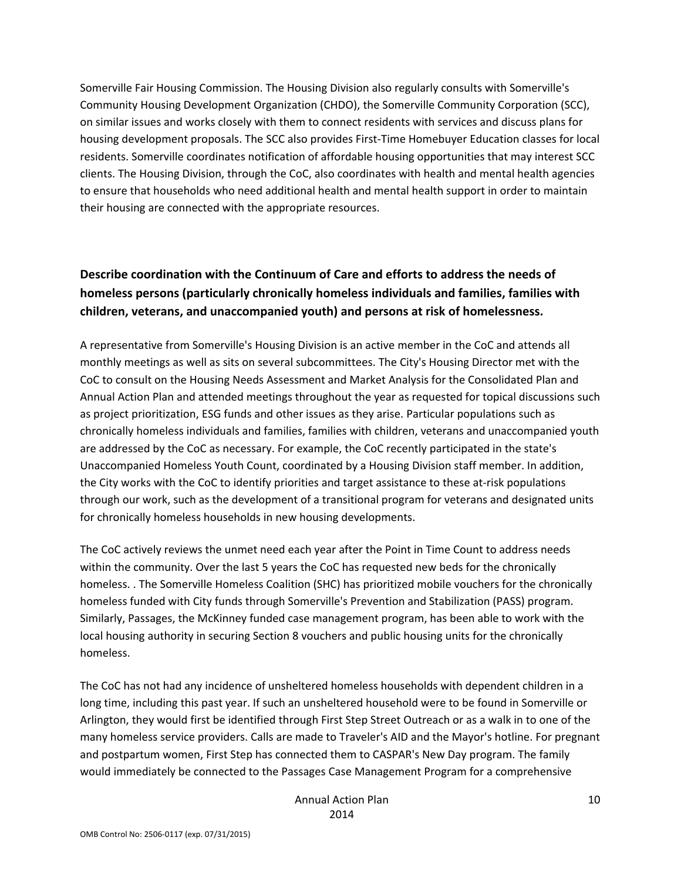Somerville Fair Housing Commission. The Housing Division also regularly consults with Somerville's Community Housing Development Organization (CHDO), the Somerville Community Corporation (SCC), on similar issues and works closely with them to connect residents with services and discuss plans for housing development proposals. The SCC also provides First-Time Homebuyer Education classes for local residents. Somerville coordinates notification of affordable housing opportunities that may interest SCC clients. The Housing Division, through the CoC, also coordinates with health and mental health agencies to ensure that households who need additional health and mental health support in order to maintain their housing are connected with the appropriate resources.

**Describe coordination with the Continuum of Care and efforts to address the needs of homeless persons (particularly chronically homeless individuals and families, families with children, veterans, and unaccompanied youth) and persons at risk of homelessness.**

A representative from Somerville's Housing Division is an active member in the CoC and attends all monthly meetings as well as sits on several subcommittees. The City's Housing Director met with the CoC to consult on the Housing Needs Assessment and Market Analysis for the Consolidated Plan and Annual Action Plan and attended meetings throughout the year as requested for topical discussions such as project prioritization, ESG funds and other issues as they arise. Particular populations such as chronically homeless individuals and families, families with children, veterans and unaccompanied youth are addressed by the CoC as necessary. For example, the CoC recently participated in the state's Unaccompanied Homeless Youth Count, coordinated by a Housing Division staff member. In addition, the City works with the CoC to identify priorities and target assistance to these at-risk populations through our work, such as the development of a transitional program for veterans and designated units for chronically homeless households in new housing developments.

The CoC actively reviews the unmet need each year after the Point in Time Count to address needs within the community. Over the last 5 years the CoC has requested new beds for the chronically homeless. . The Somerville Homeless Coalition (SHC) has prioritized mobile vouchers for the chronically homeless funded with City funds through Somerville's Prevention and Stabilization (PASS) program. Similarly, Passages, the McKinney funded case management program, has been able to work with the local housing authority in securing Section 8 vouchers and public housing units for the chronically homeless.

The CoC has not had any incidence of unsheltered homeless households with dependent children in a long time, including this past year. If such an unsheltered household were to be found in Somerville or Arlington, they would first be identified through First Step Street Outreach or as a walk in to one of the many homeless service providers. Calls are made to Traveler's AID and the Mayor's hotline. For pregnant and postpartum women, First Step has connected them to CASPAR's New Day program. The family would immediately be connected to the Passages Case Management Program for a comprehensive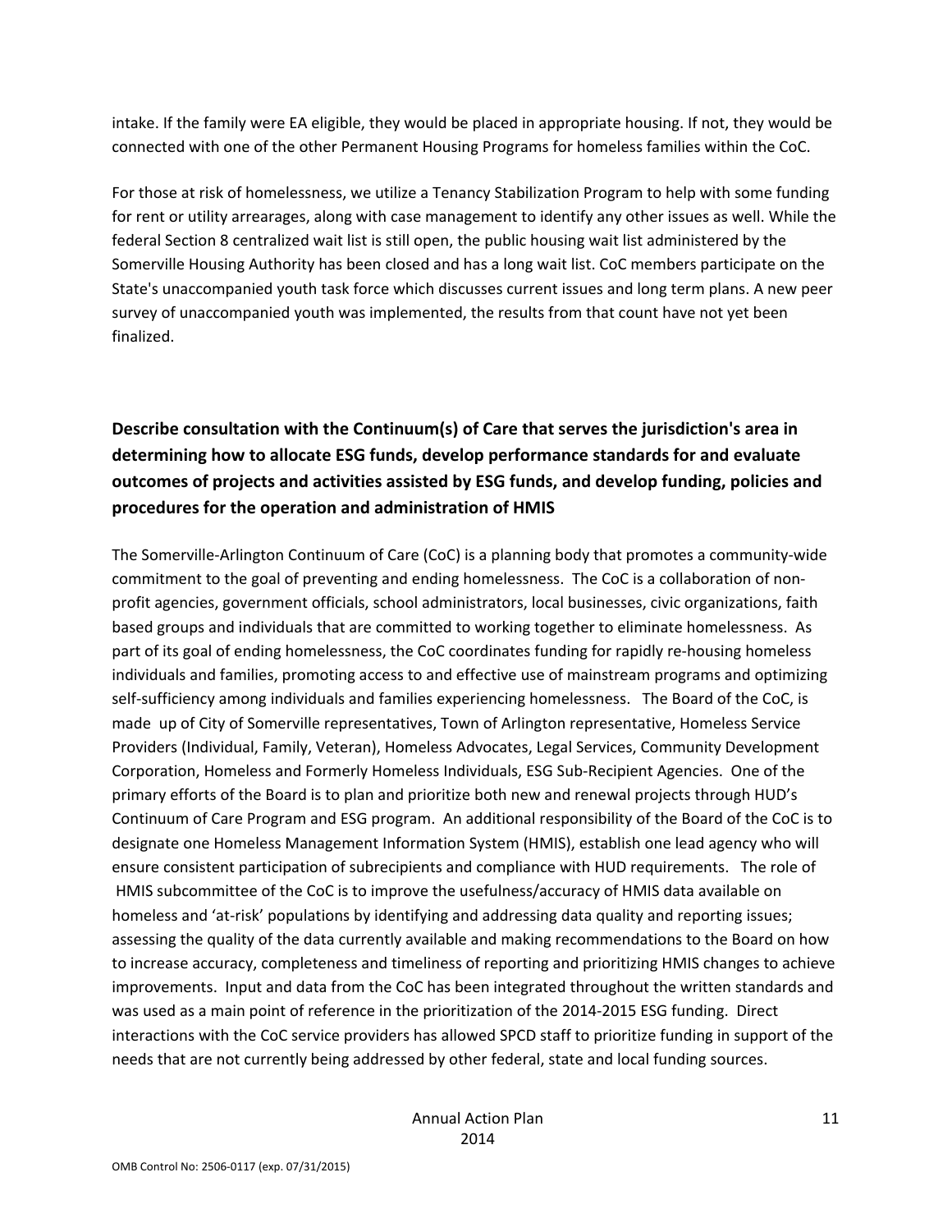intake. If the family were EA eligible, they would be placed in appropriate housing. If not, they would be connected with one of the other Permanent Housing Programs for homeless families within the CoC.

For those at risk of homelessness, we utilize a Tenancy Stabilization Program to help with some funding for rent or utility arrearages, along with case management to identify any other issues as well. While the federal Section 8 centralized wait list is still open, the public housing wait list administered by the Somerville Housing Authority has been closed and has a long wait list. CoC members participate on the State's unaccompanied youth task force which discusses current issues and long term plans. A new peer survey of unaccompanied youth was implemented, the results from that count have not yet been finalized.

### Describe consultation with the Continuum(s) of Care that serves the jurisdiction's area in determining how to allocate ESG funds, develop performance standards for and evaluate outcomes of projects and activities assisted by ESG funds, and develop funding, policies and procedures for the operation and administration of HMIS

The Somerville-Arlington Continuum of Care (CoC) is a planning body that promotes a community-wide commitment to the goal of preventing and ending homelessness. The CoC is a collaboration of non-profit agencies, government officials, school administrators, local businesses, civic organizations, faith based groups and individuals that are committed to working together to eliminate homelessness. As part of its goal of ending homelessness, the CoC coordinates funding for rapidly re-housing homeless individuals and families, promoting access to and effective use of mainstream programs and optimizing self-sufficiency among individuals and families experiencing homelessness. The Board of the CoC, is made up of City of Somerville representatives, Town of Arlington representative, Homeless Service Providers (Individual, Family, Veteran), Homeless Advocates, Legal Services, Community Development Corporation, Homeless and Formerly Homeless Individuals, ESG Sub-Recipient Agencies. One of the primary efforts of the Board is to plan and prioritize both new and renewal projects through HUD's Continuum of Care Program and ESG program. An additional responsibility of the Board of the CoC is to designate one Homeless Management Information System (HMIS), establish one lead agency who will ensure consistent participation of subrecipients and compliance with HUD requirements. The role of HMIS subcommittee of the CoC is to improve the usefulness/accuracy of HMIS data available on homeless and 'at-risk' populations by identifying and addressing data quality and reporting issues; assessing the quality of the data currently available and making recommendations to the Board on how to increase accuracy, completeness and timeliness of reporting and prioritizing HMIS changes to achieve improvements. Input and data from the CoC has been integrated throughout the written standards and was used as a main point of reference in the prioritization of the 2014-2015 ESG funding. Direct interactions with the CoC service providers has allowed SPCD staff to prioritize funding in support of the needs that are not currently being addressed by other federal, state and local funding sources.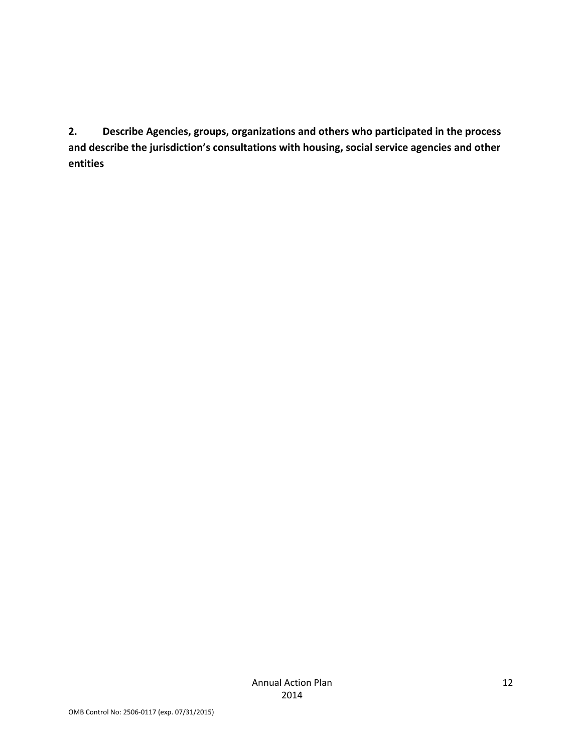**2. Describe Agencies, groups, organizations and others who participated in the process and describe the jurisdiction's consultations with housing, social service agencies and other entities**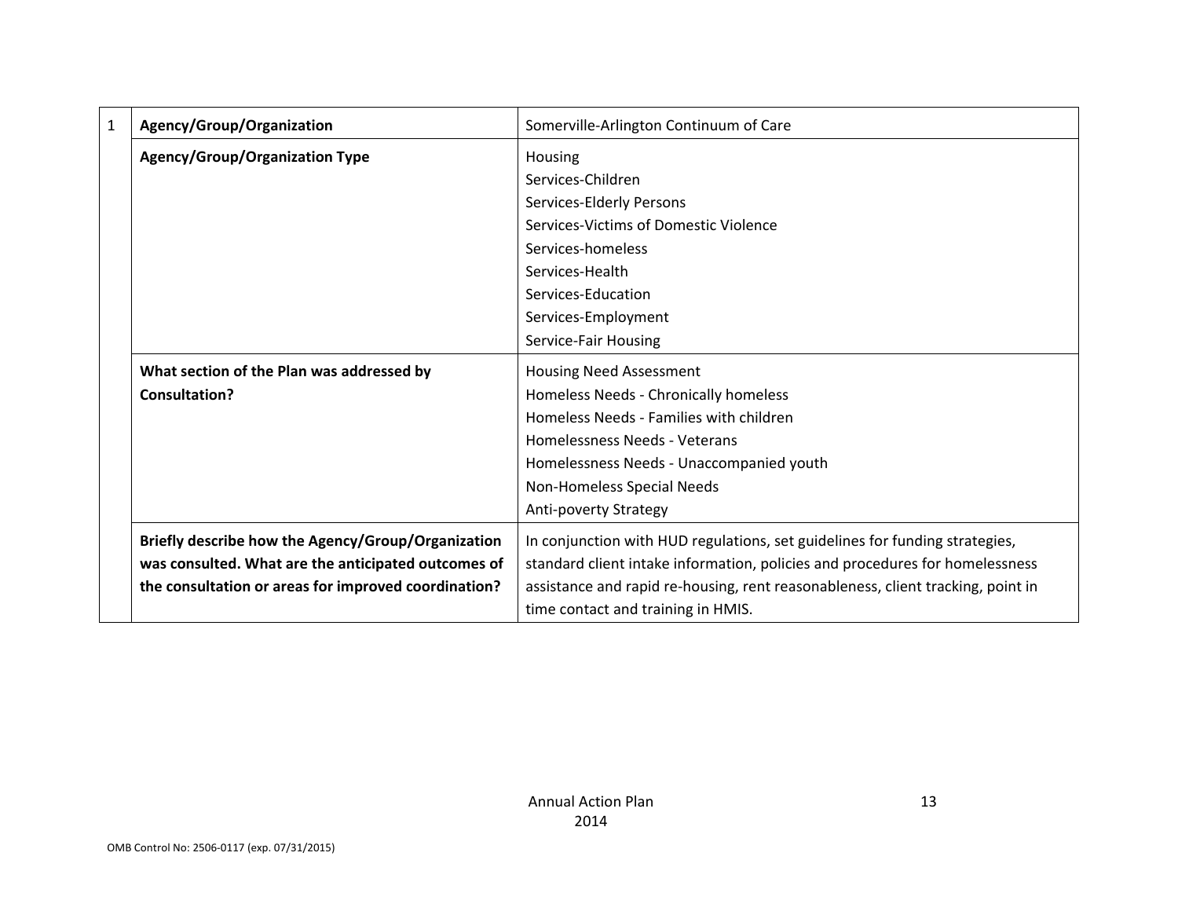| 1 | Agency/Group/Organization | Somerville-Arlington Continuum of Care |
|---|---|---|
| | **Agency/Group/Organization Type** | Housing<br>Services-Children<br>Services-Elderly Persons<br>Services-Victims of Domestic Violence<br>Services-homeless<br>Services-Health<br>Services-Education<br>Services-Employment<br>Service-Fair Housing |
| | **What section of the Plan was addressed by Consultation?** | Housing Need Assessment<br>Homeless Needs - Chronically homeless<br>Homeless Needs - Families with children<br>Homelessness Needs - Veterans<br>Homelessness Needs - Unaccompanied youth<br>Non-Homeless Special Needs<br>Anti-poverty Strategy |
| | **Briefly describe how the Agency/Group/Organization was consulted. What are the anticipated outcomes of the consultation or areas for improved coordination?** | In conjunction with HUD regulations, set guidelines for funding strategies, standard client intake information, policies and procedures for homelessness assistance and rapid re-housing, rent reasonableness, client tracking, point in time contact and training in HMIS. |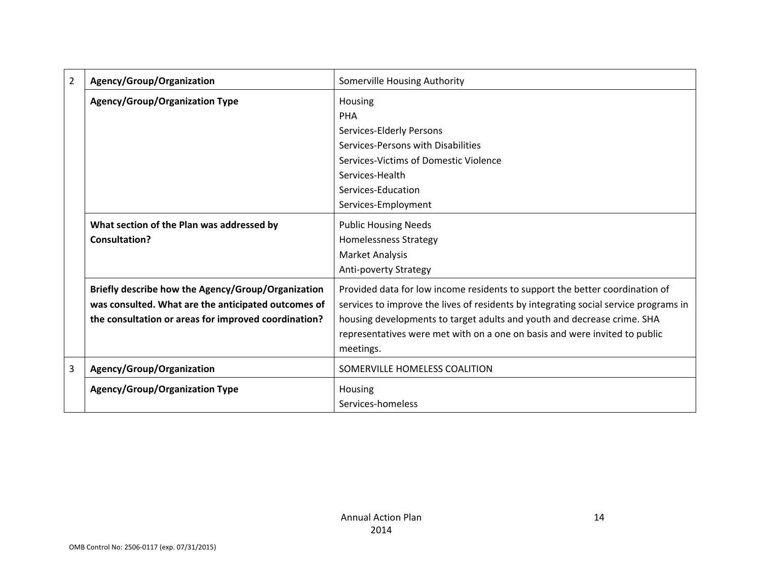| | | |
|---|---|---|
| 2 | **Agency/Group/Organization** | Somerville Housing Authority |
| | **Agency/Group/Organization Type** | Housing<br>PHA<br>Services-Elderly Persons<br>Services-Persons with Disabilities<br>Services-Victims of Domestic Violence<br>Services-Health<br>Services-Education<br>Services-Employment |
| | **What section of the Plan was addressed by Consultation?** | Public Housing Needs<br>Homelessness Strategy<br>Market Analysis<br>Anti-poverty Strategy |
| | **Briefly describe how the Agency/Group/Organization was consulted. What are the anticipated outcomes of the consultation or areas for improved coordination?** | Provided data for low income residents to support the better coordination of services to improve the lives of residents by integrating social service programs in housing developments to target adults and youth and decrease crime. SHA representatives were met with on a one on basis and were invited to public meetings. |
| 3 | **Agency/Group/Organization** | SOMERVILLE HOMELESS COALITION |
| | **Agency/Group/Organization Type** | Housing<br>Services-homeless |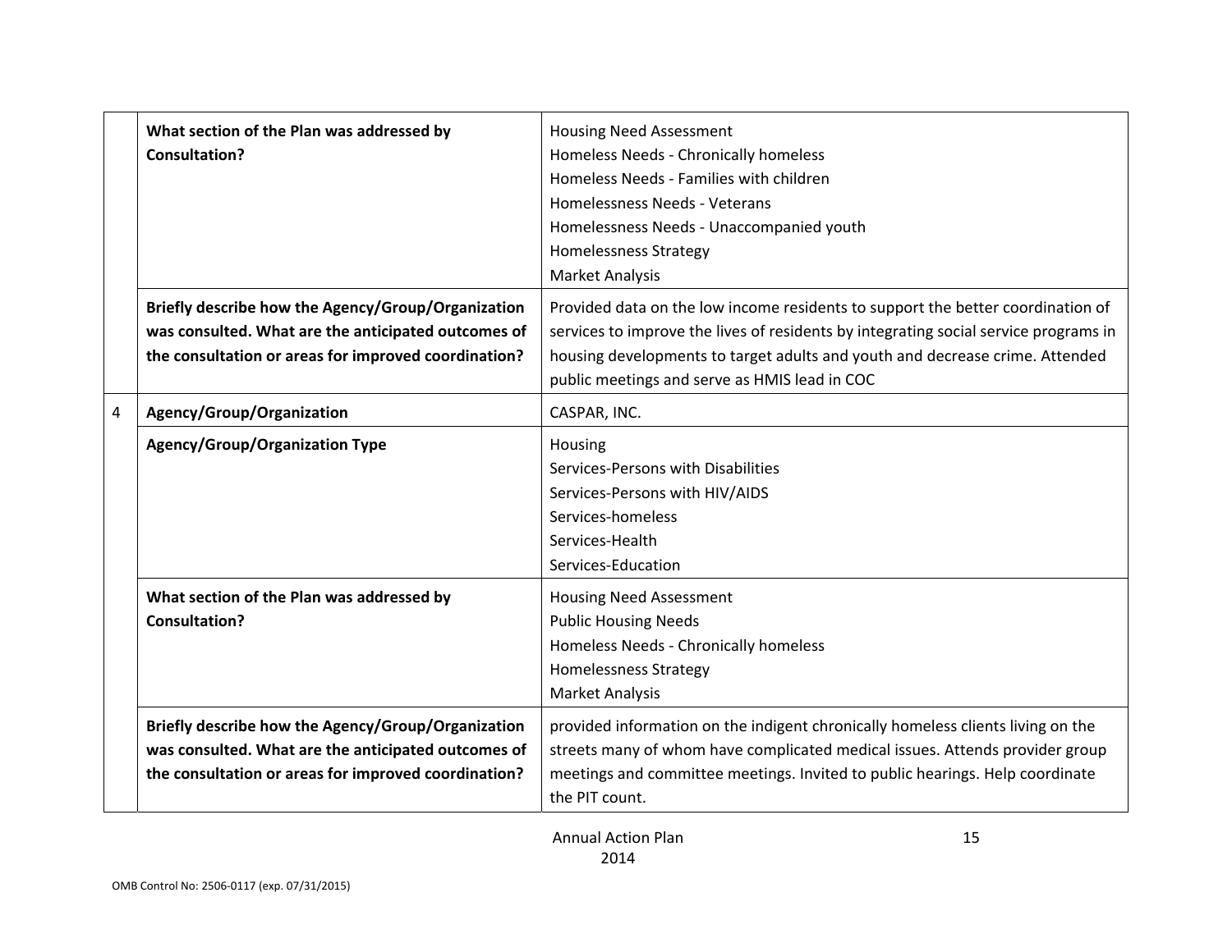| | | |
|---|---|---|
| | **What section of the Plan was addressed by Consultation?** | Housing Need Assessment<br>Homeless Needs - Chronically homeless<br>Homeless Needs - Families with children<br>Homelessness Needs - Veterans<br>Homelessness Needs - Unaccompanied youth<br>Homelessness Strategy<br>Market Analysis |
| | **Briefly describe how the Agency/Group/Organization was consulted. What are the anticipated outcomes of the consultation or areas for improved coordination?** | Provided data on the low income residents to support the better coordination of services to improve the lives of residents by integrating social service programs in housing developments to target adults and youth and decrease crime. Attended public meetings and serve as HMIS lead in COC |
| 4 | **Agency/Group/Organization** | CASPAR, INC. |
| | **Agency/Group/Organization Type** | Housing<br>Services-Persons with Disabilities<br>Services-Persons with HIV/AIDS<br>Services-homeless<br>Services-Health<br>Services-Education |
| | **What section of the Plan was addressed by Consultation?** | Housing Need Assessment<br>Public Housing Needs<br>Homeless Needs - Chronically homeless<br>Homelessness Strategy<br>Market Analysis |
| | **Briefly describe how the Agency/Group/Organization was consulted. What are the anticipated outcomes of the consultation or areas for improved coordination?** | provided information on the indigent chronically homeless clients living on the streets many of whom have complicated medical issues. Attends provider group meetings and committee meetings. Invited to public hearings. Help coordinate the PIT count. |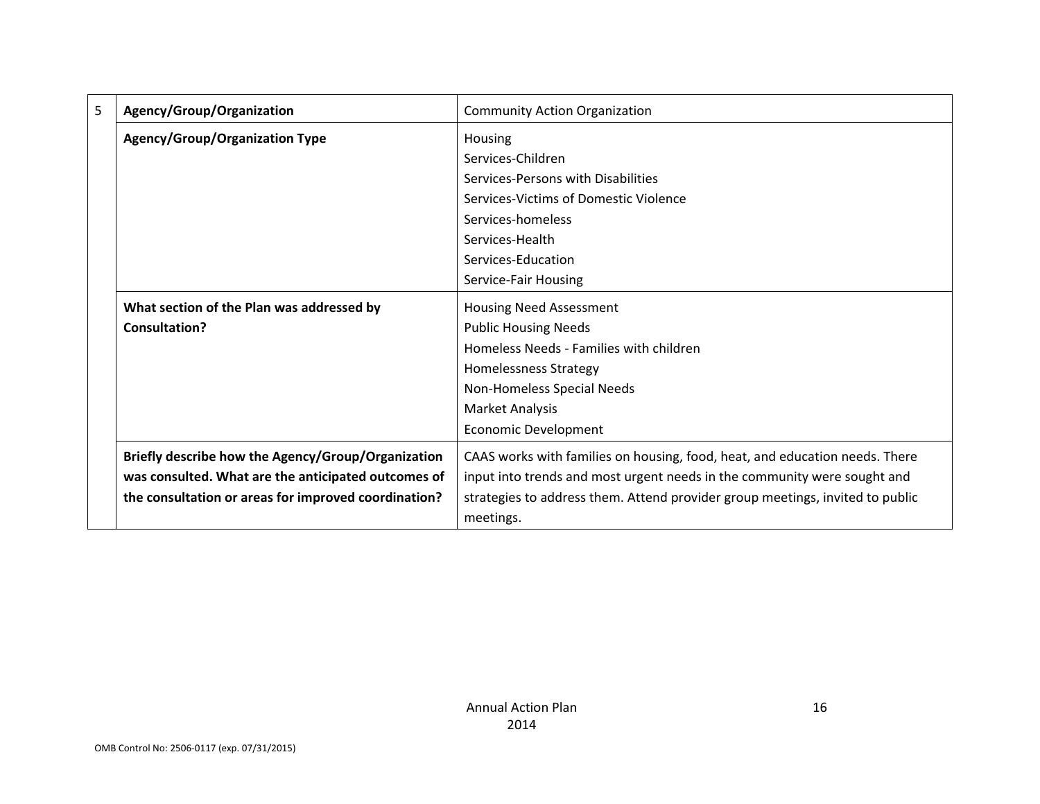| 5 | Agency/Group/Organization | Community Action Organization |
|---|---|---|
| | **Agency/Group/Organization Type** | Housing<br>Services-Children<br>Services-Persons with Disabilities<br>Services-Victims of Domestic Violence<br>Services-homeless<br>Services-Health<br>Services-Education<br>Service-Fair Housing |
| | **What section of the Plan was addressed by Consultation?** | Housing Need Assessment<br>Public Housing Needs<br>Homeless Needs - Families with children<br>Homelessness Strategy<br>Non-Homeless Special Needs<br>Market Analysis<br>Economic Development |
| | **Briefly describe how the Agency/Group/Organization was consulted. What are the anticipated outcomes of the consultation or areas for improved coordination?** | CAAS works with families on housing, food, heat, and education needs. There input into trends and most urgent needs in the community were sought and strategies to address them. Attend provider group meetings, invited to public meetings. |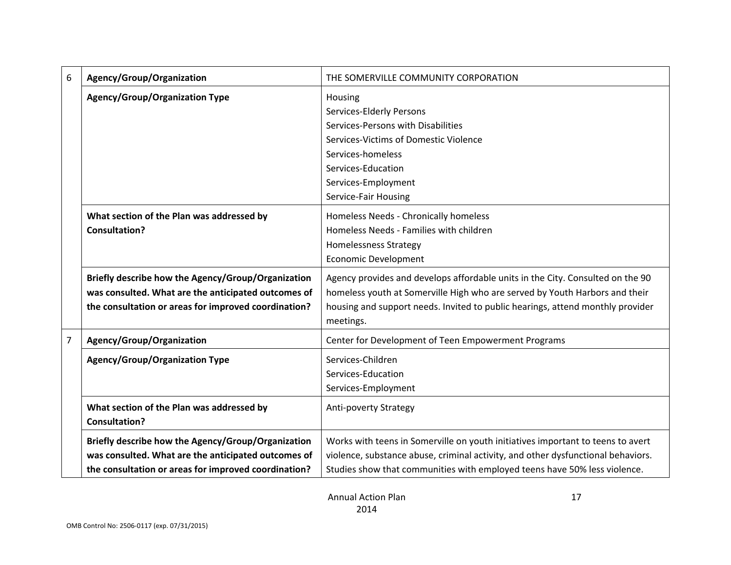| | | |
|---|---|---|
| 6 | **Agency/Group/Organization** | THE SOMERVILLE COMMUNITY CORPORATION |
| | **Agency/Group/Organization Type** | Housing<br>Services-Elderly Persons<br>Services-Persons with Disabilities<br>Services-Victims of Domestic Violence<br>Services-homeless<br>Services-Education<br>Services-Employment<br>Service-Fair Housing |
| | **What section of the Plan was addressed by Consultation?** | Homeless Needs - Chronically homeless<br>Homeless Needs - Families with children<br>Homelessness Strategy<br>Economic Development |
| | **Briefly describe how the Agency/Group/Organization was consulted. What are the anticipated outcomes of the consultation or areas for improved coordination?** | Agency provides and develops affordable units in the City. Consulted on the 90 homeless youth at Somerville High who are served by Youth Harbors and their housing and support needs. Invited to public hearings, attend monthly provider meetings. |
| 7 | **Agency/Group/Organization** | Center for Development of Teen Empowerment Programs |
| | **Agency/Group/Organization Type** | Services-Children<br>Services-Education<br>Services-Employment |
| | **What section of the Plan was addressed by Consultation?** | Anti-poverty Strategy |
| | **Briefly describe how the Agency/Group/Organization was consulted. What are the anticipated outcomes of the consultation or areas for improved coordination?** | Works with teens in Somerville on youth initiatives important to teens to avert violence, substance abuse, criminal activity, and other dysfunctional behaviors. Studies show that communities with employed teens have 50% less violence. |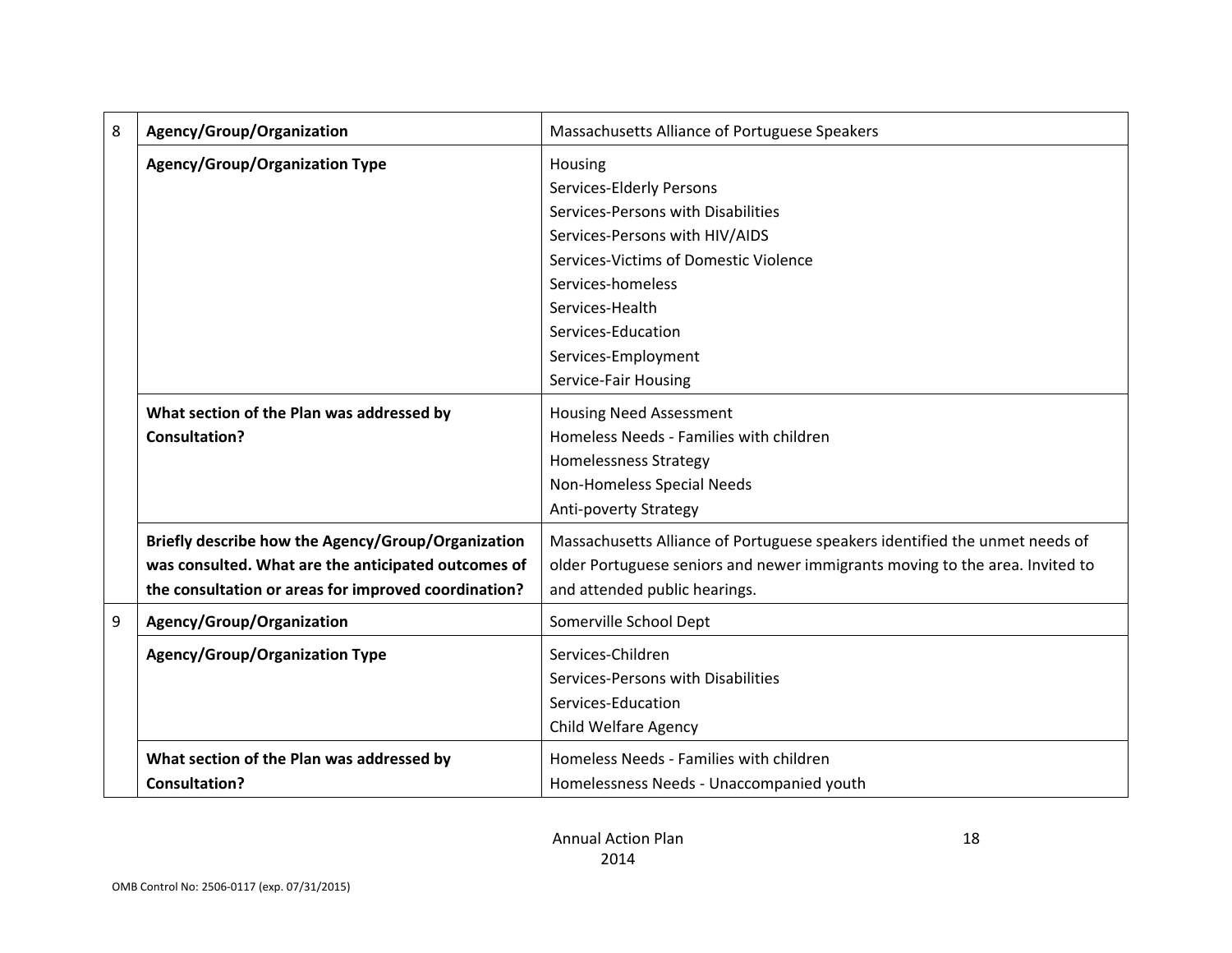| | | |
|---|---|---|
| 8 | **Agency/Group/Organization** | Massachusetts Alliance of Portuguese Speakers |
| | **Agency/Group/Organization Type** | Housing<br>Services-Elderly Persons<br>Services-Persons with Disabilities<br>Services-Persons with HIV/AIDS<br>Services-Victims of Domestic Violence<br>Services-homeless<br>Services-Health<br>Services-Education<br>Services-Employment<br>Service-Fair Housing |
| | **What section of the Plan was addressed by Consultation?** | Housing Need Assessment<br>Homeless Needs - Families with children<br>Homelessness Strategy<br>Non-Homeless Special Needs<br>Anti-poverty Strategy |
| | **Briefly describe how the Agency/Group/Organization was consulted. What are the anticipated outcomes of the consultation or areas for improved coordination?** | Massachusetts Alliance of Portuguese speakers identified the unmet needs of older Portuguese seniors and newer immigrants moving to the area. Invited to and attended public hearings. |
| 9 | **Agency/Group/Organization** | Somerville School Dept |
| | **Agency/Group/Organization Type** | Services-Children<br>Services-Persons with Disabilities<br>Services-Education<br>Child Welfare Agency |
| | **What section of the Plan was addressed by Consultation?** | Homeless Needs - Families with children<br>Homelessness Needs - Unaccompanied youth |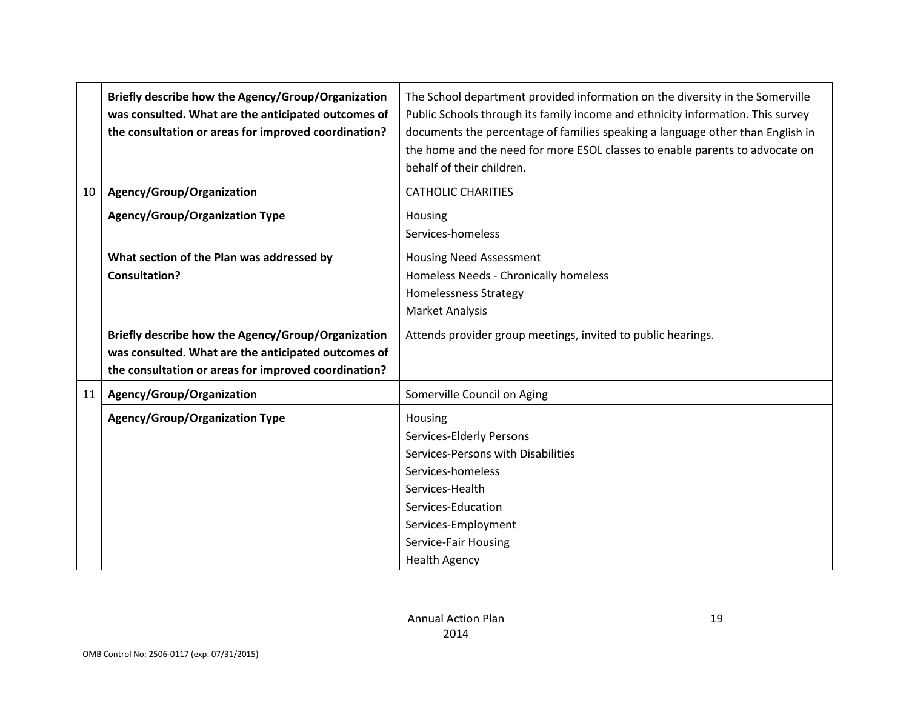| | | |
|---|---|---|
| | **Briefly describe how the Agency/Group/Organization was consulted. What are the anticipated outcomes of the consultation or areas for improved coordination?** | The School department provided information on the diversity in the Somerville Public Schools through its family income and ethnicity information. This survey documents the percentage of families speaking a language other than English in the home and the need for more ESOL classes to enable parents to advocate on behalf of their children. |
| 10 | **Agency/Group/Organization** | CATHOLIC CHARITIES |
| | **Agency/Group/Organization Type** | Housing<br>Services-homeless |
| | **What section of the Plan was addressed by Consultation?** | Housing Need Assessment<br>Homeless Needs - Chronically homeless<br>Homelessness Strategy<br>Market Analysis |
| | **Briefly describe how the Agency/Group/Organization was consulted. What are the anticipated outcomes of the consultation or areas for improved coordination?** | Attends provider group meetings, invited to public hearings. |
| 11 | **Agency/Group/Organization** | Somerville Council on Aging |
| | **Agency/Group/Organization Type** | Housing<br>Services-Elderly Persons<br>Services-Persons with Disabilities<br>Services-homeless<br>Services-Health<br>Services-Education<br>Services-Employment<br>Service-Fair Housing<br>Health Agency |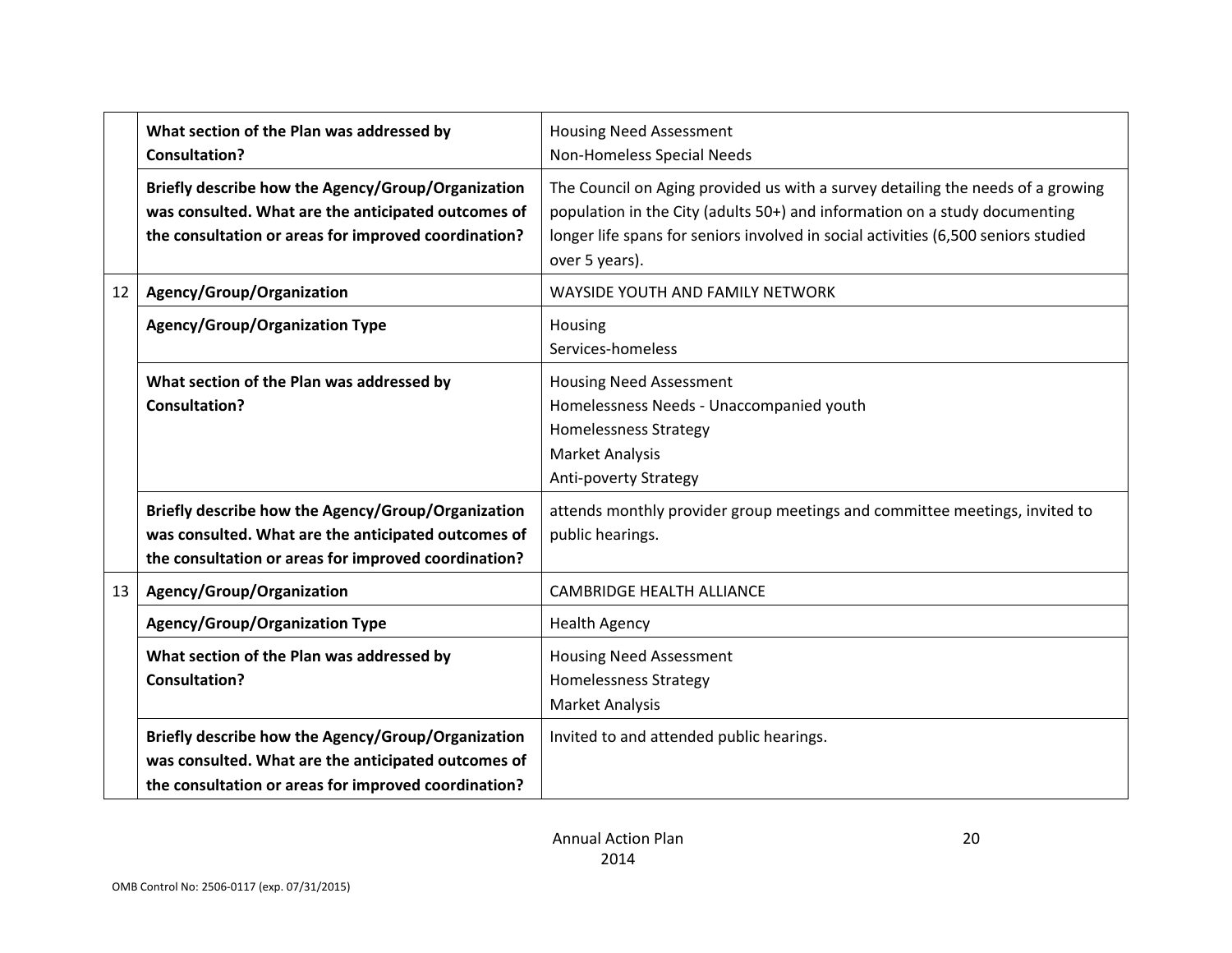| | | |
|---|---|---|
| | **What section of the Plan was addressed by Consultation?** | Housing Need Assessment<br>Non-Homeless Special Needs |
| | **Briefly describe how the Agency/Group/Organization was consulted. What are the anticipated outcomes of the consultation or areas for improved coordination?** | The Council on Aging provided us with a survey detailing the needs of a growing population in the City (adults 50+) and information on a study documenting longer life spans for seniors involved in social activities (6,500 seniors studied over 5 years). |
| 12 | **Agency/Group/Organization** | WAYSIDE YOUTH AND FAMILY NETWORK |
| | **Agency/Group/Organization Type** | Housing<br>Services-homeless |
| | **What section of the Plan was addressed by Consultation?** | Housing Need Assessment<br>Homelessness Needs - Unaccompanied youth<br>Homelessness Strategy<br>Market Analysis<br>Anti-poverty Strategy |
| | **Briefly describe how the Agency/Group/Organization was consulted. What are the anticipated outcomes of the consultation or areas for improved coordination?** | attends monthly provider group meetings and committee meetings, invited to public hearings. |
| 13 | **Agency/Group/Organization** | CAMBRIDGE HEALTH ALLIANCE |
| | **Agency/Group/Organization Type** | Health Agency |
| | **What section of the Plan was addressed by Consultation?** | Housing Need Assessment<br>Homelessness Strategy<br>Market Analysis |
| | **Briefly describe how the Agency/Group/Organization was consulted. What are the anticipated outcomes of the consultation or areas for improved coordination?** | Invited to and attended public hearings. |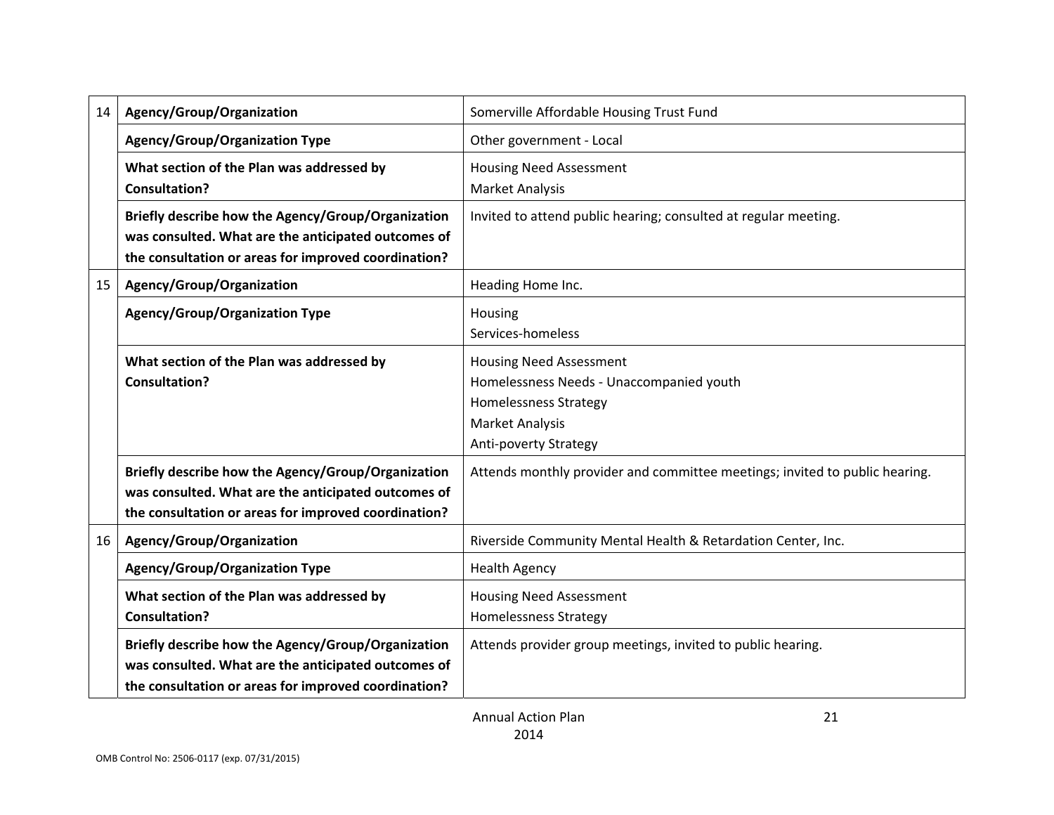| | | |
|---|---|---|
| 14 | **Agency/Group/Organization** | Somerville Affordable Housing Trust Fund |
| | **Agency/Group/Organization Type** | Other government - Local |
| | **What section of the Plan was addressed by Consultation?** | Housing Need Assessment<br>Market Analysis |
| | **Briefly describe how the Agency/Group/Organization was consulted. What are the anticipated outcomes of the consultation or areas for improved coordination?** | Invited to attend public hearing; consulted at regular meeting. |
| 15 | **Agency/Group/Organization** | Heading Home Inc. |
| | **Agency/Group/Organization Type** | Housing<br>Services-homeless |
| | **What section of the Plan was addressed by Consultation?** | Housing Need Assessment<br>Homelessness Needs - Unaccompanied youth<br>Homelessness Strategy<br>Market Analysis<br>Anti-poverty Strategy |
| | **Briefly describe how the Agency/Group/Organization was consulted. What are the anticipated outcomes of the consultation or areas for improved coordination?** | Attends monthly provider and committee meetings; invited to public hearing. |
| 16 | **Agency/Group/Organization** | Riverside Community Mental Health & Retardation Center, Inc. |
| | **Agency/Group/Organization Type** | Health Agency |
| | **What section of the Plan was addressed by Consultation?** | Housing Need Assessment<br>Homelessness Strategy |
| | **Briefly describe how the Agency/Group/Organization was consulted. What are the anticipated outcomes of the consultation or areas for improved coordination?** | Attends provider group meetings, invited to public hearing. |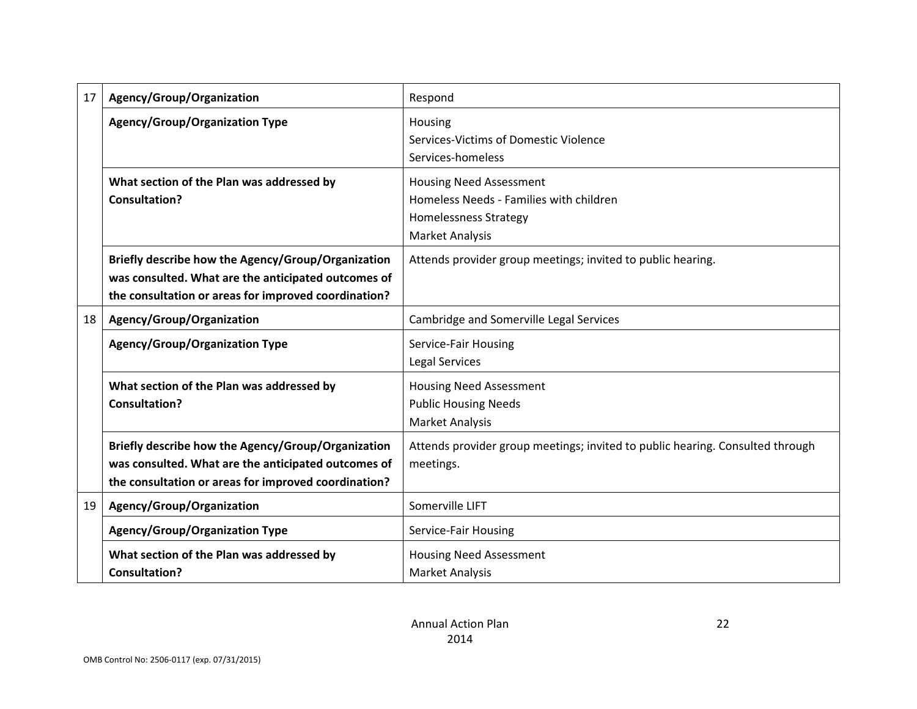| | | |
|---|---|---|
| 17 | **Agency/Group/Organization** | Respond |
| | **Agency/Group/Organization Type** | Housing<br>Services-Victims of Domestic Violence<br>Services-homeless |
| | **What section of the Plan was addressed by Consultation?** | Housing Need Assessment<br>Homeless Needs - Families with children<br>Homelessness Strategy<br>Market Analysis |
| | **Briefly describe how the Agency/Group/Organization was consulted. What are the anticipated outcomes of the consultation or areas for improved coordination?** | Attends provider group meetings; invited to public hearing. |
| 18 | **Agency/Group/Organization** | Cambridge and Somerville Legal Services |
| | **Agency/Group/Organization Type** | Service-Fair Housing<br>Legal Services |
| | **What section of the Plan was addressed by Consultation?** | Housing Need Assessment<br>Public Housing Needs<br>Market Analysis |
| | **Briefly describe how the Agency/Group/Organization was consulted. What are the anticipated outcomes of the consultation or areas for improved coordination?** | Attends provider group meetings; invited to public hearing. Consulted through meetings. |
| 19 | **Agency/Group/Organization** | Somerville LIFT |
| | **Agency/Group/Organization Type** | Service-Fair Housing |
| | **What section of the Plan was addressed by Consultation?** | Housing Need Assessment<br>Market Analysis |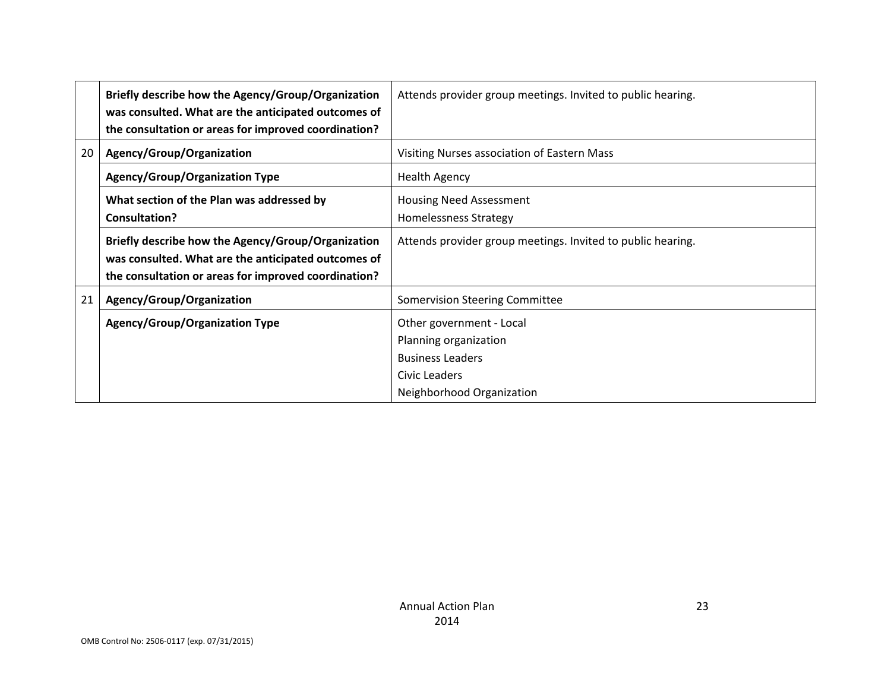| | | |
|---|---|---|
| | **Briefly describe how the Agency/Group/Organization was consulted. What are the anticipated outcomes of the consultation or areas for improved coordination?** | Attends provider group meetings. Invited to public hearing. |
| 20 | **Agency/Group/Organization** | Visiting Nurses association of Eastern Mass |
| | **Agency/Group/Organization Type** | Health Agency |
| | **What section of the Plan was addressed by Consultation?** | Housing Need Assessment<br>Homelessness Strategy |
| | **Briefly describe how the Agency/Group/Organization was consulted. What are the anticipated outcomes of the consultation or areas for improved coordination?** | Attends provider group meetings. Invited to public hearing. |
| 21 | **Agency/Group/Organization** | Somervision Steering Committee |
| | **Agency/Group/Organization Type** | Other government - Local<br>Planning organization<br>Business Leaders<br>Civic Leaders<br>Neighborhood Organization |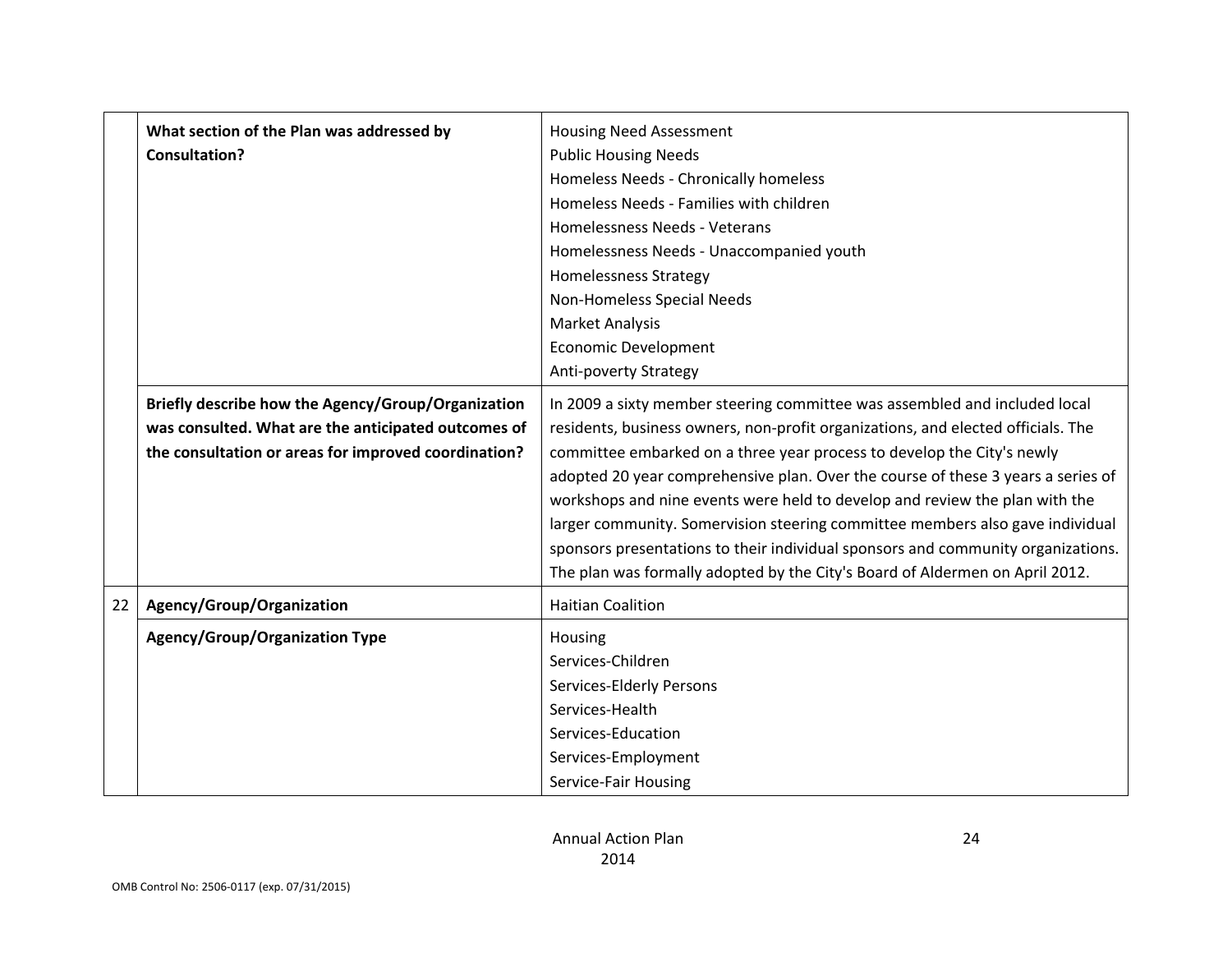|  |  |  |
|---|---|---|
|  | **What section of the Plan was addressed by Consultation?** | Housing Need Assessment<br>Public Housing Needs<br>Homeless Needs - Chronically homeless<br>Homeless Needs - Families with children<br>Homelessness Needs - Veterans<br>Homelessness Needs - Unaccompanied youth<br>Homelessness Strategy<br>Non-Homeless Special Needs<br>Market Analysis<br>Economic Development<br>Anti-poverty Strategy |
|  | **Briefly describe how the Agency/Group/Organization was consulted. What are the anticipated outcomes of the consultation or areas for improved coordination?** | In 2009 a sixty member steering committee was assembled and included local residents, business owners, non-profit organizations, and elected officials. The committee embarked on a three year process to develop the City's newly adopted 20 year comprehensive plan. Over the course of these 3 years a series of workshops and nine events were held to develop and review the plan with the larger community. Somervision steering committee members also gave individual sponsors presentations to their individual sponsors and community organizations. The plan was formally adopted by the City's Board of Aldermen on April 2012. |
| 22 | **Agency/Group/Organization** | Haitian Coalition |
|  | **Agency/Group/Organization Type** | Housing<br>Services-Children<br>Services-Elderly Persons<br>Services-Health<br>Services-Education<br>Services-Employment<br>Service-Fair Housing |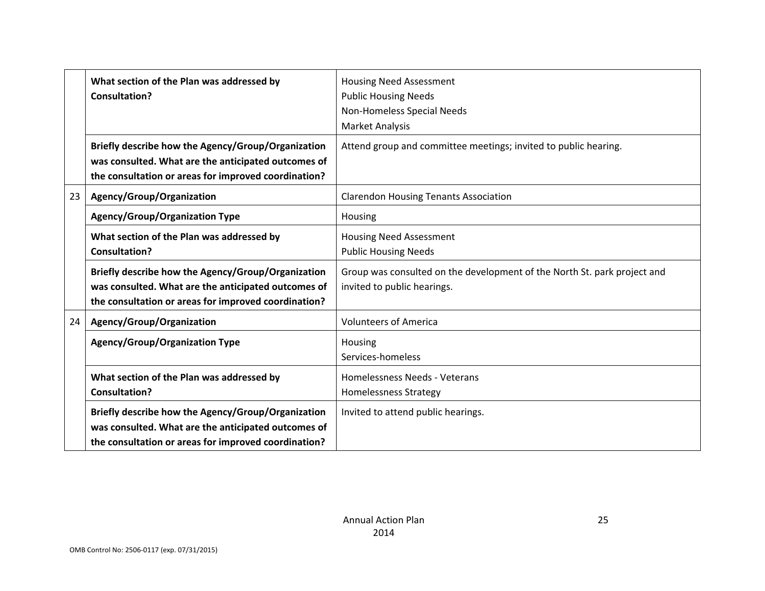| | | |
|---|---|---|
| | **What section of the Plan was addressed by Consultation?** | Housing Need Assessment<br>Public Housing Needs<br>Non-Homeless Special Needs<br>Market Analysis |
| | **Briefly describe how the Agency/Group/Organization was consulted. What are the anticipated outcomes of the consultation or areas for improved coordination?** | Attend group and committee meetings; invited to public hearing. |
| 23 | **Agency/Group/Organization** | Clarendon Housing Tenants Association |
| | **Agency/Group/Organization Type** | Housing |
| | **What section of the Plan was addressed by Consultation?** | Housing Need Assessment<br>Public Housing Needs |
| | **Briefly describe how the Agency/Group/Organization was consulted. What are the anticipated outcomes of the consultation or areas for improved coordination?** | Group was consulted on the development of the North St. park project and invited to public hearings. |
| 24 | **Agency/Group/Organization** | Volunteers of America |
| | **Agency/Group/Organization Type** | Housing<br>Services-homeless |
| | **What section of the Plan was addressed by Consultation?** | Homelessness Needs - Veterans<br>Homelessness Strategy |
| | **Briefly describe how the Agency/Group/Organization was consulted. What are the anticipated outcomes of the consultation or areas for improved coordination?** | Invited to attend public hearings. |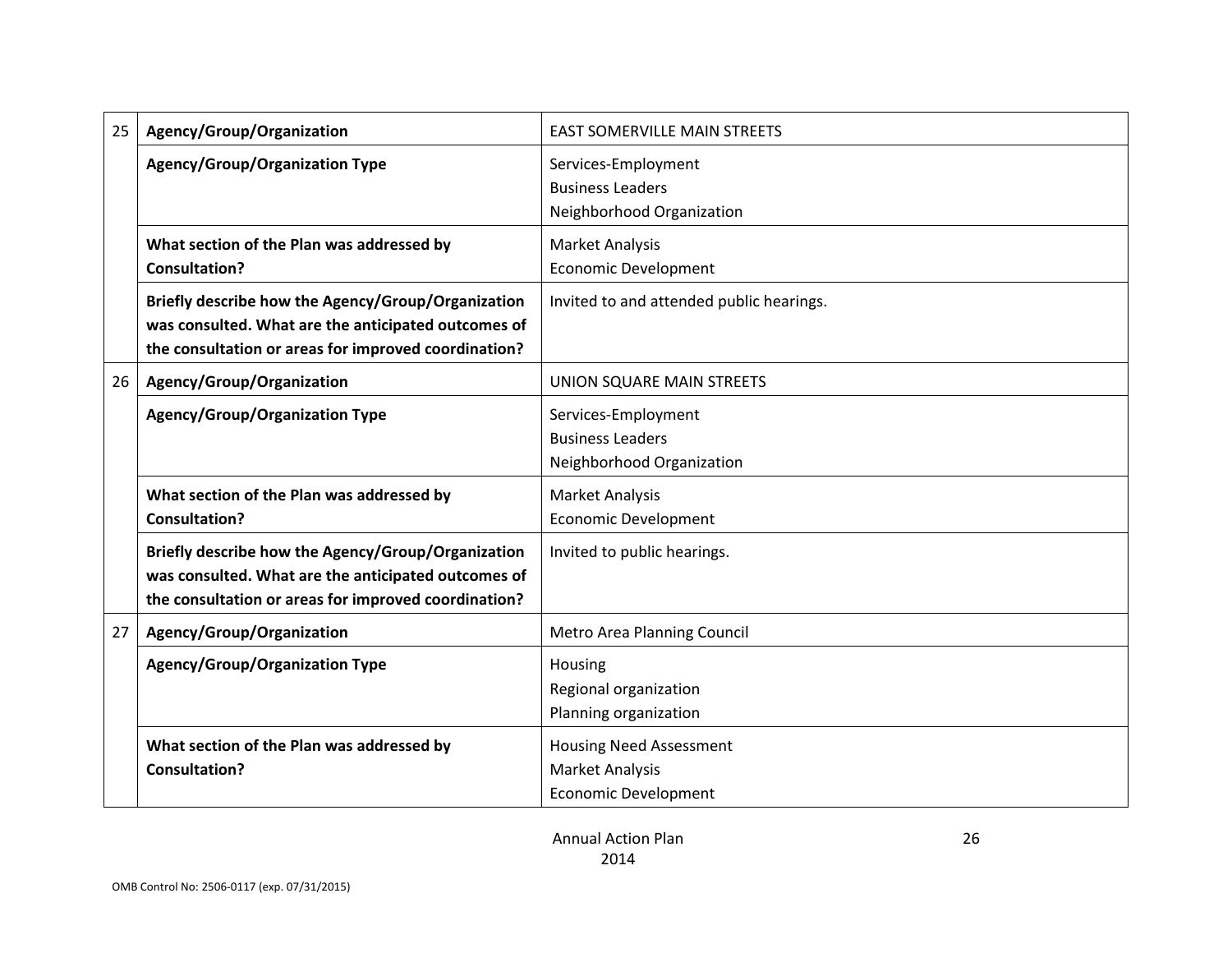| | | |
|---|---|---|
| 25 | **Agency/Group/Organization** | EAST SOMERVILLE MAIN STREETS |
| | **Agency/Group/Organization Type** | Services-Employment<br>Business Leaders<br>Neighborhood Organization |
| | **What section of the Plan was addressed by Consultation?** | Market Analysis<br>Economic Development |
| | **Briefly describe how the Agency/Group/Organization was consulted. What are the anticipated outcomes of the consultation or areas for improved coordination?** | Invited to and attended public hearings. |
| 26 | **Agency/Group/Organization** | UNION SQUARE MAIN STREETS |
| | **Agency/Group/Organization Type** | Services-Employment<br>Business Leaders<br>Neighborhood Organization |
| | **What section of the Plan was addressed by Consultation?** | Market Analysis<br>Economic Development |
| | **Briefly describe how the Agency/Group/Organization was consulted. What are the anticipated outcomes of the consultation or areas for improved coordination?** | Invited to public hearings. |
| 27 | **Agency/Group/Organization** | Metro Area Planning Council |
| | **Agency/Group/Organization Type** | Housing<br>Regional organization<br>Planning organization |
| | **What section of the Plan was addressed by Consultation?** | Housing Need Assessment<br>Market Analysis<br>Economic Development |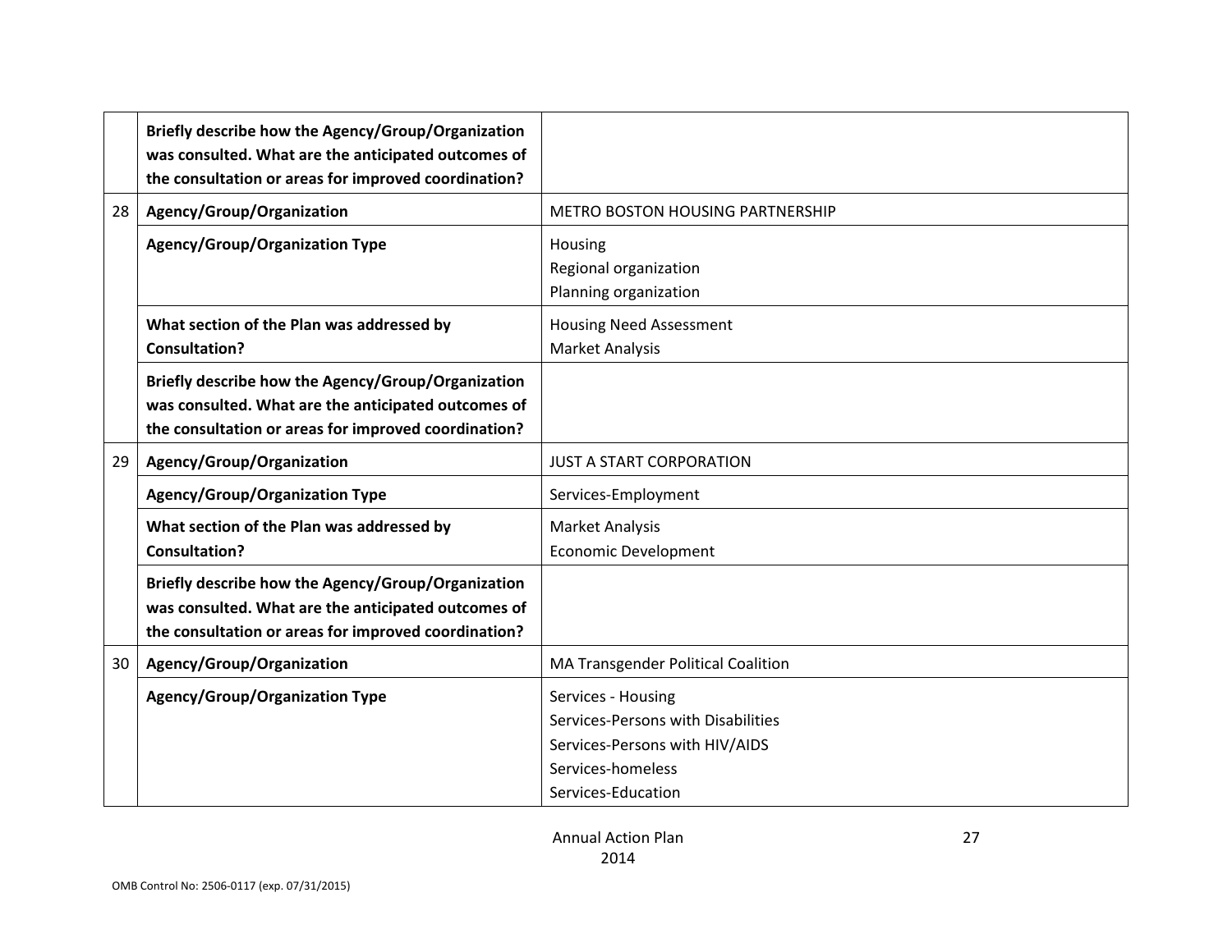| | | |
|---|---|---|
| | **Briefly describe how the Agency/Group/Organization was consulted. What are the anticipated outcomes of the consultation or areas for improved coordination?** | |
| 28 | **Agency/Group/Organization** | METRO BOSTON HOUSING PARTNERSHIP |
| | **Agency/Group/Organization Type** | Housing<br>Regional organization<br>Planning organization |
| | **What section of the Plan was addressed by Consultation?** | Housing Need Assessment<br>Market Analysis |
| | **Briefly describe how the Agency/Group/Organization was consulted. What are the anticipated outcomes of the consultation or areas for improved coordination?** | |
| 29 | **Agency/Group/Organization** | JUST A START CORPORATION |
| | **Agency/Group/Organization Type** | Services-Employment |
| | **What section of the Plan was addressed by Consultation?** | Market Analysis<br>Economic Development |
| | **Briefly describe how the Agency/Group/Organization was consulted. What are the anticipated outcomes of the consultation or areas for improved coordination?** | |
| 30 | **Agency/Group/Organization** | MA Transgender Political Coalition |
| | **Agency/Group/Organization Type** | Services - Housing<br>Services-Persons with Disabilities<br>Services-Persons with HIV/AIDS<br>Services-homeless<br>Services-Education |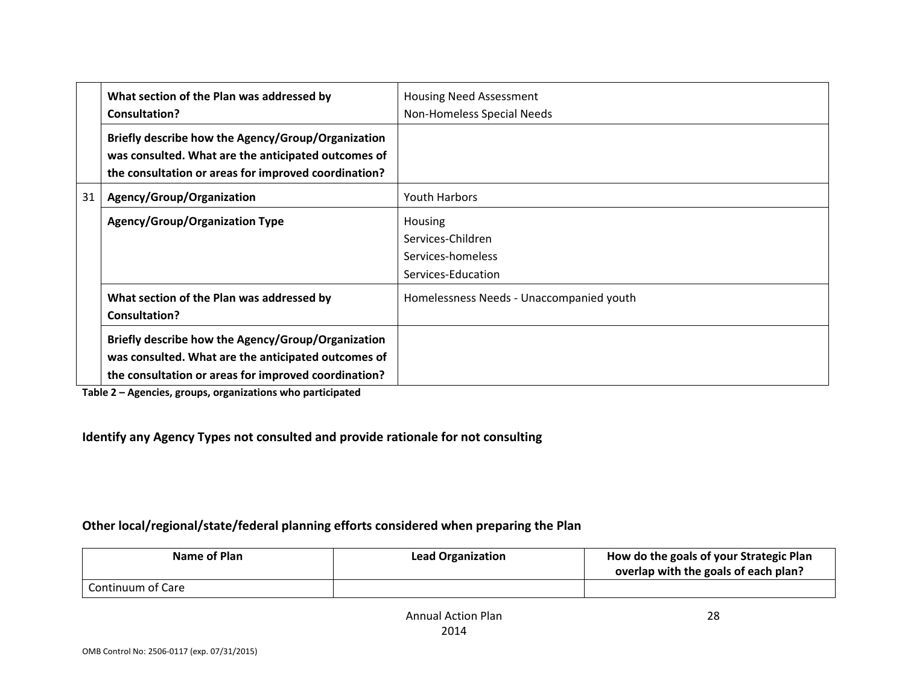| | | |
|---|---|---|
| | **What section of the Plan was addressed by Consultation?** | Housing Need Assessment<br>Non-Homeless Special Needs |
| | **Briefly describe how the Agency/Group/Organization was consulted. What are the anticipated outcomes of the consultation or areas for improved coordination?** | |
| 31 | **Agency/Group/Organization** | Youth Harbors |
| | **Agency/Group/Organization Type** | Housing<br>Services-Children<br>Services-homeless<br>Services-Education |
| | **What section of the Plan was addressed by Consultation?** | Homelessness Needs - Unaccompanied youth |
| | **Briefly describe how the Agency/Group/Organization was consulted. What are the anticipated outcomes of the consultation or areas for improved coordination?** | |

**Table 2 – Agencies, groups, organizations who participated**

### Identify any Agency Types not consulted and provide rationale for not consulting

### Other local/regional/state/federal planning efforts considered when preparing the Plan

| Name of Plan | Lead Organization | How do the goals of your Strategic Plan overlap with the goals of each plan? |
|---|---|---|
| Continuum of Care | | |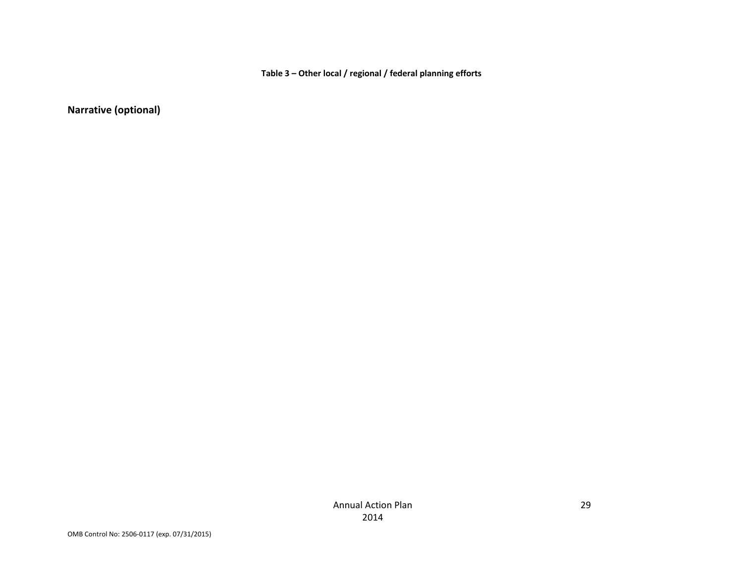**Table 3 – Other local / regional / federal planning efforts**

## Narrative (optional)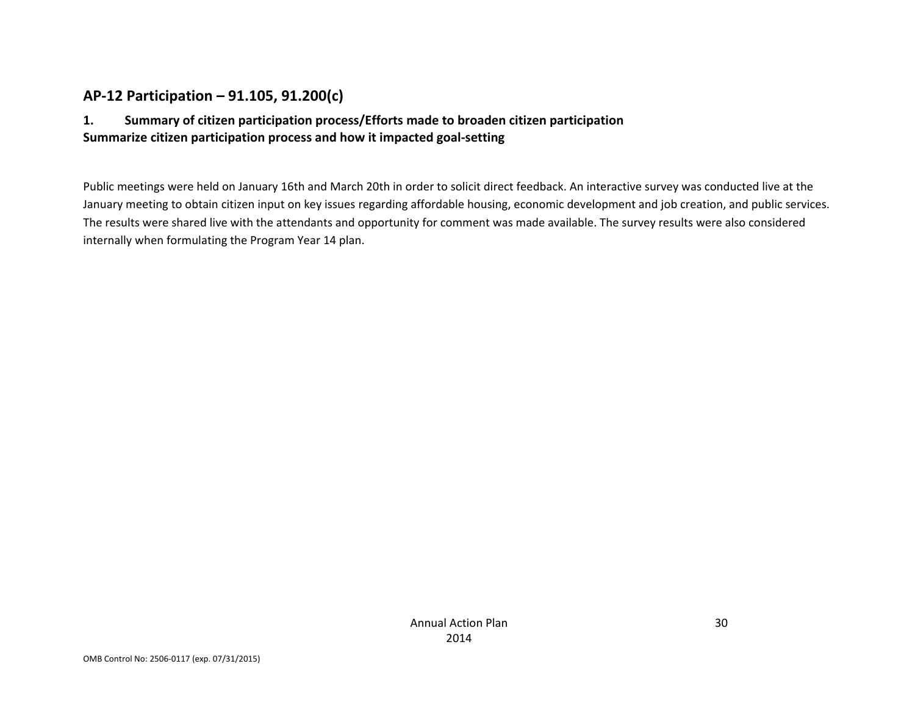## AP-12 Participation – 91.105, 91.200(c)

### 1. Summary of citizen participation process/Efforts made to broaden citizen participation

**Summarize citizen participation process and how it impacted goal-setting**

Public meetings were held on January 16th and March 20th in order to solicit direct feedback. An interactive survey was conducted live at the January meeting to obtain citizen input on key issues regarding affordable housing, economic development and job creation, and public services. The results were shared live with the attendants and opportunity for comment was made available. The survey results were also considered internally when formulating the Program Year 14 plan.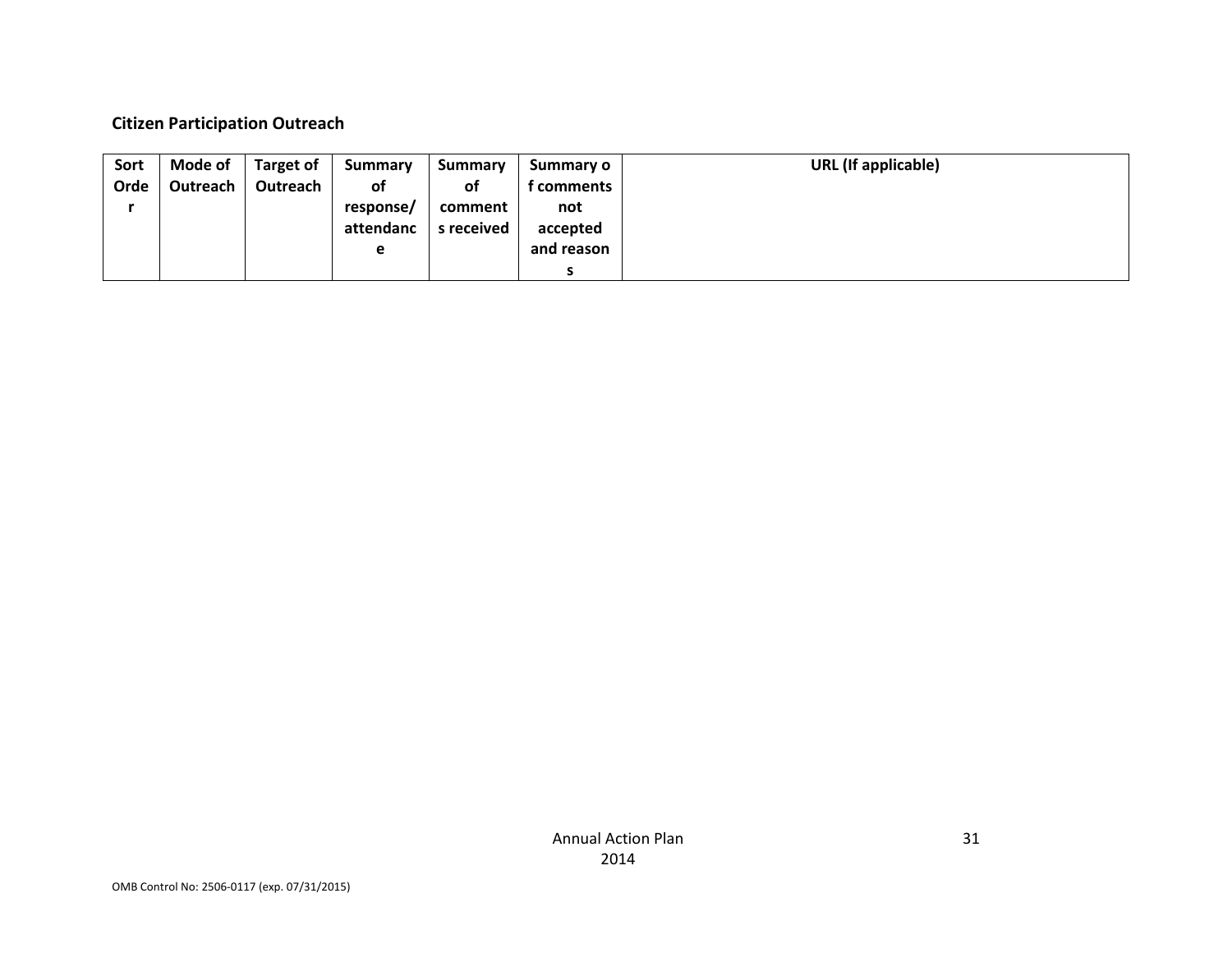**Citizen Participation Outreach**

| Sort Order | Mode of Outreach | Target of Outreach | Summary of response/ attendance | Summary of comments received | Summary of comments not accepted and reasons | URL (If applicable) |
|---|---|---|---|---|---|---|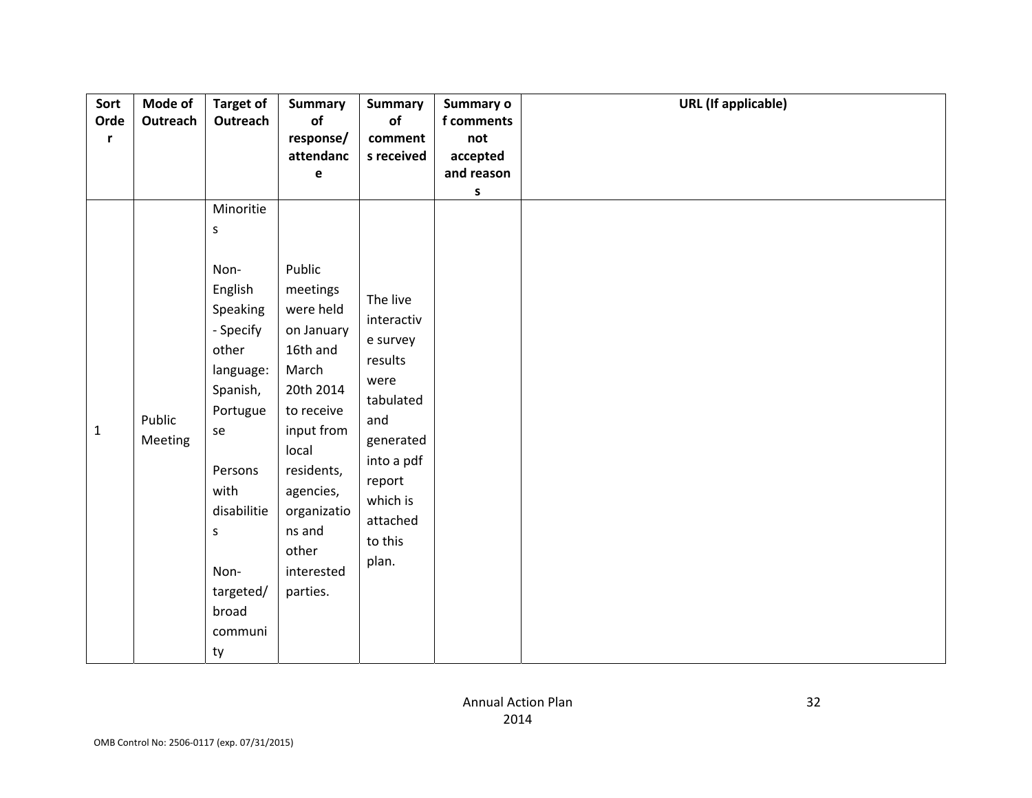| Sort Order | Mode of Outreach | Target of Outreach | Summary of response/ attendance | Summary of comments received | Summary of comments not accepted and reasons | URL (If applicable) |
|---|---|---|---|---|---|---|
| 1 | Public Meeting | Minorities<br><br>Non-English Speaking - Specify other language: Spanish, Portuguese<br><br>Persons with disabilities<br><br>Non-targeted/ broad community | Public meetings were held on January 16th and March 20th 2014 to receive input from local residents, agencies, organizations and other interested parties. | The live interactive survey results were tabulated and generated into a pdf report which is attached to this plan. | | |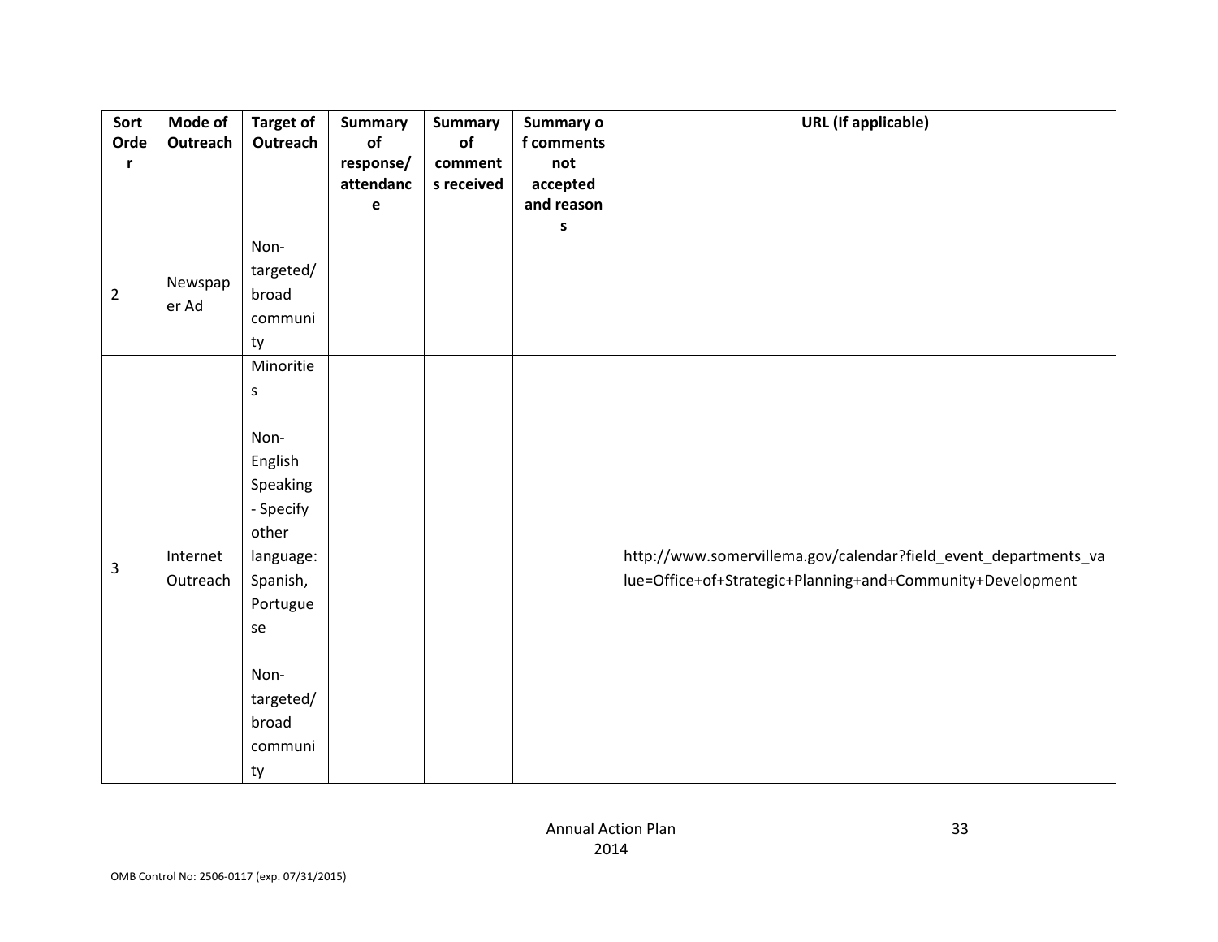| Sort Order | Mode of Outreach | Target of Outreach | Summary of response/ attendance | Summary of comments received | Summary of comments not accepted and reasons | URL (If applicable) |
|---|---|---|---|---|---|---|
| 2 | Newspaper Ad | Non-targeted/ broad community | | | | |
| 3 | Internet Outreach | Minorities<br><br>Non-English Speaking - Specify other language: Spanish, Portuguese<br><br>Non-targeted/ broad community | | | | http://www.somervillema.gov/calendar?field_event_departments_value=Office+of+Strategic+Planning+and+Community+Development |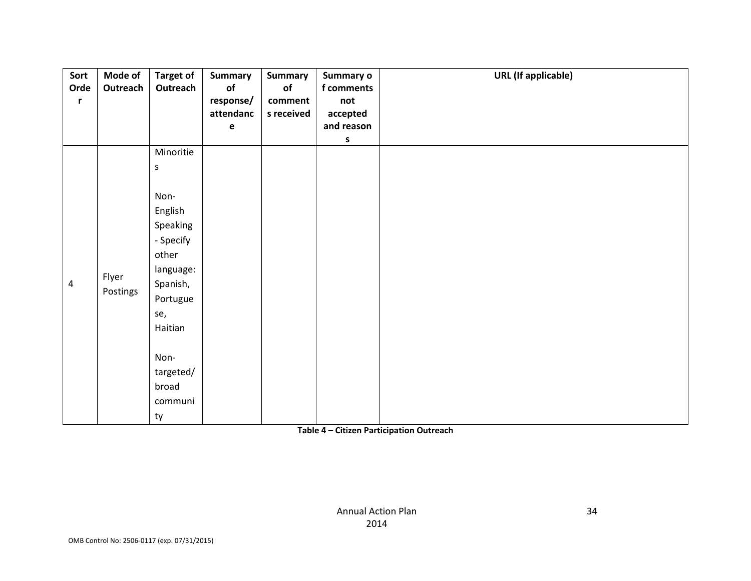| Sort Order | Mode of Outreach | Target of Outreach | Summary of response/ attendance | Summary of comments received | Summary of comments not accepted and reasons | URL (If applicable) |
|---|---|---|---|---|---|---|
| 4 | Flyer Postings | Minorities<br><br>Non-English Speaking - Specify other language: Spanish, Portuguese, Haitian<br><br>Non-targeted/ broad community | | | | |

**Table 4 – Citizen Participation Outreach**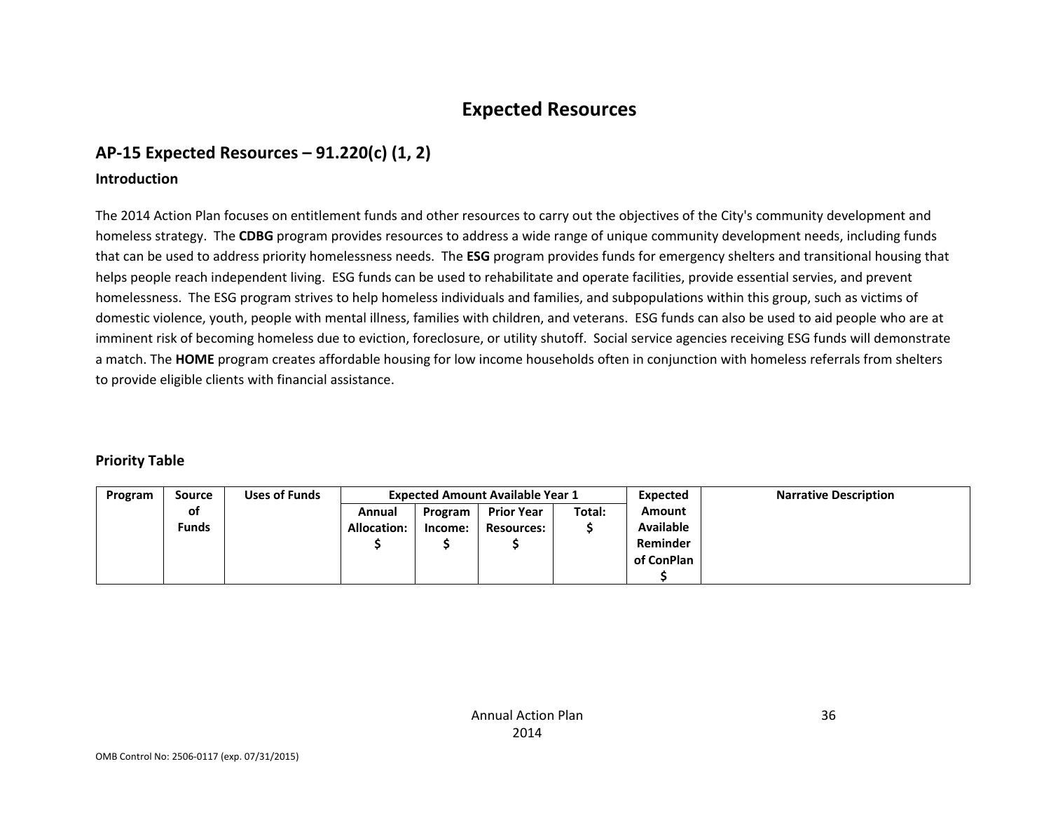# Expected Resources

## AP-15 Expected Resources – 91.220(c) (1, 2)

### Introduction

The 2014 Action Plan focuses on entitlement funds and other resources to carry out the objectives of the City's community development and homeless strategy. The **CDBG** program provides resources to address a wide range of unique community development needs, including funds that can be used to address priority homelessness needs. The **ESG** program provides funds for emergency shelters and transitional housing that helps people reach independent living. ESG funds can be used to rehabilitate and operate facilities, provide essential servies, and prevent homelessness. The ESG program strives to help homeless individuals and families, and subpopulations within this group, such as victims of domestic violence, youth, people with mental illness, families with children, and veterans. ESG funds can also be used to aid people who are at imminent risk of becoming homeless due to eviction, foreclosure, or utility shutoff. Social service agencies receiving ESG funds will demonstrate a match. The **HOME** program creates affordable housing for low income households often in conjunction with homeless referrals from shelters to provide eligible clients with financial assistance.

### Priority Table

| Program | Source of Funds | Uses of Funds | Expected Amount Available Year 1 | | | | Expected Amount Available Reminder of ConPlan $ | Narrative Description |
|---|---|---|---|---|---|---|---|---|
| | | | Annual Allocation: $ | Program Income: $ | Prior Year Resources: $ | Total: $ | | |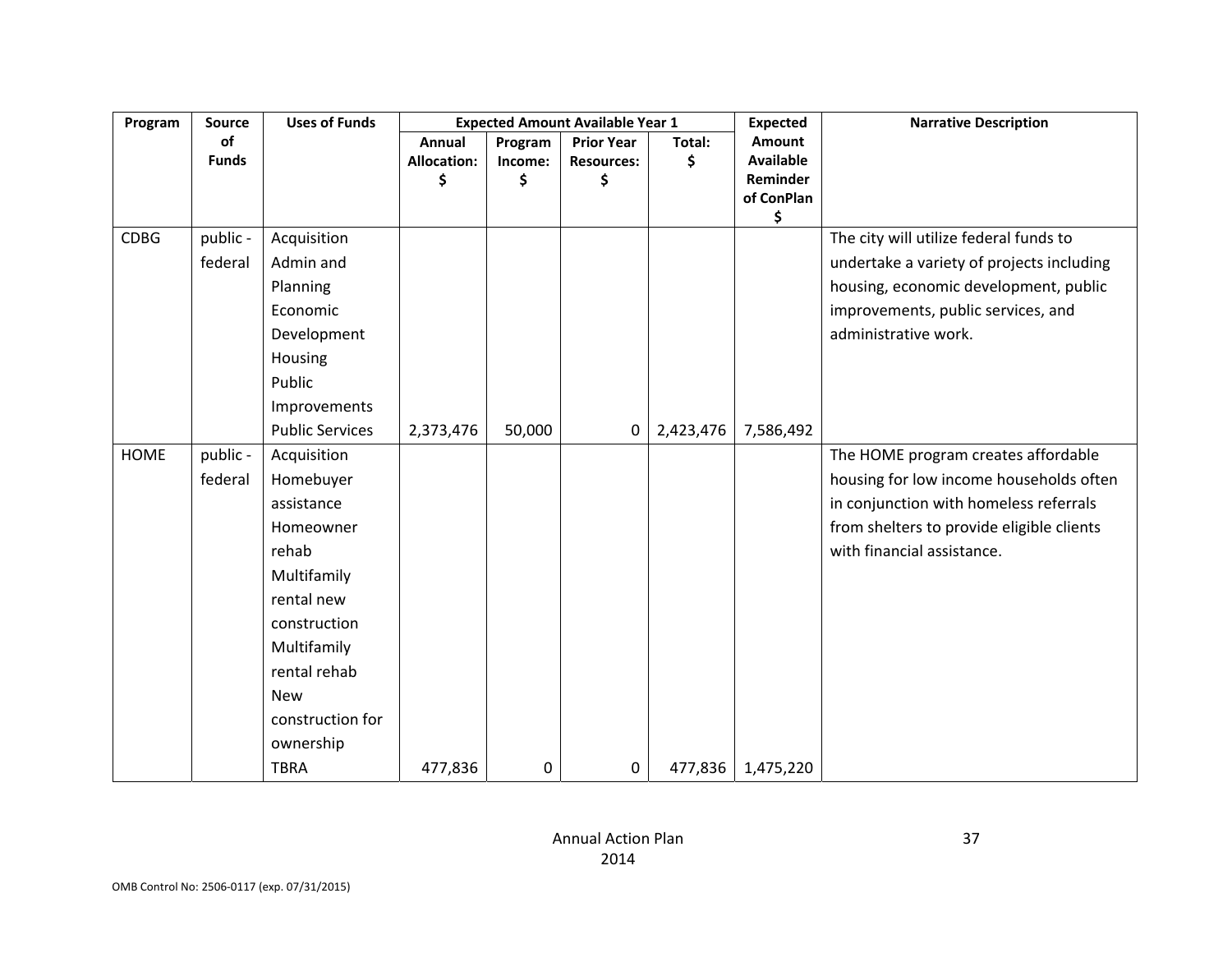| Program | Source of Funds | Uses of Funds | Expected Amount Available Year 1 | | | | Expected Amount Available Reminder of ConPlan $ | Narrative Description |
|---|---|---|---|---|---|---|---|---|
| | | | Annual Allocation: $ | Program Income: $ | Prior Year Resources: $ | Total: $ | | |
| CDBG | public - federal | Acquisition<br>Admin and Planning<br>Economic Development<br>Housing<br>Public Improvements<br>Public Services | 2,373,476 | 50,000 | 0 | 2,423,476 | 7,586,492 | The city will utilize federal funds to undertake a variety of projects including housing, economic development, public improvements, public services, and administrative work. |
| HOME | public - federal | Acquisition<br>Homebuyer assistance<br>Homeowner rehab<br>Multifamily rental new construction<br>Multifamily rental rehab<br>New construction for ownership<br>TBRA | 477,836 | 0 | 0 | 477,836 | 1,475,220 | The HOME program creates affordable housing for low income households often in conjunction with homeless referrals from shelters to provide eligible clients with financial assistance. |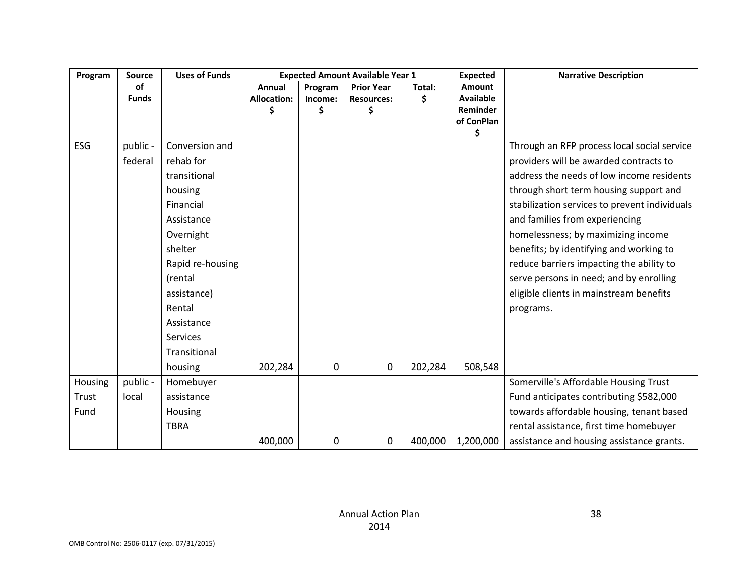| Program | Source of Funds | Uses of Funds | Expected Amount Available Year 1 | | | | Expected Amount Available Reminder of ConPlan $ | Narrative Description |
|---|---|---|---|---|---|---|---|---|
| | | | Annual Allocation: $ | Program Income: $ | Prior Year Resources: $ | Total: $ | | |
| ESG | public - federal | Conversion and rehab for transitional housing Financial Assistance Overnight shelter Rapid re-housing (rental assistance) Rental Assistance Services Transitional housing | 202,284 | 0 | 0 | 202,284 | 508,548 | Through an RFP process local social service providers will be awarded contracts to address the needs of low income residents through short term housing support and stabilization services to prevent individuals and families from experiencing homelessness; by maximizing income benefits; by identifying and working to reduce barriers impacting the ability to serve persons in need; and by enrolling eligible clients in mainstream benefits programs. |
| Housing Trust Fund | public - local | Homebuyer assistance Housing TBRA | 400,000 | 0 | 0 | 400,000 | 1,200,000 | Somerville's Affordable Housing Trust Fund anticipates contributing $582,000 towards affordable housing, tenant based rental assistance, first time homebuyer assistance and housing assistance grants. |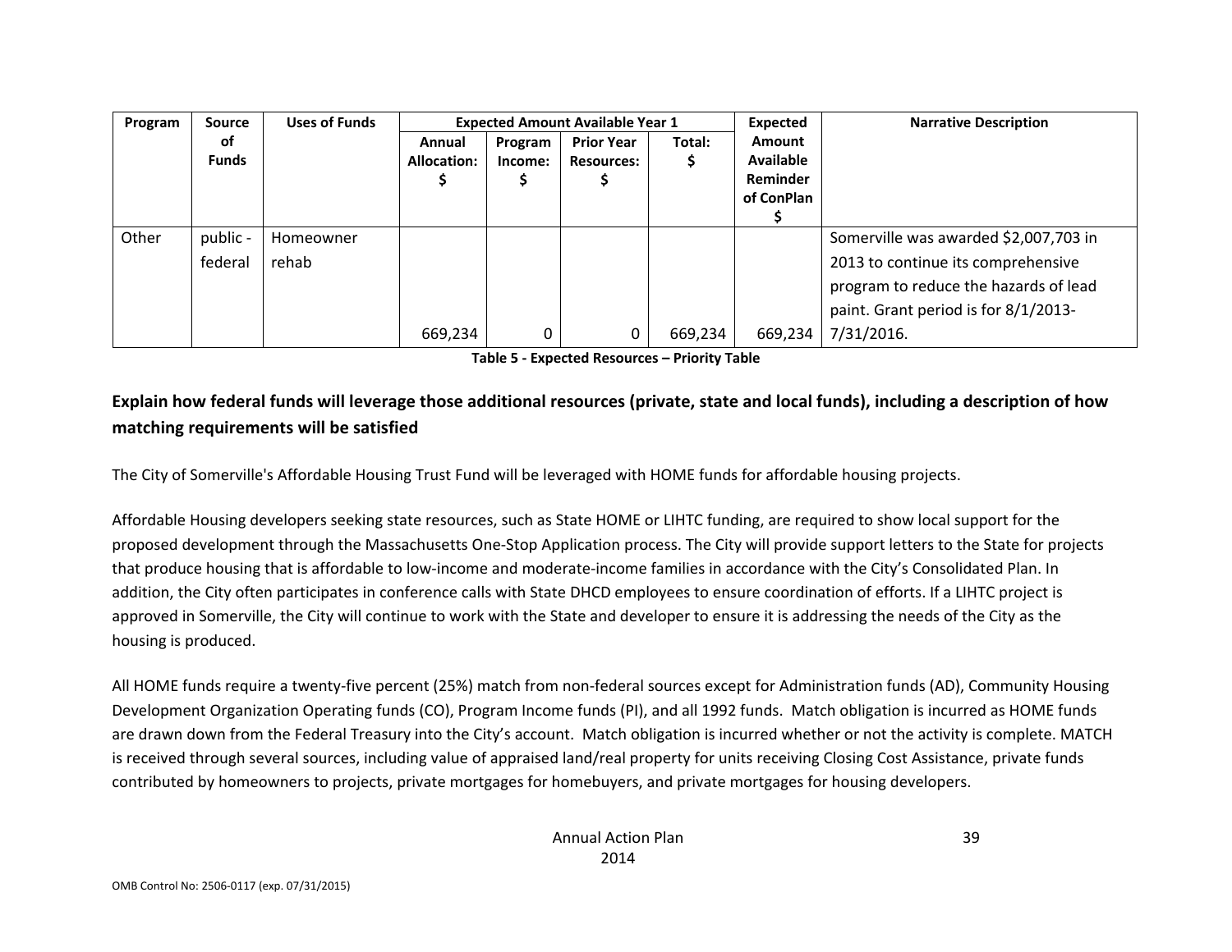| Program | Source of Funds | Uses of Funds | Expected Amount Available Year 1 | | | | Expected Amount Available Reminder of ConPlan $ | Narrative Description |
|---|---|---|---|---|---|---|---|---|
| | | | Annual Allocation: $ | Program Income: $ | Prior Year Resources: $ | Total: $ | | |
| Other | public - federal | Homeowner rehab | 669,234 | 0 | 0 | 669,234 | 669,234 | Somerville was awarded $2,007,703 in 2013 to continue its comprehensive program to reduce the hazards of lead paint. Grant period is for 8/1/2013-7/31/2016. |

**Table 5 - Expected Resources – Priority Table**

## Explain how federal funds will leverage those additional resources (private, state and local funds), including a description of how matching requirements will be satisfied

The City of Somerville's Affordable Housing Trust Fund will be leveraged with HOME funds for affordable housing projects.

Affordable Housing developers seeking state resources, such as State HOME or LIHTC funding, are required to show local support for the proposed development through the Massachusetts One-Stop Application process. The City will provide support letters to the State for projects that produce housing that is affordable to low-income and moderate-income families in accordance with the City's Consolidated Plan. In addition, the City often participates in conference calls with State DHCD employees to ensure coordination of efforts. If a LIHTC project is approved in Somerville, the City will continue to work with the State and developer to ensure it is addressing the needs of the City as the housing is produced.

All HOME funds require a twenty-five percent (25%) match from non-federal sources except for Administration funds (AD), Community Housing Development Organization Operating funds (CO), Program Income funds (PI), and all 1992 funds. Match obligation is incurred as HOME funds are drawn down from the Federal Treasury into the City's account. Match obligation is incurred whether or not the activity is complete. MATCH is received through several sources, including value of appraised land/real property for units receiving Closing Cost Assistance, private funds contributed by homeowners to projects, private mortgages for homebuyers, and private mortgages for housing developers.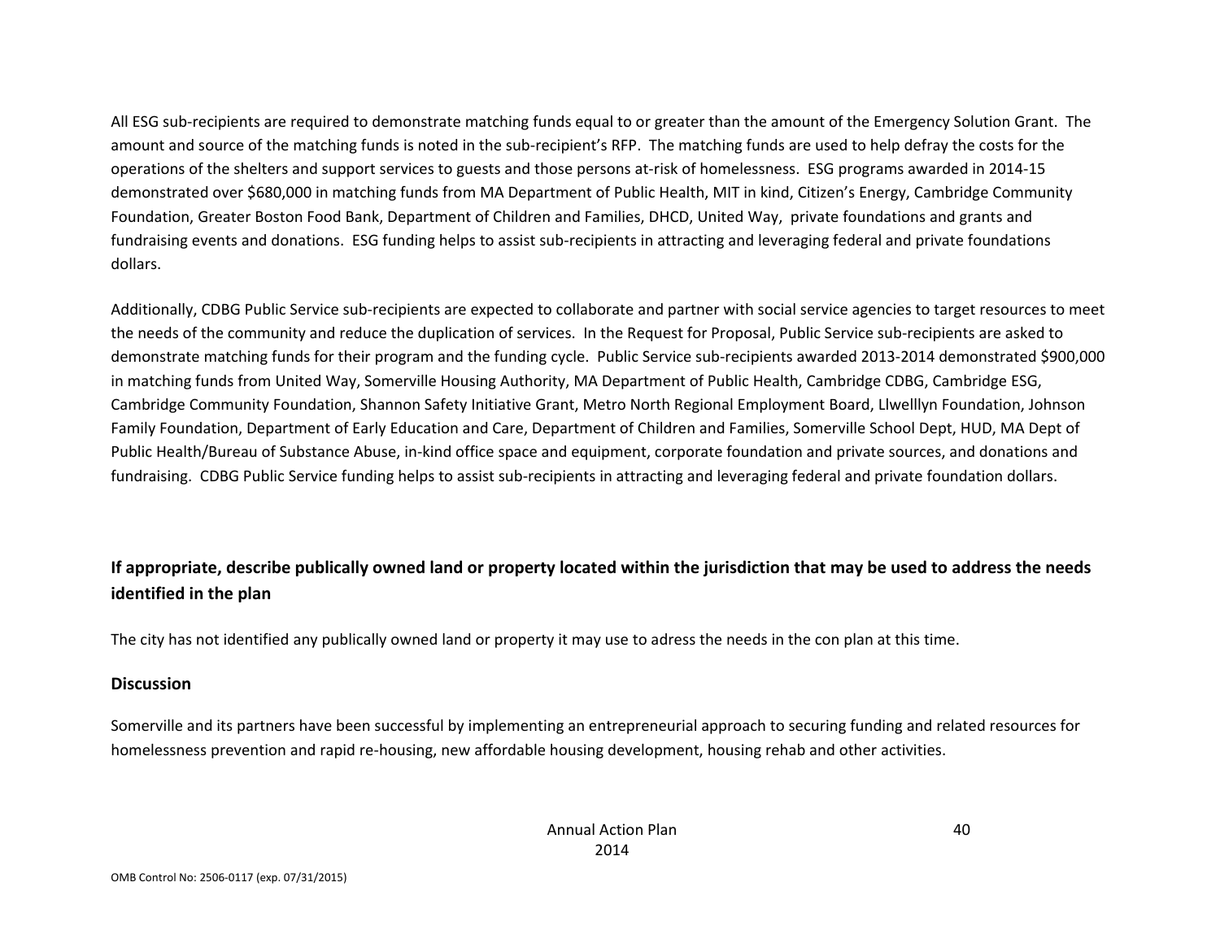All ESG sub-recipients are required to demonstrate matching funds equal to or greater than the amount of the Emergency Solution Grant. The amount and source of the matching funds is noted in the sub-recipient's RFP. The matching funds are used to help defray the costs for the operations of the shelters and support services to guests and those persons at-risk of homelessness. ESG programs awarded in 2014-15 demonstrated over $680,000 in matching funds from MA Department of Public Health, MIT in kind, Citizen's Energy, Cambridge Community Foundation, Greater Boston Food Bank, Department of Children and Families, DHCD, United Way, private foundations and grants and fundraising events and donations. ESG funding helps to assist sub-recipients in attracting and leveraging federal and private foundations dollars.

Additionally, CDBG Public Service sub-recipients are expected to collaborate and partner with social service agencies to target resources to meet the needs of the community and reduce the duplication of services. In the Request for Proposal, Public Service sub-recipients are asked to demonstrate matching funds for their program and the funding cycle. Public Service sub-recipients awarded 2013-2014 demonstrated $900,000 in matching funds from United Way, Somerville Housing Authority, MA Department of Public Health, Cambridge CDBG, Cambridge ESG, Cambridge Community Foundation, Shannon Safety Initiative Grant, Metro North Regional Employment Board, Llwelllyn Foundation, Johnson Family Foundation, Department of Early Education and Care, Department of Children and Families, Somerville School Dept, HUD, MA Dept of Public Health/Bureau of Substance Abuse, in-kind office space and equipment, corporate foundation and private sources, and donations and fundraising. CDBG Public Service funding helps to assist sub-recipients in attracting and leveraging federal and private foundation dollars.

## If appropriate, describe publically owned land or property located within the jurisdiction that may be used to address the needs identified in the plan

The city has not identified any publically owned land or property it may use to adress the needs in the con plan at this time.

## Discussion

Somerville and its partners have been successful by implementing an entrepreneurial approach to securing funding and related resources for homelessness prevention and rapid re-housing, new affordable housing development, housing rehab and other activities.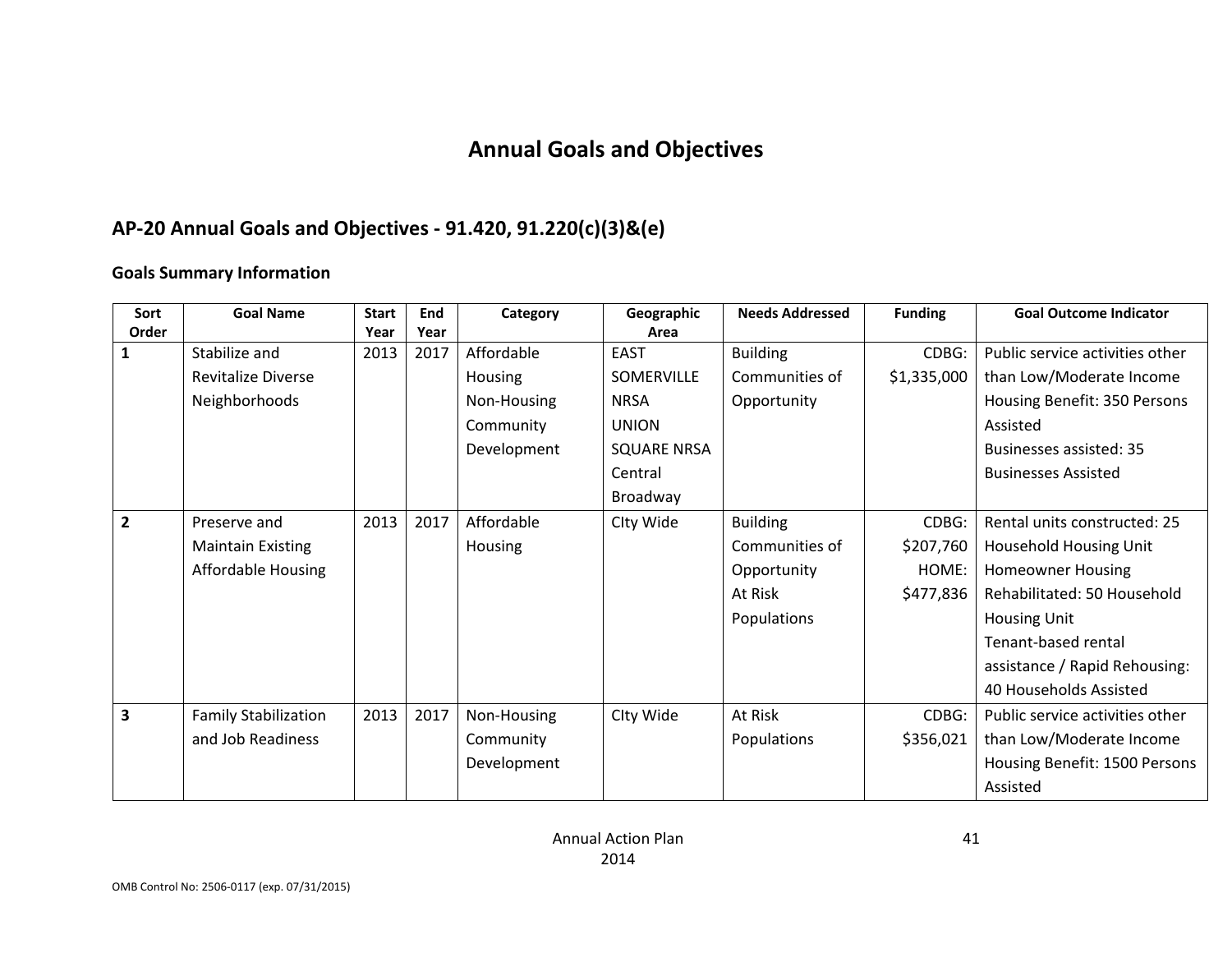# Annual Goals and Objectives

## AP-20 Annual Goals and Objectives - 91.420, 91.220(c)(3)&(e)

### Goals Summary Information

| Sort Order | Goal Name | Start Year | End Year | Category | Geographic Area | Needs Addressed | Funding | Goal Outcome Indicator |
|---|---|---|---|---|---|---|---|---|
| 1 | Stabilize and Revitalize Diverse Neighborhoods | 2013 | 2017 | Affordable Housing<br>Non-Housing Community Development | EAST SOMERVILLE NRSA<br>UNION SQUARE NRSA<br>Central Broadway | Building Communities of Opportunity | CDBG: $1,335,000 | Public service activities other than Low/Moderate Income Housing Benefit: 350 Persons Assisted<br>Businesses assisted: 35 Businesses Assisted |
| 2 | Preserve and Maintain Existing Affordable Housing | 2013 | 2017 | Affordable Housing | CIty Wide | Building Communities of Opportunity<br>At Risk Populations | CDBG: $207,760<br>HOME: $477,836 | Rental units constructed: 25 Household Housing Unit<br>Homeowner Housing Rehabilitated: 50 Household Housing Unit<br>Tenant-based rental assistance / Rapid Rehousing: 40 Households Assisted |
| 3 | Family Stabilization and Job Readiness | 2013 | 2017 | Non-Housing Community Development | CIty Wide | At Risk Populations | CDBG: $356,021 | Public service activities other than Low/Moderate Income Housing Benefit: 1500 Persons Assisted |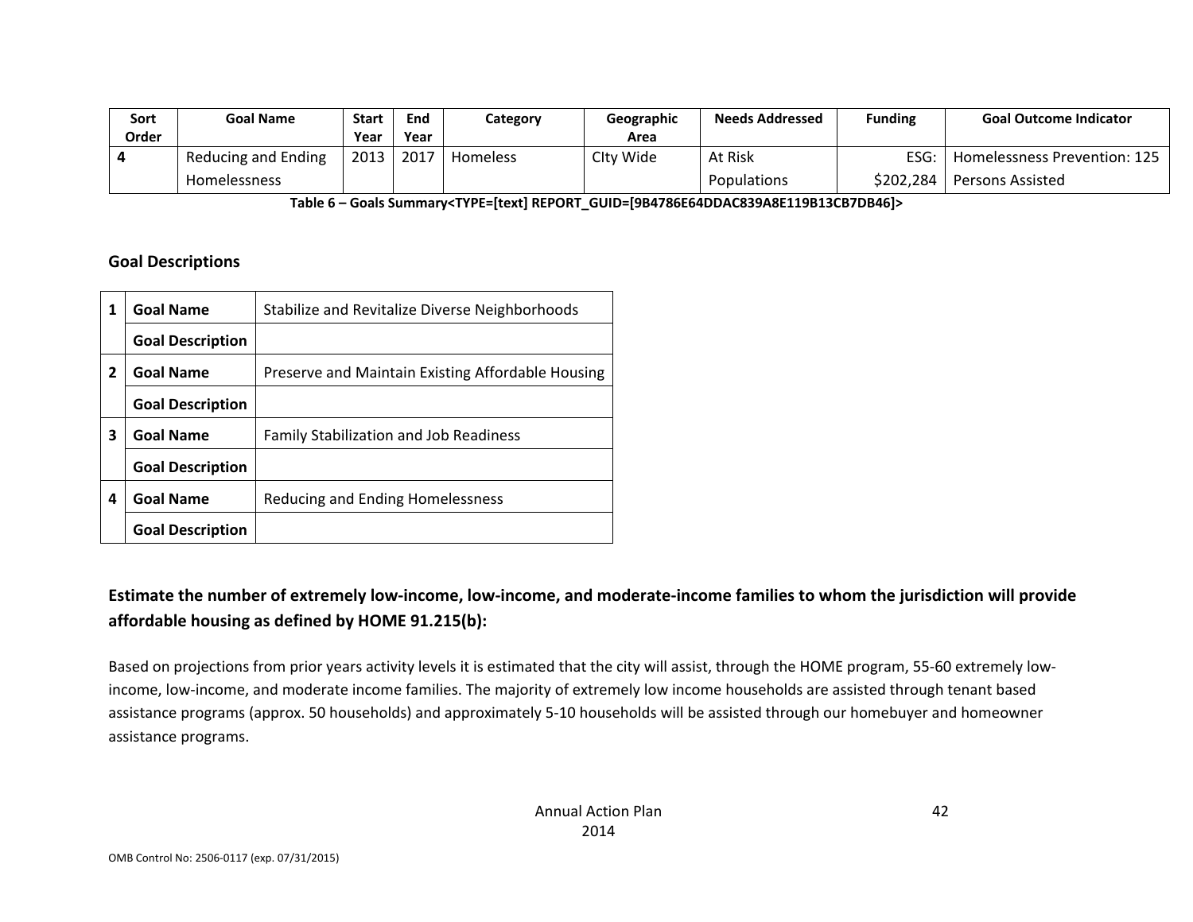| Sort Order | Goal Name | Start Year | End Year | Category | Geographic Area | Needs Addressed | Funding | Goal Outcome Indicator |
|---|---|---|---|---|---|---|---|---|
| **4** | Reducing and Ending Homelessness | 2013 | 2017 | Homeless | CIty Wide | At Risk Populations | ESG: $202,284 | Homelessness Prevention: 125 Persons Assisted |

**Table 6 – Goals Summary<TYPE=[text] REPORT_GUID=[9B4786E64DDAC839A8E119B13CB7DB46]>**

### Goal Descriptions

| | | |
|---|---|---|
| **1** | **Goal Name** | Stabilize and Revitalize Diverse Neighborhoods |
| | **Goal Description** | |
| **2** | **Goal Name** | Preserve and Maintain Existing Affordable Housing |
| | **Goal Description** | |
| **3** | **Goal Name** | Family Stabilization and Job Readiness |
| | **Goal Description** | |
| **4** | **Goal Name** | Reducing and Ending Homelessness |
| | **Goal Description** | |

## Estimate the number of extremely low-income, low-income, and moderate-income families to whom the jurisdiction will provide affordable housing as defined by HOME 91.215(b):

Based on projections from prior years activity levels it is estimated that the city will assist, through the HOME program, 55-60 extremely low-income, low-income, and moderate income families. The majority of extremely low income households are assisted through tenant based assistance programs (approx. 50 households) and approximately 5-10 households will be assisted through our homebuyer and homeowner assistance programs.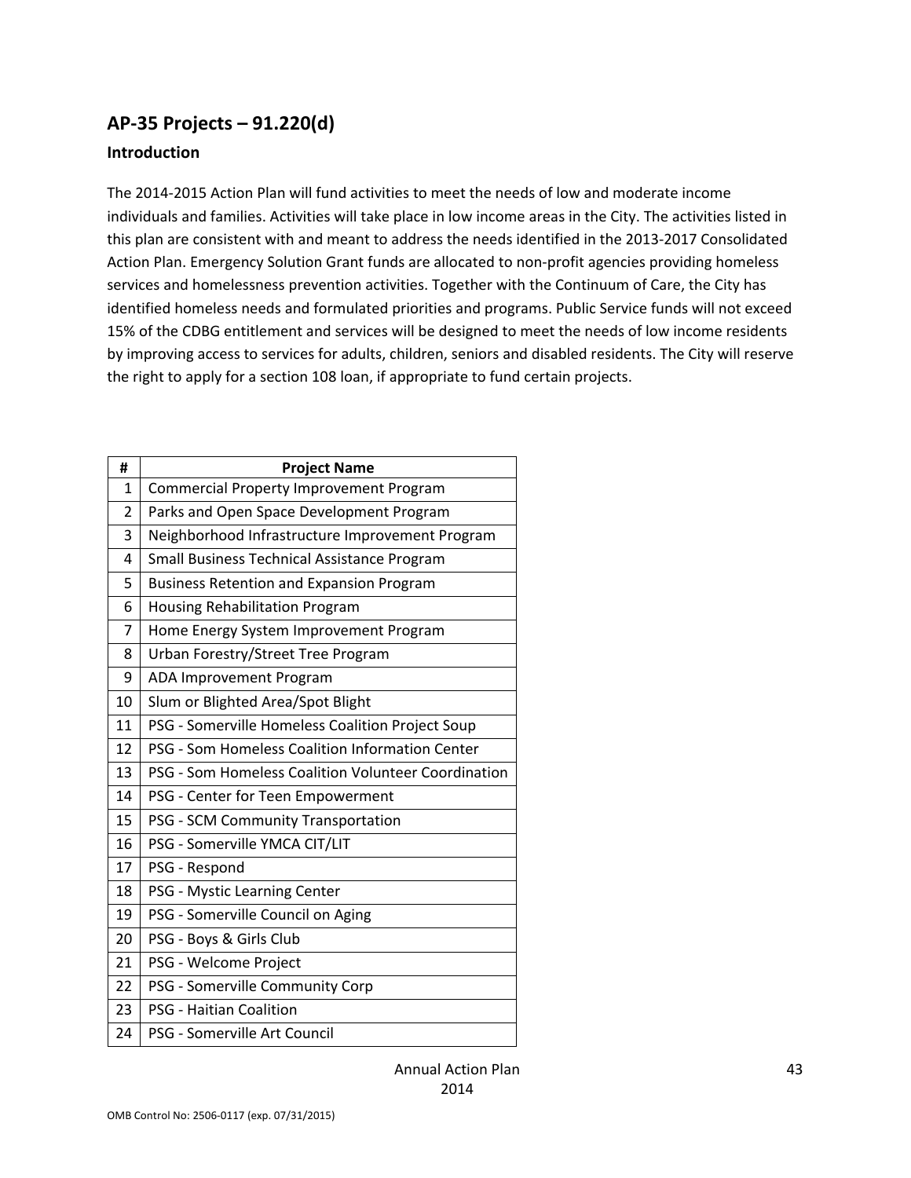## AP-35 Projects – 91.220(d)

### Introduction

The 2014-2015 Action Plan will fund activities to meet the needs of low and moderate income individuals and families. Activities will take place in low income areas in the City. The activities listed in this plan are consistent with and meant to address the needs identified in the 2013-2017 Consolidated Action Plan. Emergency Solution Grant funds are allocated to non-profit agencies providing homeless services and homelessness prevention activities. Together with the Continuum of Care, the City has identified homeless needs and formulated priorities and programs. Public Service funds will not exceed 15% of the CDBG entitlement and services will be designed to meet the needs of low income residents by improving access to services for adults, children, seniors and disabled residents. The City will reserve the right to apply for a section 108 loan, if appropriate to fund certain projects.

| # | Project Name |
|---|---|
| 1 | Commercial Property Improvement Program |
| 2 | Parks and Open Space Development Program |
| 3 | Neighborhood Infrastructure Improvement Program |
| 4 | Small Business Technical Assistance Program |
| 5 | Business Retention and Expansion Program |
| 6 | Housing Rehabilitation Program |
| 7 | Home Energy System Improvement Program |
| 8 | Urban Forestry/Street Tree Program |
| 9 | ADA Improvement Program |
| 10 | Slum or Blighted Area/Spot Blight |
| 11 | PSG - Somerville Homeless Coalition Project Soup |
| 12 | PSG - Som Homeless Coalition Information Center |
| 13 | PSG - Som Homeless Coalition Volunteer Coordination |
| 14 | PSG - Center for Teen Empowerment |
| 15 | PSG - SCM Community Transportation |
| 16 | PSG - Somerville YMCA CIT/LIT |
| 17 | PSG - Respond |
| 18 | PSG - Mystic Learning Center |
| 19 | PSG - Somerville Council on Aging |
| 20 | PSG - Boys & Girls Club |
| 21 | PSG - Welcome Project |
| 22 | PSG - Somerville Community Corp |
| 23 | PSG - Haitian Coalition |
| 24 | PSG - Somerville Art Council |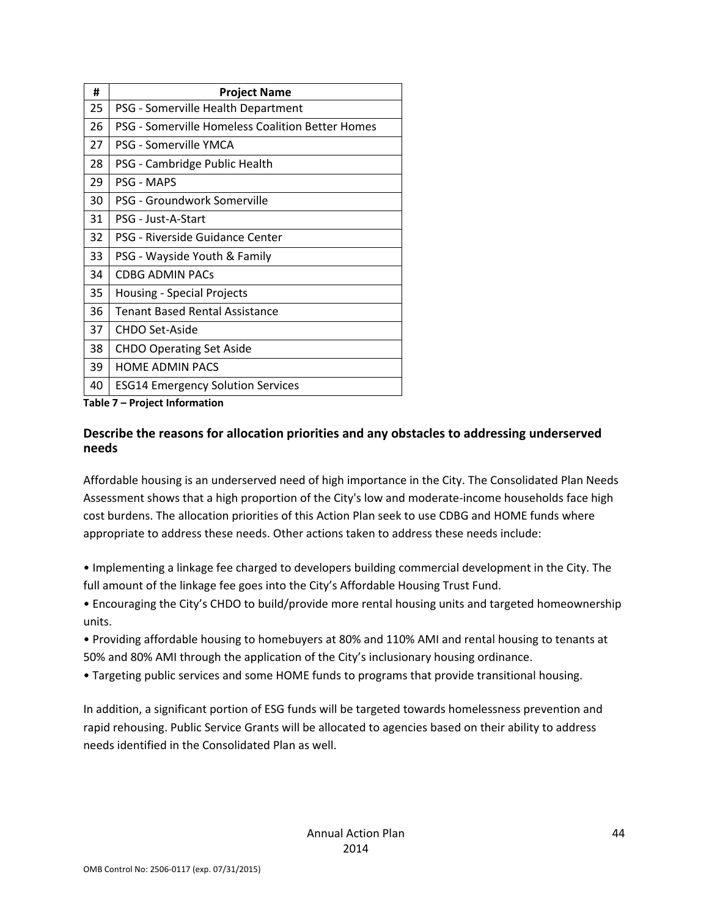| # | Project Name |
|---|---|
| 25 | PSG - Somerville Health Department |
| 26 | PSG - Somerville Homeless Coalition Better Homes |
| 27 | PSG - Somerville YMCA |
| 28 | PSG - Cambridge Public Health |
| 29 | PSG - MAPS |
| 30 | PSG - Groundwork Somerville |
| 31 | PSG - Just-A-Start |
| 32 | PSG - Riverside Guidance Center |
| 33 | PSG - Wayside Youth & Family |
| 34 | CDBG ADMIN PACs |
| 35 | Housing - Special Projects |
| 36 | Tenant Based Rental Assistance |
| 37 | CHDO Set-Aside |
| 38 | CHDO Operating Set Aside |
| 39 | HOME ADMIN PACS |
| 40 | ESG14 Emergency Solution Services |

**Table 7 – Project Information**

### Describe the reasons for allocation priorities and any obstacles to addressing underserved needs

Affordable housing is an underserved need of high importance in the City. The Consolidated Plan Needs Assessment shows that a high proportion of the City's low and moderate-income households face high cost burdens. The allocation priorities of this Action Plan seek to use CDBG and HOME funds where appropriate to address these needs. Other actions taken to address these needs include:

- Implementing a linkage fee charged to developers building commercial development in the City. The full amount of the linkage fee goes into the City's Affordable Housing Trust Fund.
- Encouraging the City's CHDO to build/provide more rental housing units and targeted homeownership units.
- Providing affordable housing to homebuyers at 80% and 110% AMI and rental housing to tenants at 50% and 80% AMI through the application of the City's inclusionary housing ordinance.
- Targeting public services and some HOME funds to programs that provide transitional housing.

In addition, a significant portion of ESG funds will be targeted towards homelessness prevention and rapid rehousing. Public Service Grants will be allocated to agencies based on their ability to address needs identified in the Consolidated Plan as well.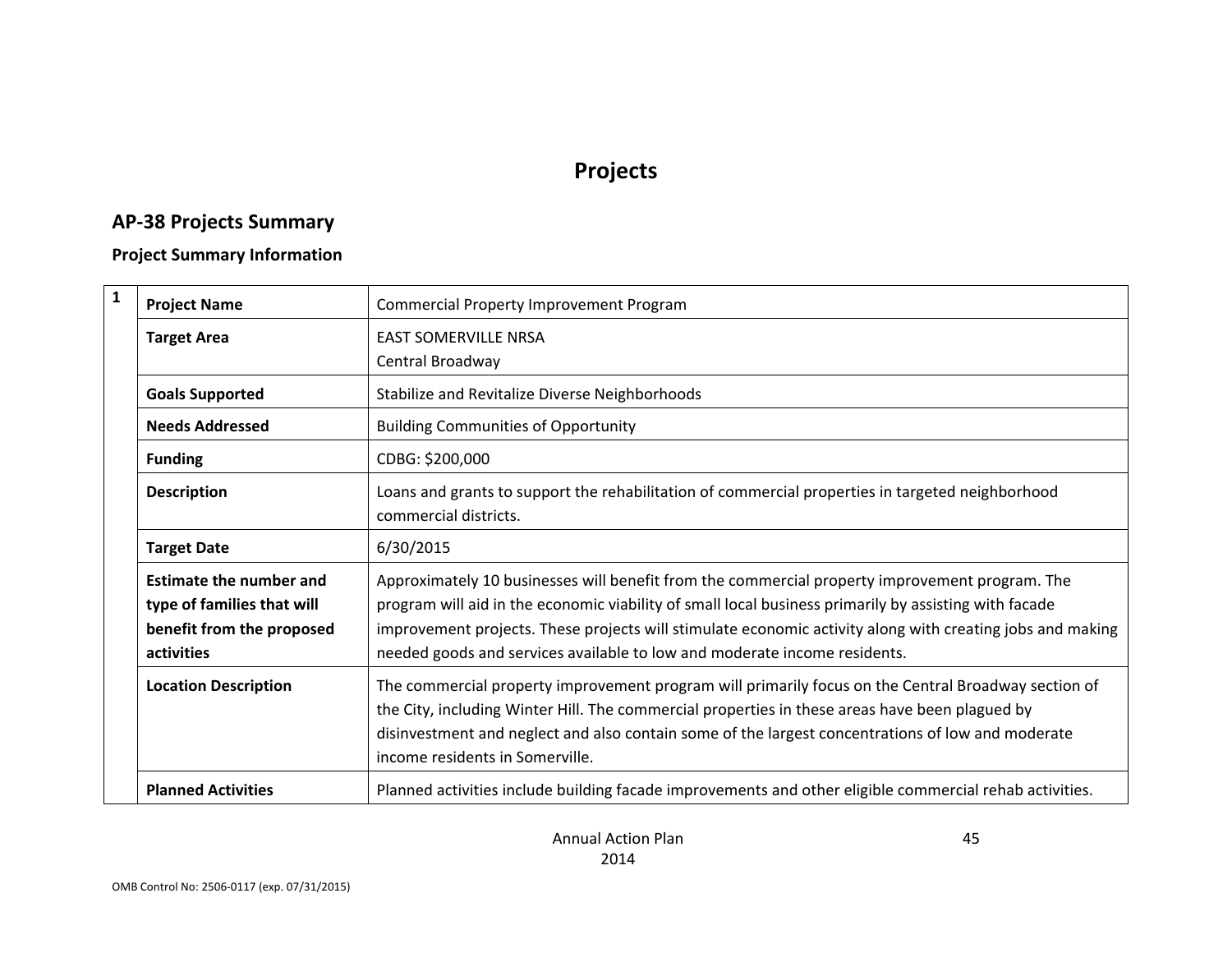# Projects

## AP-38 Projects Summary

### Project Summary Information

| 1 | | |
|---|---|---|
| | **Project Name** | Commercial Property Improvement Program |
| | **Target Area** | EAST SOMERVILLE NRSA<br>Central Broadway |
| | **Goals Supported** | Stabilize and Revitalize Diverse Neighborhoods |
| | **Needs Addressed** | Building Communities of Opportunity |
| | **Funding** | CDBG: $200,000 |
| | **Description** | Loans and grants to support the rehabilitation of commercial properties in targeted neighborhood commercial districts. |
| | **Target Date** | 6/30/2015 |
| | **Estimate the number and type of families that will benefit from the proposed activities** | Approximately 10 businesses will benefit from the commercial property improvement program. The program will aid in the economic viability of small local business primarily by assisting with facade improvement projects. These projects will stimulate economic activity along with creating jobs and making needed goods and services available to low and moderate income residents. |
| | **Location Description** | The commercial property improvement program will primarily focus on the Central Broadway section of the City, including Winter Hill. The commercial properties in these areas have been plagued by disinvestment and neglect and also contain some of the largest concentrations of low and moderate income residents in Somerville. |
| | **Planned Activities** | Planned activities include building facade improvements and other eligible commercial rehab activities. |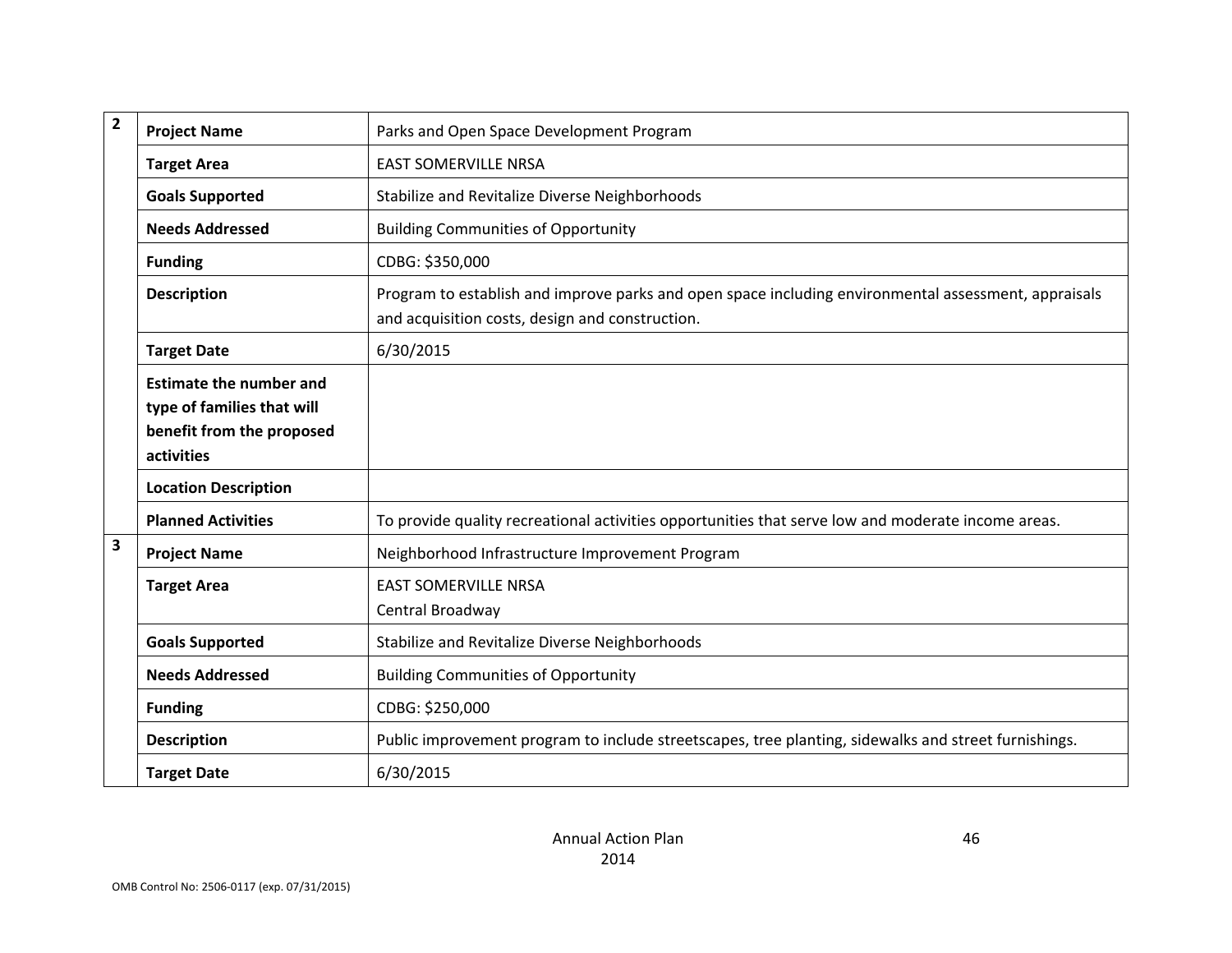| | | |
|---|---|---|
| **2** | **Project Name** | Parks and Open Space Development Program |
| | **Target Area** | EAST SOMERVILLE NRSA |
| | **Goals Supported** | Stabilize and Revitalize Diverse Neighborhoods |
| | **Needs Addressed** | Building Communities of Opportunity |
| | **Funding** | CDBG: $350,000 |
| | **Description** | Program to establish and improve parks and open space including environmental assessment, appraisals and acquisition costs, design and construction. |
| | **Target Date** | 6/30/2015 |
| | **Estimate the number and type of families that will benefit from the proposed activities** | |
| | **Location Description** | |
| | **Planned Activities** | To provide quality recreational activities opportunities that serve low and moderate income areas. |
| **3** | **Project Name** | Neighborhood Infrastructure Improvement Program |
| | **Target Area** | EAST SOMERVILLE NRSA<br>Central Broadway |
| | **Goals Supported** | Stabilize and Revitalize Diverse Neighborhoods |
| | **Needs Addressed** | Building Communities of Opportunity |
| | **Funding** | CDBG: $250,000 |
| | **Description** | Public improvement program to include streetscapes, tree planting, sidewalks and street furnishings. |
| | **Target Date** | 6/30/2015 |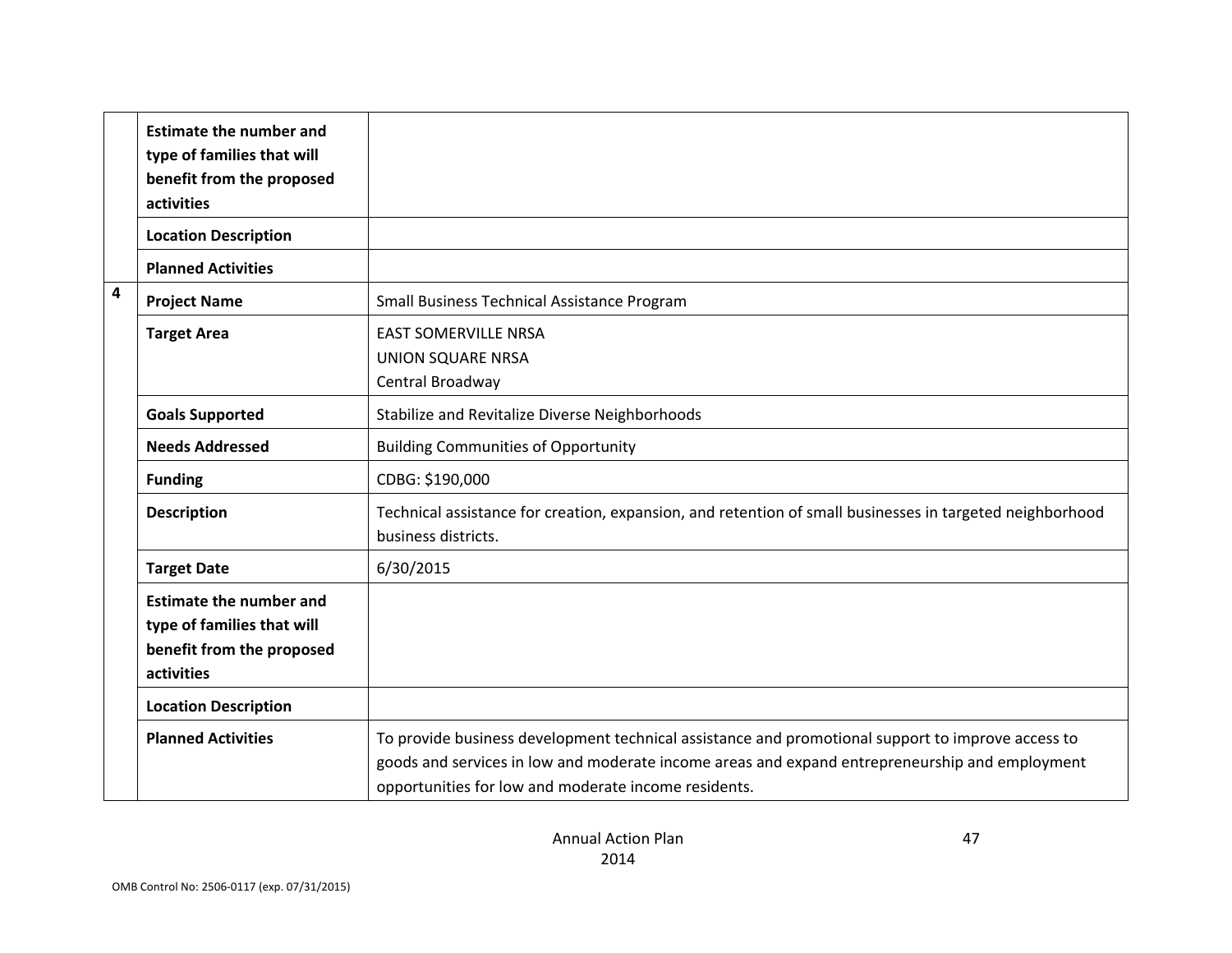| | | |
|---|---|---|
| | **Estimate the number and type of families that will benefit from the proposed activities** | |
| | **Location Description** | |
| | **Planned Activities** | |
| **4** | **Project Name** | Small Business Technical Assistance Program |
| | **Target Area** | EAST SOMERVILLE NRSA<br>UNION SQUARE NRSA<br>Central Broadway |
| | **Goals Supported** | Stabilize and Revitalize Diverse Neighborhoods |
| | **Needs Addressed** | Building Communities of Opportunity |
| | **Funding** | CDBG: $190,000 |
| | **Description** | Technical assistance for creation, expansion, and retention of small businesses in targeted neighborhood business districts. |
| | **Target Date** | 6/30/2015 |
| | **Estimate the number and type of families that will benefit from the proposed activities** | |
| | **Location Description** | |
| | **Planned Activities** | To provide business development technical assistance and promotional support to improve access to goods and services in low and moderate income areas and expand entrepreneurship and employment opportunities for low and moderate income residents. |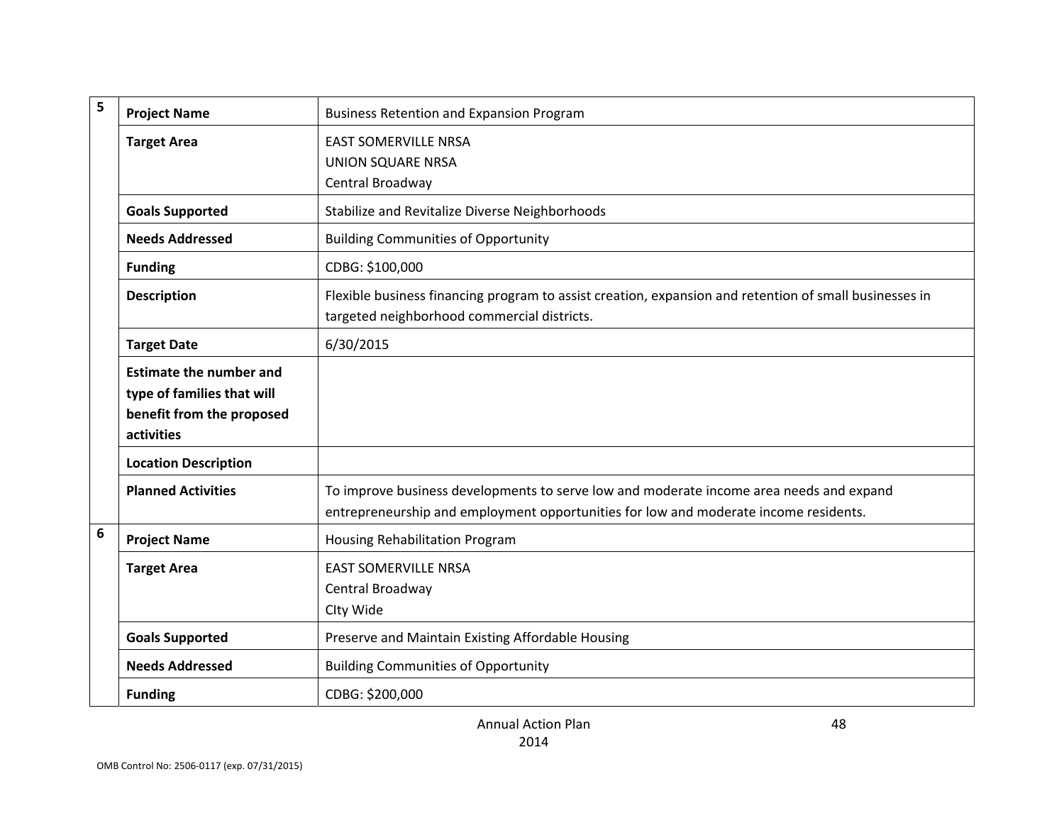| | | |
|---|---|---|
| 5 | **Project Name** | Business Retention and Expansion Program |
| | **Target Area** | EAST SOMERVILLE NRSA<br>UNION SQUARE NRSA<br>Central Broadway |
| | **Goals Supported** | Stabilize and Revitalize Diverse Neighborhoods |
| | **Needs Addressed** | Building Communities of Opportunity |
| | **Funding** | CDBG: $100,000 |
| | **Description** | Flexible business financing program to assist creation, expansion and retention of small businesses in targeted neighborhood commercial districts. |
| | **Target Date** | 6/30/2015 |
| | **Estimate the number and type of families that will benefit from the proposed activities** | |
| | **Location Description** | |
| | **Planned Activities** | To improve business developments to serve low and moderate income area needs and expand entrepreneurship and employment opportunities for low and moderate income residents. |
| 6 | **Project Name** | Housing Rehabilitation Program |
| | **Target Area** | EAST SOMERVILLE NRSA<br>Central Broadway<br>CIty Wide |
| | **Goals Supported** | Preserve and Maintain Existing Affordable Housing |
| | **Needs Addressed** | Building Communities of Opportunity |
| | **Funding** | CDBG: $200,000 |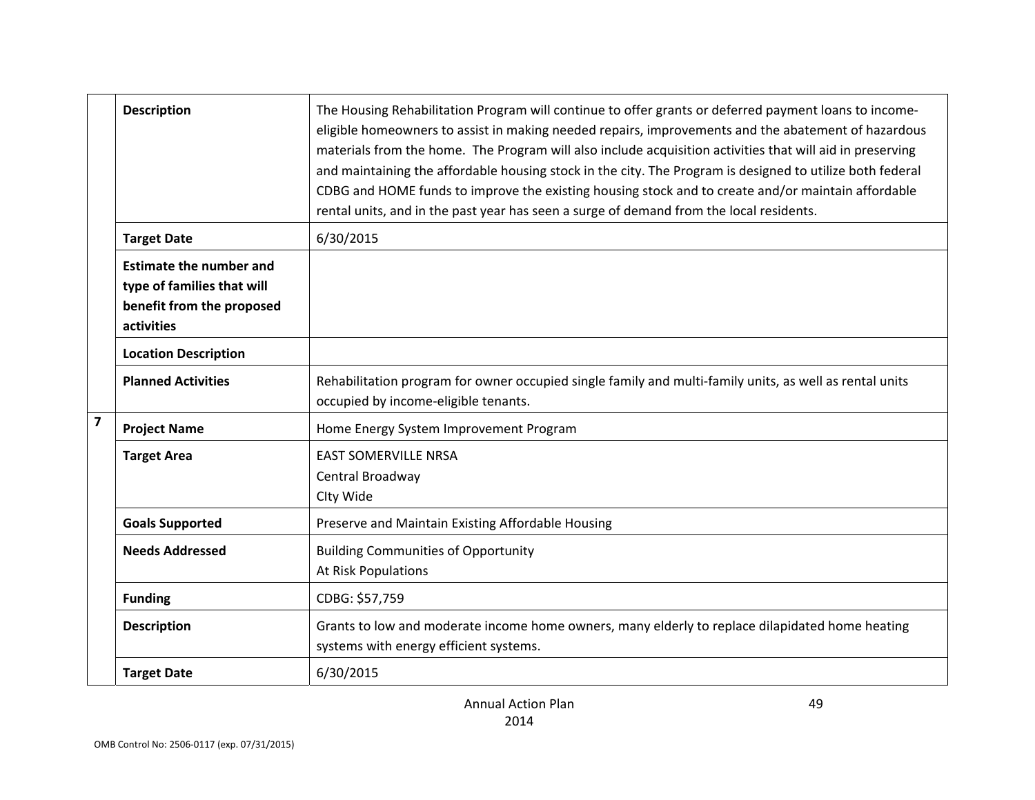| | | |
|---|---|---|
| | **Description** | The Housing Rehabilitation Program will continue to offer grants or deferred payment loans to income-eligible homeowners to assist in making needed repairs, improvements and the abatement of hazardous materials from the home. The Program will also include acquisition activities that will aid in preserving and maintaining the affordable housing stock in the city. The Program is designed to utilize both federal CDBG and HOME funds to improve the existing housing stock and to create and/or maintain affordable rental units, and in the past year has seen a surge of demand from the local residents. |
| | **Target Date** | 6/30/2015 |
| | **Estimate the number and type of families that will benefit from the proposed activities** | |
| | **Location Description** | |
| | **Planned Activities** | Rehabilitation program for owner occupied single family and multi-family units, as well as rental units occupied by income-eligible tenants. |
| **7** | **Project Name** | Home Energy System Improvement Program |
| | **Target Area** | EAST SOMERVILLE NRSA<br>Central Broadway<br>CIty Wide |
| | **Goals Supported** | Preserve and Maintain Existing Affordable Housing |
| | **Needs Addressed** | Building Communities of Opportunity<br>At Risk Populations |
| | **Funding** | CDBG: $57,759 |
| | **Description** | Grants to low and moderate income home owners, many elderly to replace dilapidated home heating systems with energy efficient systems. |
| | **Target Date** | 6/30/2015 |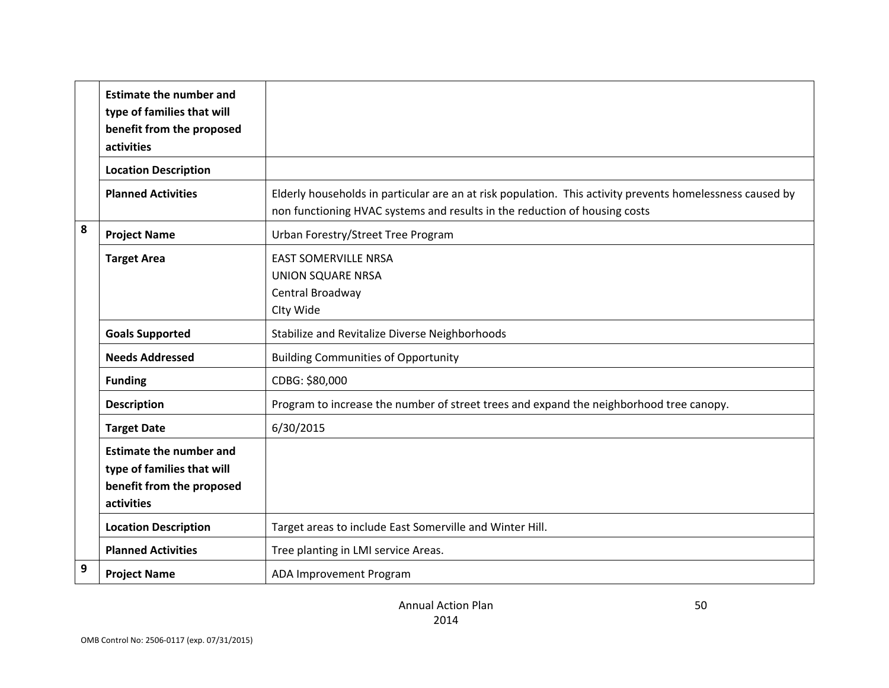| | | |
|---|---|---|
| | **Estimate the number and type of families that will benefit from the proposed activities** | |
| | **Location Description** | |
| | **Planned Activities** | Elderly households in particular are an at risk population. This activity prevents homelessness caused by non functioning HVAC systems and results in the reduction of housing costs |
| 8 | **Project Name** | Urban Forestry/Street Tree Program |
| | **Target Area** | EAST SOMERVILLE NRSA<br>UNION SQUARE NRSA<br>Central Broadway<br>CIty Wide |
| | **Goals Supported** | Stabilize and Revitalize Diverse Neighborhoods |
| | **Needs Addressed** | Building Communities of Opportunity |
| | **Funding** | CDBG: $80,000 |
| | **Description** | Program to increase the number of street trees and expand the neighborhood tree canopy. |
| | **Target Date** | 6/30/2015 |
| | **Estimate the number and type of families that will benefit from the proposed activities** | |
| | **Location Description** | Target areas to include East Somerville and Winter Hill. |
| | **Planned Activities** | Tree planting in LMI service Areas. |
| 9 | **Project Name** | ADA Improvement Program |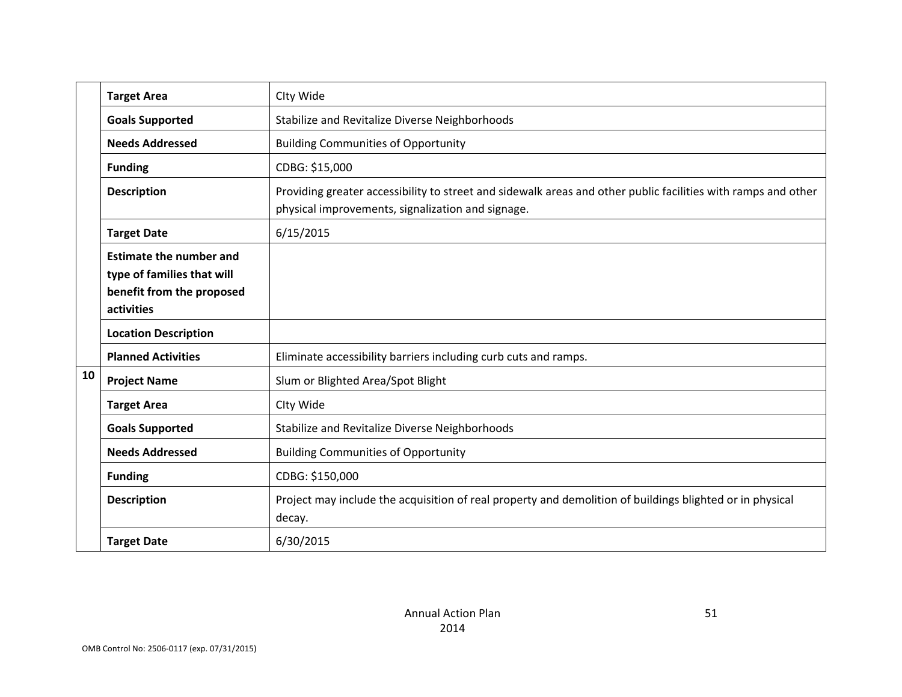| | | |
|---|---|---|
| | **Target Area** | CIty Wide |
| | **Goals Supported** | Stabilize and Revitalize Diverse Neighborhoods |
| | **Needs Addressed** | Building Communities of Opportunity |
| | **Funding** | CDBG: $15,000 |
| | **Description** | Providing greater accessibility to street and sidewalk areas and other public facilities with ramps and other physical improvements, signalization and signage. |
| | **Target Date** | 6/15/2015 |
| | **Estimate the number and type of families that will benefit from the proposed activities** | |
| | **Location Description** | |
| | **Planned Activities** | Eliminate accessibility barriers including curb cuts and ramps. |
| **10** | **Project Name** | Slum or Blighted Area/Spot Blight |
| | **Target Area** | CIty Wide |
| | **Goals Supported** | Stabilize and Revitalize Diverse Neighborhoods |
| | **Needs Addressed** | Building Communities of Opportunity |
| | **Funding** | CDBG: $150,000 |
| | **Description** | Project may include the acquisition of real property and demolition of buildings blighted or in physical decay. |
| | **Target Date** | 6/30/2015 |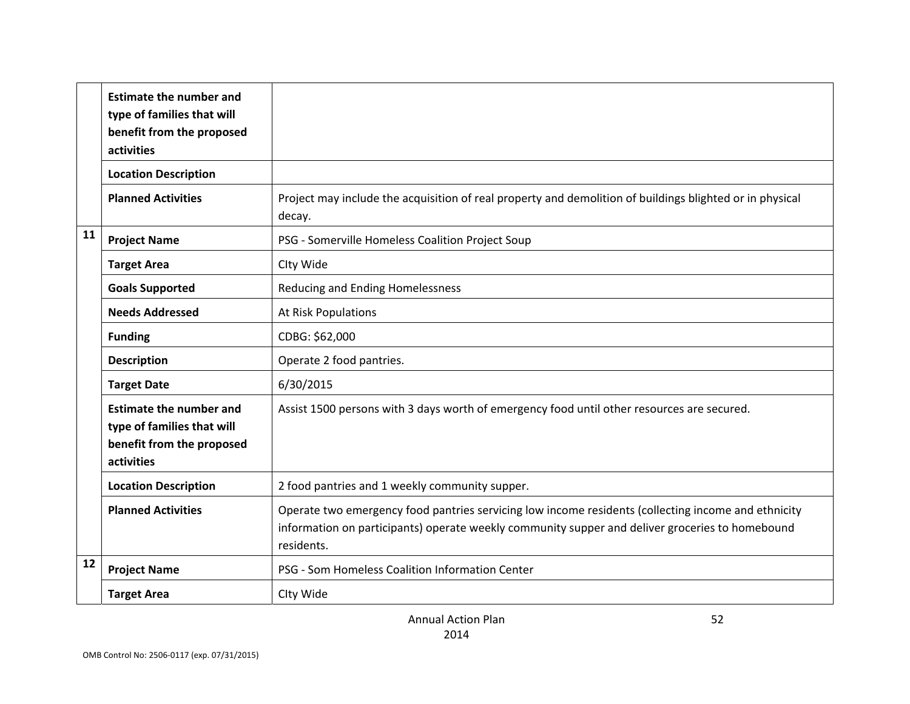| | | |
|---|---|---|
| | **Estimate the number and type of families that will benefit from the proposed activities** | |
| | **Location Description** | |
| | **Planned Activities** | Project may include the acquisition of real property and demolition of buildings blighted or in physical decay. |
| **11** | **Project Name** | PSG - Somerville Homeless Coalition Project Soup |
| | **Target Area** | CIty Wide |
| | **Goals Supported** | Reducing and Ending Homelessness |
| | **Needs Addressed** | At Risk Populations |
| | **Funding** | CDBG: $62,000 |
| | **Description** | Operate 2 food pantries. |
| | **Target Date** | 6/30/2015 |
| | **Estimate the number and type of families that will benefit from the proposed activities** | Assist 1500 persons with 3 days worth of emergency food until other resources are secured. |
| | **Location Description** | 2 food pantries and 1 weekly community supper. |
| | **Planned Activities** | Operate two emergency food pantries servicing low income residents (collecting income and ethnicity information on participants) operate weekly community supper and deliver groceries to homebound residents. |
| **12** | **Project Name** | PSG - Som Homeless Coalition Information Center |
| | **Target Area** | CIty Wide |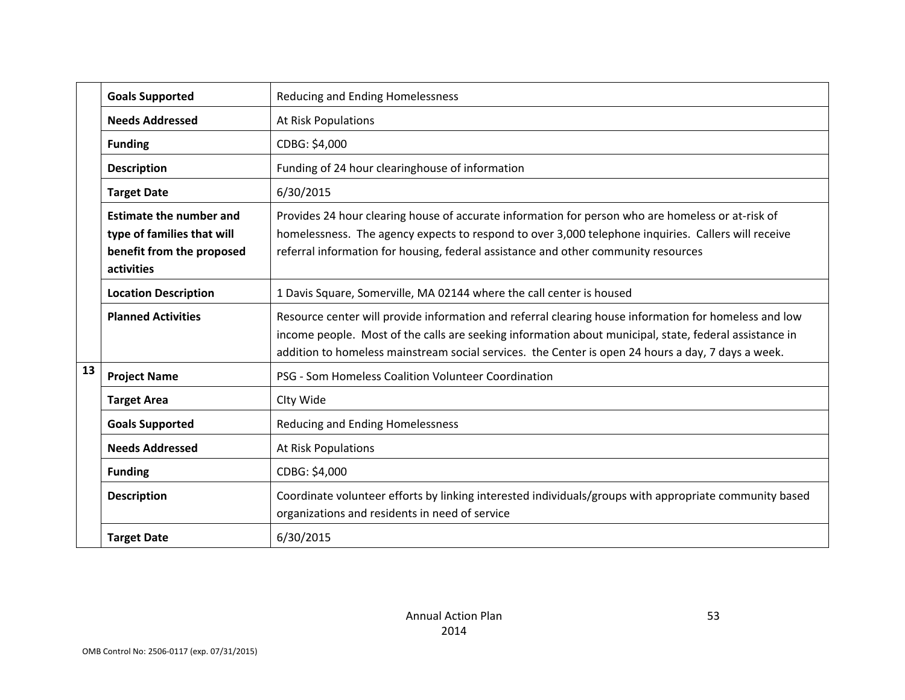| | | |
|---|---|---|
| | **Goals Supported** | Reducing and Ending Homelessness |
| | **Needs Addressed** | At Risk Populations |
| | **Funding** | CDBG: $4,000 |
| | **Description** | Funding of 24 hour clearinghouse of information |
| | **Target Date** | 6/30/2015 |
| | **Estimate the number and type of families that will benefit from the proposed activities** | Provides 24 hour clearing house of accurate information for person who are homeless or at-risk of homelessness. The agency expects to respond to over 3,000 telephone inquiries. Callers will receive referral information for housing, federal assistance and other community resources |
| | **Location Description** | 1 Davis Square, Somerville, MA 02144 where the call center is housed |
| | **Planned Activities** | Resource center will provide information and referral clearing house information for homeless and low income people. Most of the calls are seeking information about municipal, state, federal assistance in addition to homeless mainstream social services. the Center is open 24 hours a day, 7 days a week. |
| 13 | **Project Name** | PSG - Som Homeless Coalition Volunteer Coordination |
| | **Target Area** | CIty Wide |
| | **Goals Supported** | Reducing and Ending Homelessness |
| | **Needs Addressed** | At Risk Populations |
| | **Funding** | CDBG: $4,000 |
| | **Description** | Coordinate volunteer efforts by linking interested individuals/groups with appropriate community based organizations and residents in need of service |
| | **Target Date** | 6/30/2015 |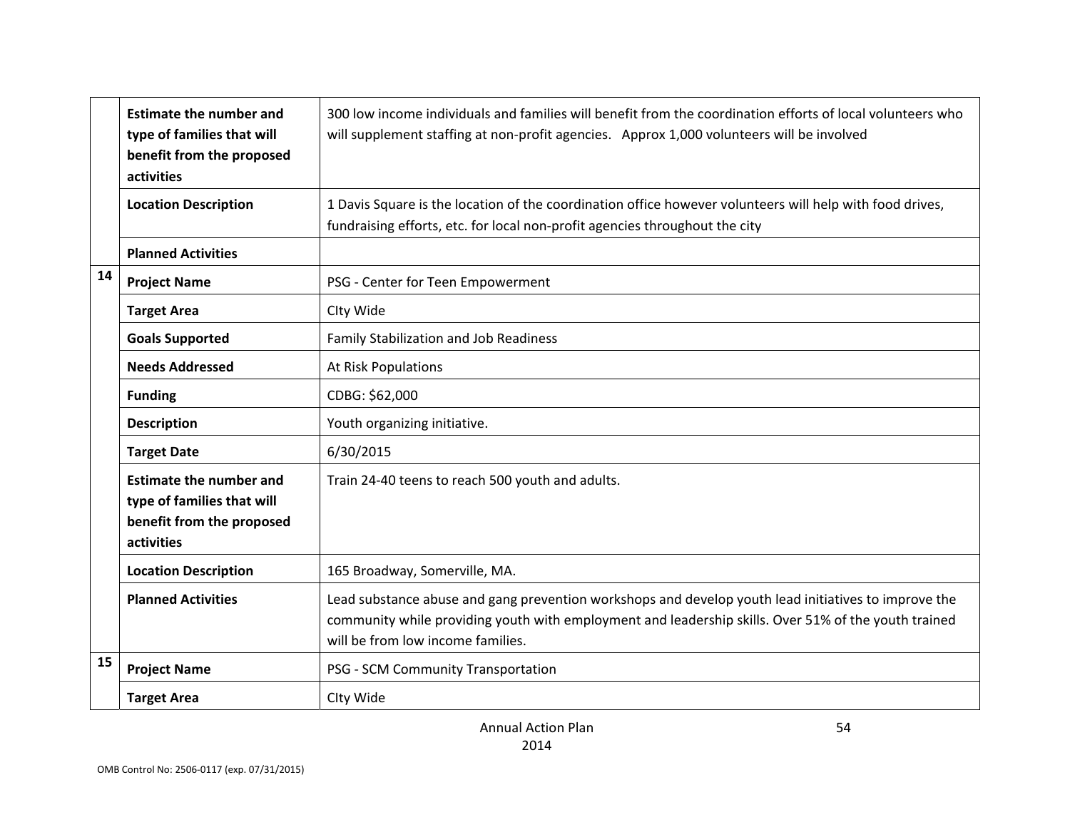| | | |
|---|---|---|
| | **Estimate the number and type of families that will benefit from the proposed activities** | 300 low income individuals and families will benefit from the coordination efforts of local volunteers who will supplement staffing at non-profit agencies. Approx 1,000 volunteers will be involved |
| | **Location Description** | 1 Davis Square is the location of the coordination office however volunteers will help with food drives, fundraising efforts, etc. for local non-profit agencies throughout the city |
| | **Planned Activities** | |
| 14 | **Project Name** | PSG - Center for Teen Empowerment |
| | **Target Area** | CIty Wide |
| | **Goals Supported** | Family Stabilization and Job Readiness |
| | **Needs Addressed** | At Risk Populations |
| | **Funding** | CDBG: $62,000 |
| | **Description** | Youth organizing initiative. |
| | **Target Date** | 6/30/2015 |
| | **Estimate the number and type of families that will benefit from the proposed activities** | Train 24-40 teens to reach 500 youth and adults. |
| | **Location Description** | 165 Broadway, Somerville, MA. |
| | **Planned Activities** | Lead substance abuse and gang prevention workshops and develop youth lead initiatives to improve the community while providing youth with employment and leadership skills. Over 51% of the youth trained will be from low income families. |
| 15 | **Project Name** | PSG - SCM Community Transportation |
| | **Target Area** | CIty Wide |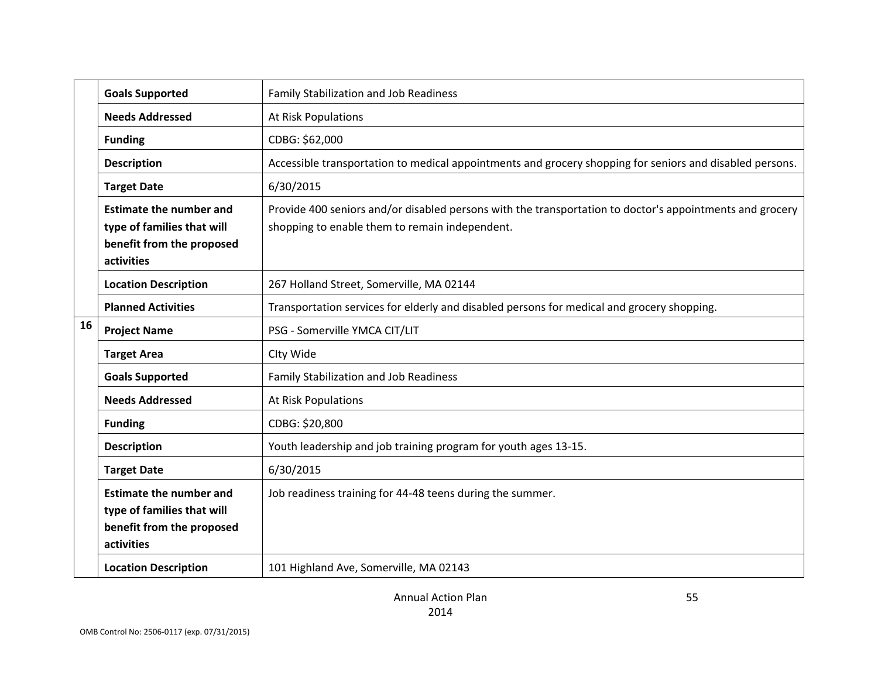| | | |
|---|---|---|
| | **Goals Supported** | Family Stabilization and Job Readiness |
| | **Needs Addressed** | At Risk Populations |
| | **Funding** | CDBG: $62,000 |
| | **Description** | Accessible transportation to medical appointments and grocery shopping for seniors and disabled persons. |
| | **Target Date** | 6/30/2015 |
| | **Estimate the number and type of families that will benefit from the proposed activities** | Provide 400 seniors and/or disabled persons with the transportation to doctor's appointments and grocery shopping to enable them to remain independent. |
| | **Location Description** | 267 Holland Street, Somerville, MA 02144 |
| | **Planned Activities** | Transportation services for elderly and disabled persons for medical and grocery shopping. |
| 16 | **Project Name** | PSG - Somerville YMCA CIT/LIT |
| | **Target Area** | CIty Wide |
| | **Goals Supported** | Family Stabilization and Job Readiness |
| | **Needs Addressed** | At Risk Populations |
| | **Funding** | CDBG: $20,800 |
| | **Description** | Youth leadership and job training program for youth ages 13-15. |
| | **Target Date** | 6/30/2015 |
| | **Estimate the number and type of families that will benefit from the proposed activities** | Job readiness training for 44-48 teens during the summer. |
| | **Location Description** | 101 Highland Ave, Somerville, MA 02143 |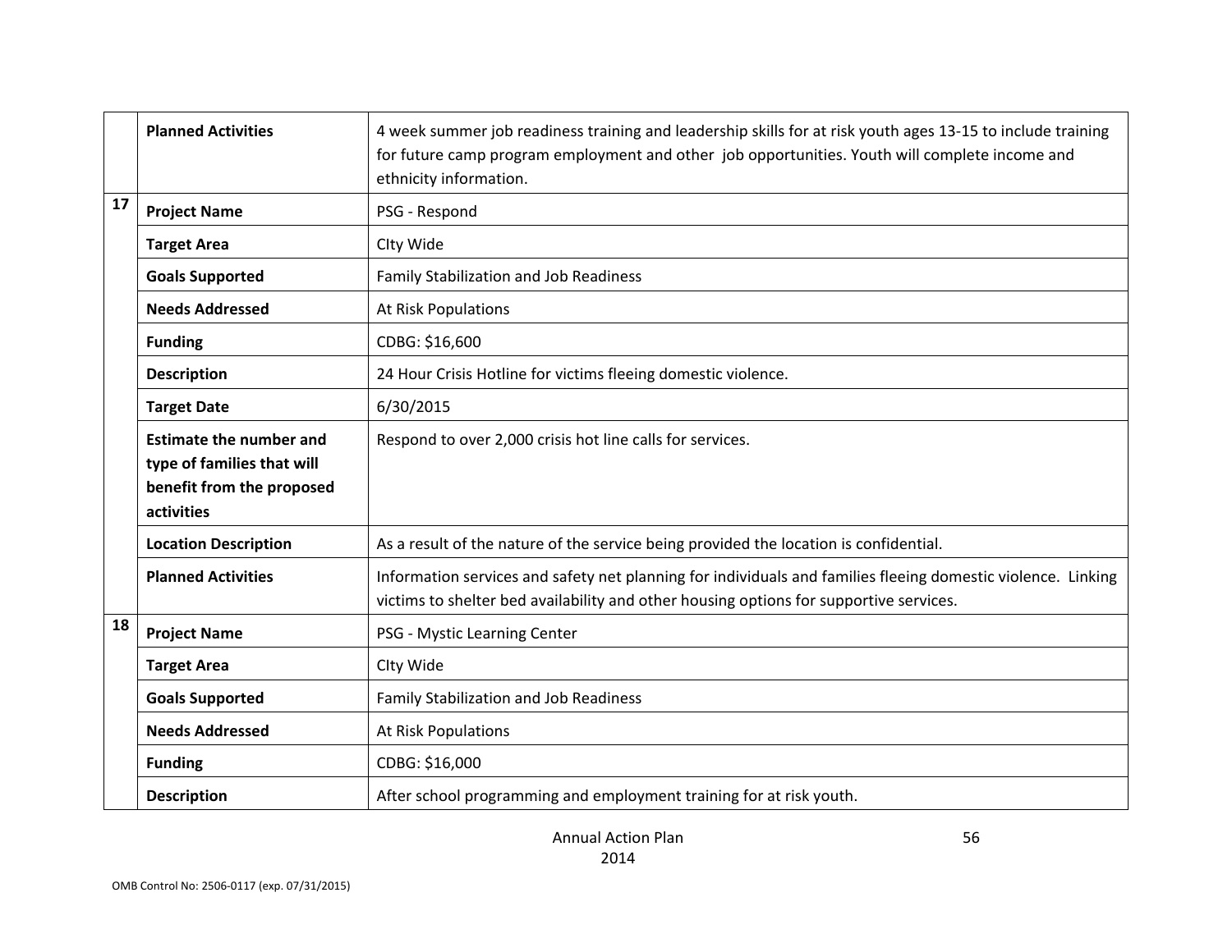|  |  |  |
|---|---|---|
|  | **Planned Activities** | 4 week summer job readiness training and leadership skills for at risk youth ages 13-15 to include training for future camp program employment and other job opportunities. Youth will complete income and ethnicity information. |
| **17** | **Project Name** | PSG - Respond |
|  | **Target Area** | CIty Wide |
|  | **Goals Supported** | Family Stabilization and Job Readiness |
|  | **Needs Addressed** | At Risk Populations |
|  | **Funding** | CDBG: $16,600 |
|  | **Description** | 24 Hour Crisis Hotline for victims fleeing domestic violence. |
|  | **Target Date** | 6/30/2015 |
|  | **Estimate the number and type of families that will benefit from the proposed activities** | Respond to over 2,000 crisis hot line calls for services. |
|  | **Location Description** | As a result of the nature of the service being provided the location is confidential. |
|  | **Planned Activities** | Information services and safety net planning for individuals and families fleeing domestic violence. Linking victims to shelter bed availability and other housing options for supportive services. |
| **18** | **Project Name** | PSG - Mystic Learning Center |
|  | **Target Area** | CIty Wide |
|  | **Goals Supported** | Family Stabilization and Job Readiness |
|  | **Needs Addressed** | At Risk Populations |
|  | **Funding** | CDBG: $16,000 |
|  | **Description** | After school programming and employment training for at risk youth. |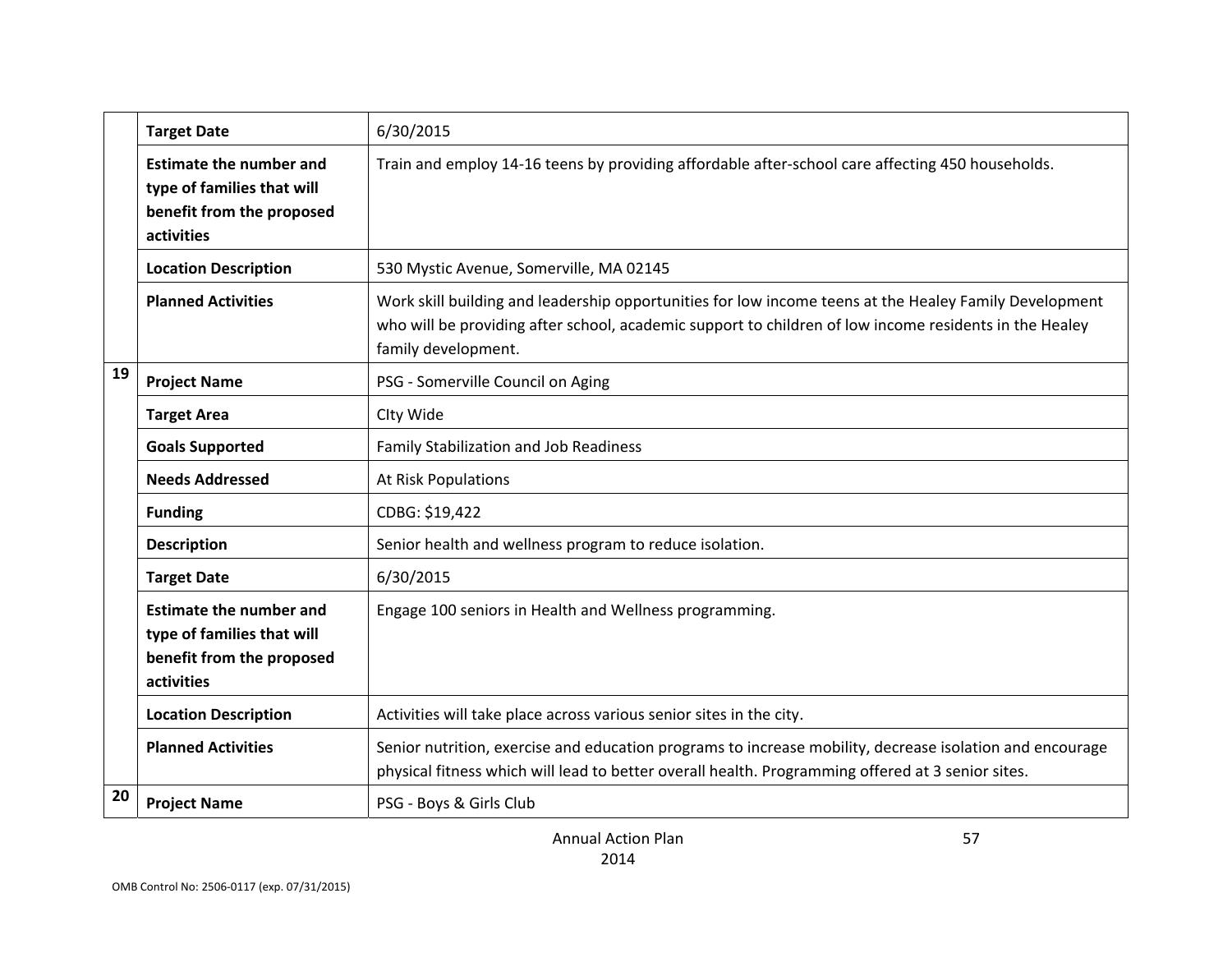| | | |
|---|---|---|
| | **Target Date** | 6/30/2015 |
| | **Estimate the number and type of families that will benefit from the proposed activities** | Train and employ 14-16 teens by providing affordable after-school care affecting 450 households. |
| | **Location Description** | 530 Mystic Avenue, Somerville, MA 02145 |
| | **Planned Activities** | Work skill building and leadership opportunities for low income teens at the Healey Family Development who will be providing after school, academic support to children of low income residents in the Healey family development. |
| 19 | **Project Name** | PSG - Somerville Council on Aging |
| | **Target Area** | CIty Wide |
| | **Goals Supported** | Family Stabilization and Job Readiness |
| | **Needs Addressed** | At Risk Populations |
| | **Funding** | CDBG: $19,422 |
| | **Description** | Senior health and wellness program to reduce isolation. |
| | **Target Date** | 6/30/2015 |
| | **Estimate the number and type of families that will benefit from the proposed activities** | Engage 100 seniors in Health and Wellness programming. |
| | **Location Description** | Activities will take place across various senior sites in the city. |
| | **Planned Activities** | Senior nutrition, exercise and education programs to increase mobility, decrease isolation and encourage physical fitness which will lead to better overall health. Programming offered at 3 senior sites. |
| 20 | **Project Name** | PSG - Boys & Girls Club |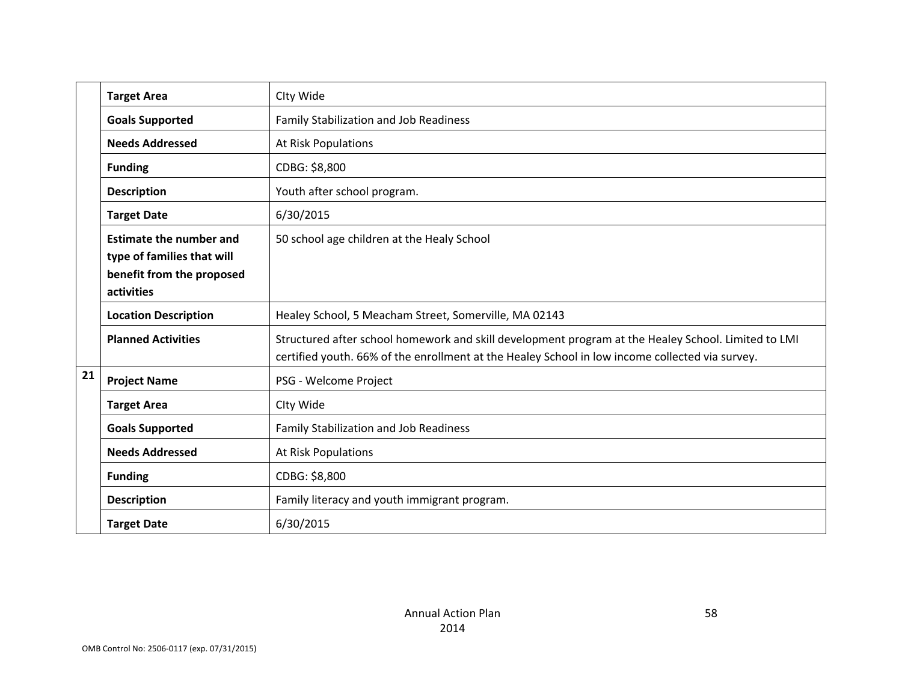| | | |
|---|---|---|
| | **Target Area** | CIty Wide |
| | **Goals Supported** | Family Stabilization and Job Readiness |
| | **Needs Addressed** | At Risk Populations |
| | **Funding** | CDBG: $8,800 |
| | **Description** | Youth after school program. |
| | **Target Date** | 6/30/2015 |
| | **Estimate the number and type of families that will benefit from the proposed activities** | 50 school age children at the Healy School |
| | **Location Description** | Healey School, 5 Meacham Street, Somerville, MA 02143 |
| | **Planned Activities** | Structured after school homework and skill development program at the Healey School. Limited to LMI certified youth. 66% of the enrollment at the Healey School in low income collected via survey. |
| **21** | **Project Name** | PSG - Welcome Project |
| | **Target Area** | CIty Wide |
| | **Goals Supported** | Family Stabilization and Job Readiness |
| | **Needs Addressed** | At Risk Populations |
| | **Funding** | CDBG: $8,800 |
| | **Description** | Family literacy and youth immigrant program. |
| | **Target Date** | 6/30/2015 |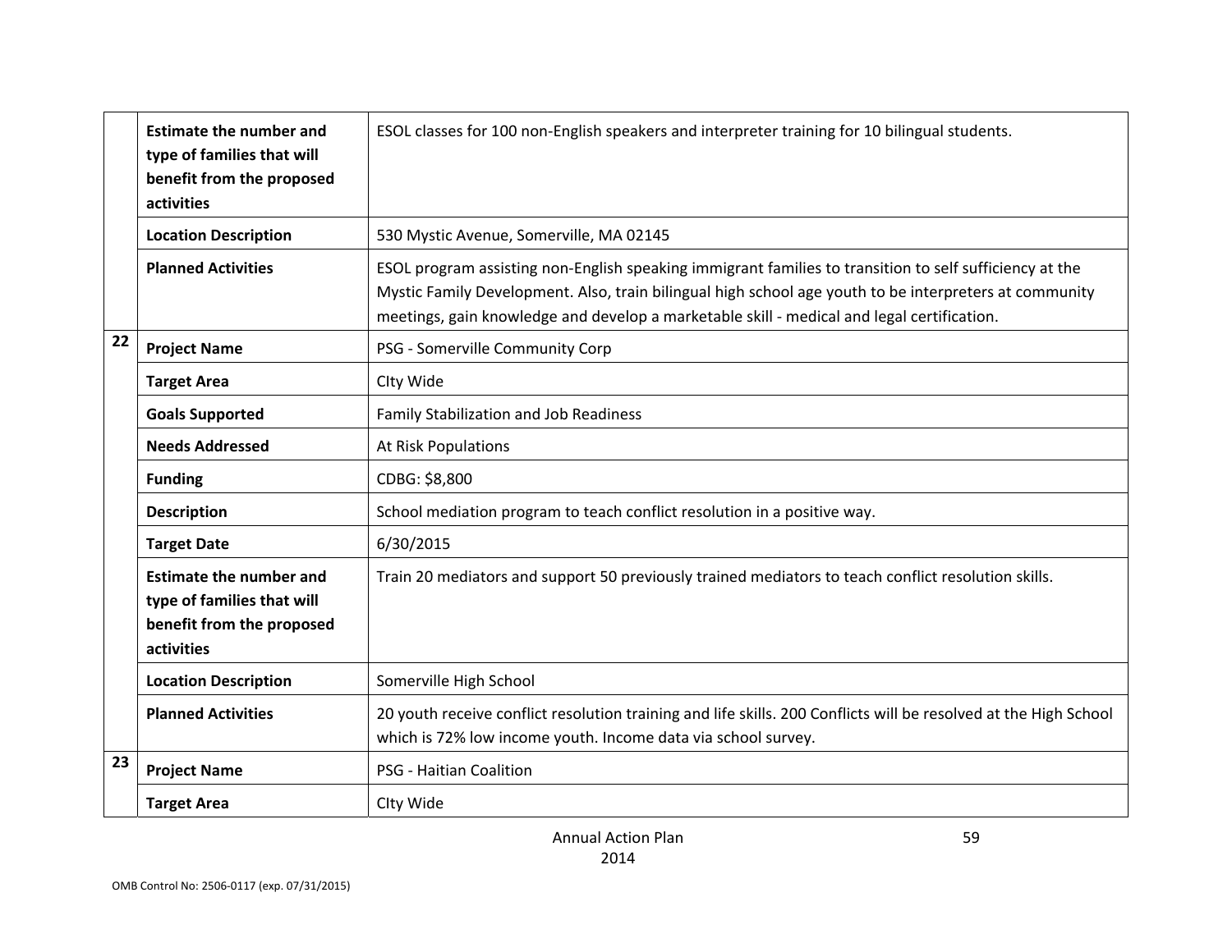| | | |
|---|---|---|
| | **Estimate the number and type of families that will benefit from the proposed activities** | ESOL classes for 100 non-English speakers and interpreter training for 10 bilingual students. |
| | **Location Description** | 530 Mystic Avenue, Somerville, MA 02145 |
| | **Planned Activities** | ESOL program assisting non-English speaking immigrant families to transition to self sufficiency at the Mystic Family Development. Also, train bilingual high school age youth to be interpreters at community meetings, gain knowledge and develop a marketable skill - medical and legal certification. |
| 22 | **Project Name** | PSG - Somerville Community Corp |
| | **Target Area** | CIty Wide |
| | **Goals Supported** | Family Stabilization and Job Readiness |
| | **Needs Addressed** | At Risk Populations |
| | **Funding** | CDBG: $8,800 |
| | **Description** | School mediation program to teach conflict resolution in a positive way. |
| | **Target Date** | 6/30/2015 |
| | **Estimate the number and type of families that will benefit from the proposed activities** | Train 20 mediators and support 50 previously trained mediators to teach conflict resolution skills. |
| | **Location Description** | Somerville High School |
| | **Planned Activities** | 20 youth receive conflict resolution training and life skills. 200 Conflicts will be resolved at the High School which is 72% low income youth. Income data via school survey. |
| 23 | **Project Name** | PSG - Haitian Coalition |
| | **Target Area** | CIty Wide |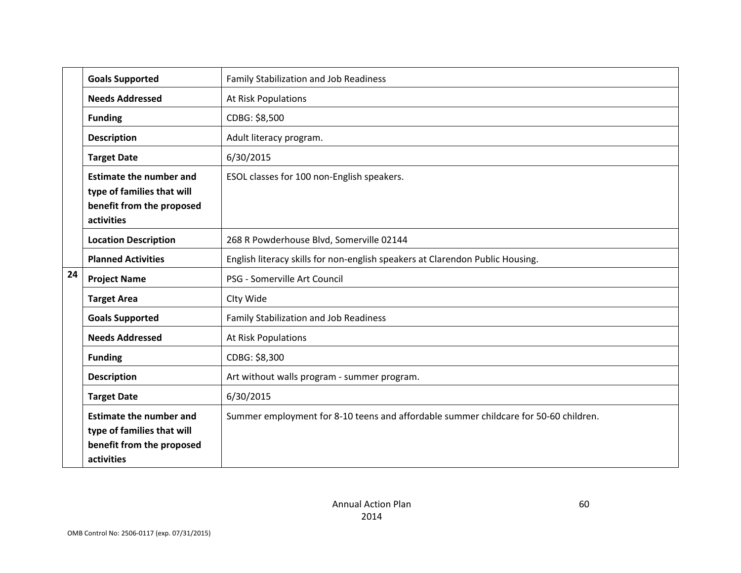| | | |
|---|---|---|
| | **Goals Supported** | Family Stabilization and Job Readiness |
| | **Needs Addressed** | At Risk Populations |
| | **Funding** | CDBG: $8,500 |
| | **Description** | Adult literacy program. |
| | **Target Date** | 6/30/2015 |
| | **Estimate the number and type of families that will benefit from the proposed activities** | ESOL classes for 100 non-English speakers. |
| | **Location Description** | 268 R Powderhouse Blvd, Somerville 02144 |
| | **Planned Activities** | English literacy skills for non-english speakers at Clarendon Public Housing. |
| **24** | **Project Name** | PSG - Somerville Art Council |
| | **Target Area** | CIty Wide |
| | **Goals Supported** | Family Stabilization and Job Readiness |
| | **Needs Addressed** | At Risk Populations |
| | **Funding** | CDBG: $8,300 |
| | **Description** | Art without walls program - summer program. |
| | **Target Date** | 6/30/2015 |
| | **Estimate the number and type of families that will benefit from the proposed activities** | Summer employment for 8-10 teens and affordable summer childcare for 50-60 children. |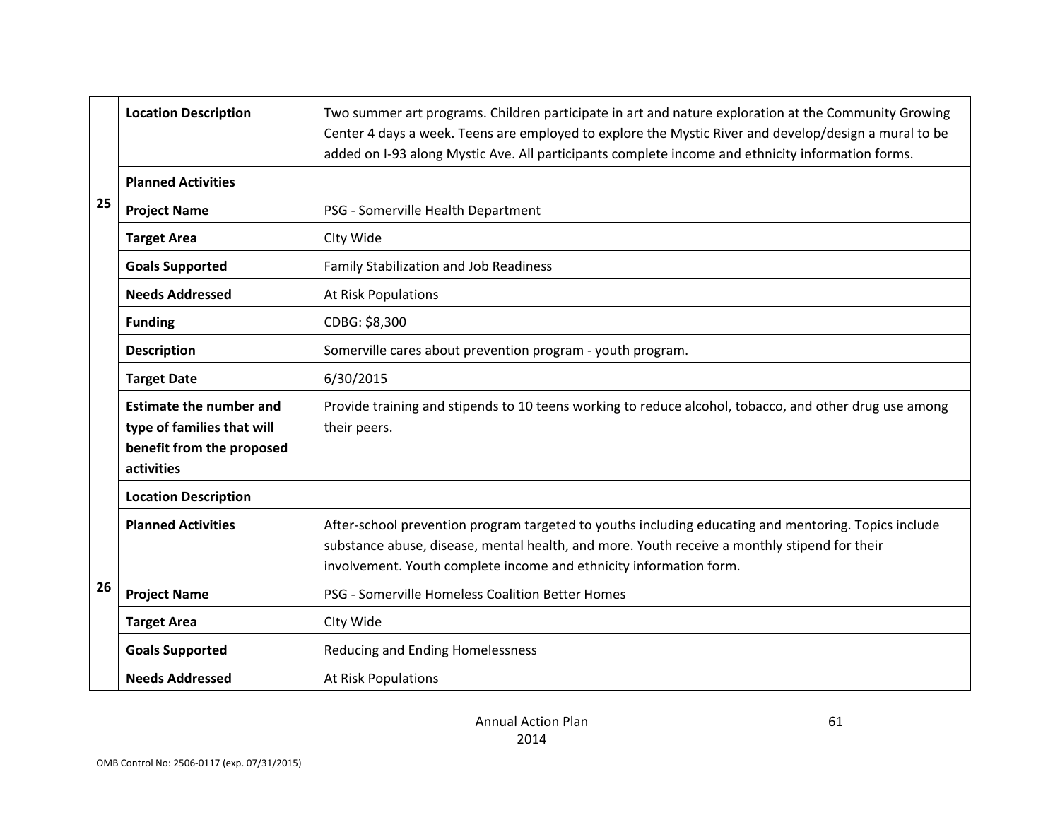| | | |
|---|---|---|
| | **Location Description** | Two summer art programs. Children participate in art and nature exploration at the Community Growing Center 4 days a week. Teens are employed to explore the Mystic River and develop/design a mural to be added on I-93 along Mystic Ave. All participants complete income and ethnicity information forms. |
| | **Planned Activities** | |
| 25 | **Project Name** | PSG - Somerville Health Department |
| | **Target Area** | CIty Wide |
| | **Goals Supported** | Family Stabilization and Job Readiness |
| | **Needs Addressed** | At Risk Populations |
| | **Funding** | CDBG: $8,300 |
| | **Description** | Somerville cares about prevention program - youth program. |
| | **Target Date** | 6/30/2015 |
| | **Estimate the number and type of families that will benefit from the proposed activities** | Provide training and stipends to 10 teens working to reduce alcohol, tobacco, and other drug use among their peers. |
| | **Location Description** | |
| | **Planned Activities** | After-school prevention program targeted to youths including educating and mentoring. Topics include substance abuse, disease, mental health, and more. Youth receive a monthly stipend for their involvement. Youth complete income and ethnicity information form. |
| 26 | **Project Name** | PSG - Somerville Homeless Coalition Better Homes |
| | **Target Area** | CIty Wide |
| | **Goals Supported** | Reducing and Ending Homelessness |
| | **Needs Addressed** | At Risk Populations |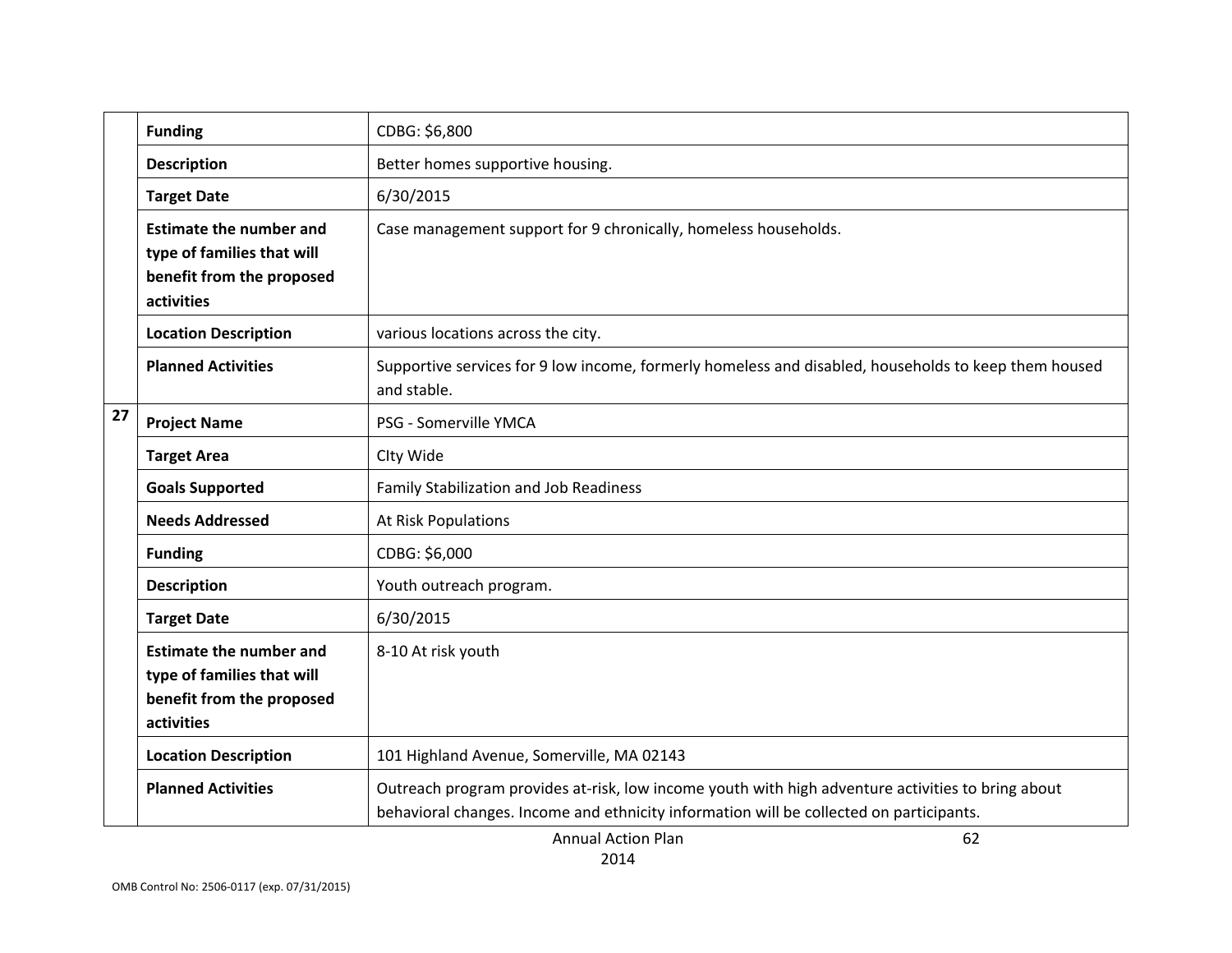| | | |
|---|---|---|
| | **Funding** | CDBG: $6,800 |
| | **Description** | Better homes supportive housing. |
| | **Target Date** | 6/30/2015 |
| | **Estimate the number and type of families that will benefit from the proposed activities** | Case management support for 9 chronically, homeless households. |
| | **Location Description** | various locations across the city. |
| | **Planned Activities** | Supportive services for 9 low income, formerly homeless and disabled, households to keep them housed and stable. |
| **27** | **Project Name** | PSG - Somerville YMCA |
| | **Target Area** | CIty Wide |
| | **Goals Supported** | Family Stabilization and Job Readiness |
| | **Needs Addressed** | At Risk Populations |
| | **Funding** | CDBG: $6,000 |
| | **Description** | Youth outreach program. |
| | **Target Date** | 6/30/2015 |
| | **Estimate the number and type of families that will benefit from the proposed activities** | 8-10 At risk youth |
| | **Location Description** | 101 Highland Avenue, Somerville, MA 02143 |
| | **Planned Activities** | Outreach program provides at-risk, low income youth with high adventure activities to bring about behavioral changes. Income and ethnicity information will be collected on participants. |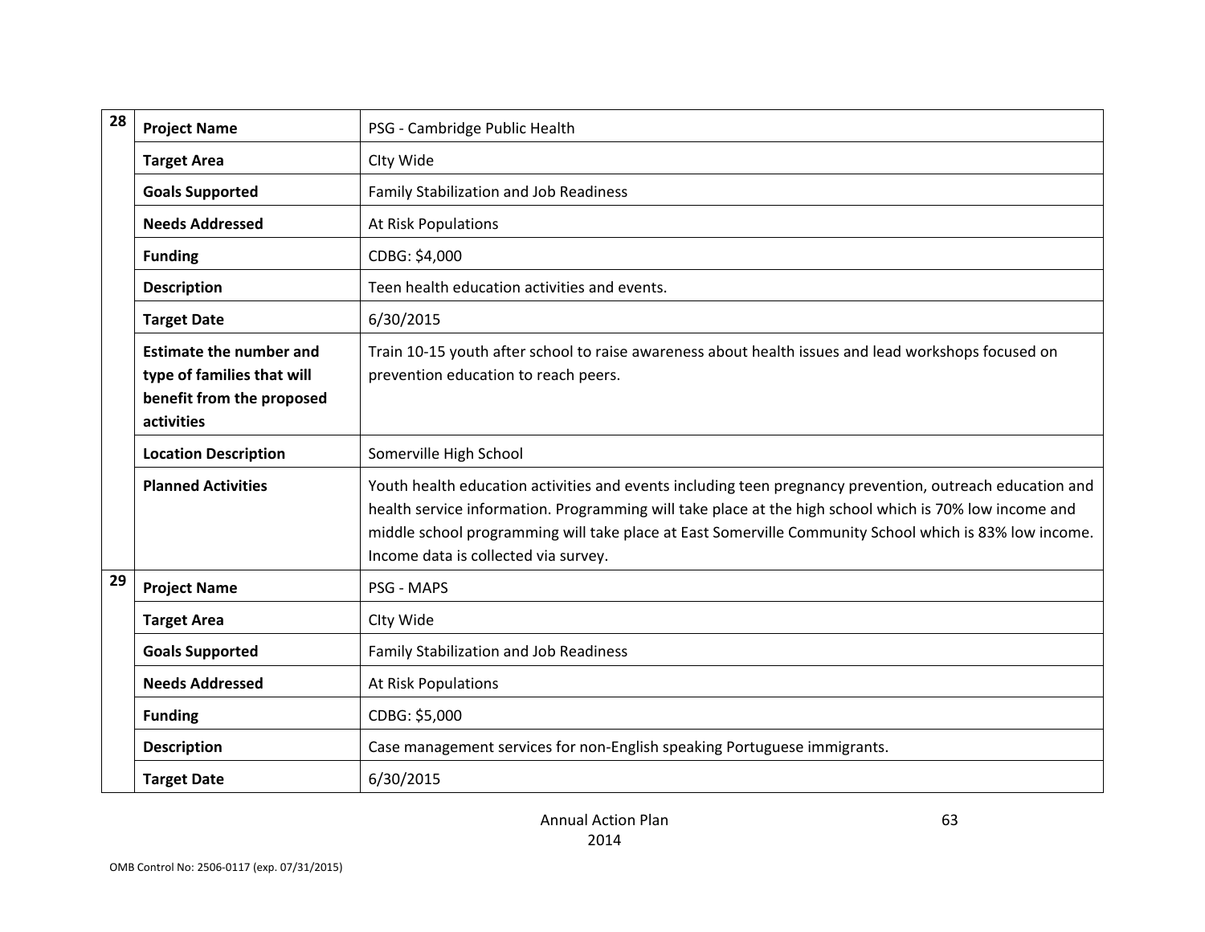| | | |
|---|---|---|
| 28 | **Project Name** | PSG - Cambridge Public Health |
| | **Target Area** | CIty Wide |
| | **Goals Supported** | Family Stabilization and Job Readiness |
| | **Needs Addressed** | At Risk Populations |
| | **Funding** | CDBG: $4,000 |
| | **Description** | Teen health education activities and events. |
| | **Target Date** | 6/30/2015 |
| | **Estimate the number and type of families that will benefit from the proposed activities** | Train 10-15 youth after school to raise awareness about health issues and lead workshops focused on prevention education to reach peers. |
| | **Location Description** | Somerville High School |
| | **Planned Activities** | Youth health education activities and events including teen pregnancy prevention, outreach education and health service information. Programming will take place at the high school which is 70% low income and middle school programming will take place at East Somerville Community School which is 83% low income. Income data is collected via survey. |
| 29 | **Project Name** | PSG - MAPS |
| | **Target Area** | CIty Wide |
| | **Goals Supported** | Family Stabilization and Job Readiness |
| | **Needs Addressed** | At Risk Populations |
| | **Funding** | CDBG: $5,000 |
| | **Description** | Case management services for non-English speaking Portuguese immigrants. |
| | **Target Date** | 6/30/2015 |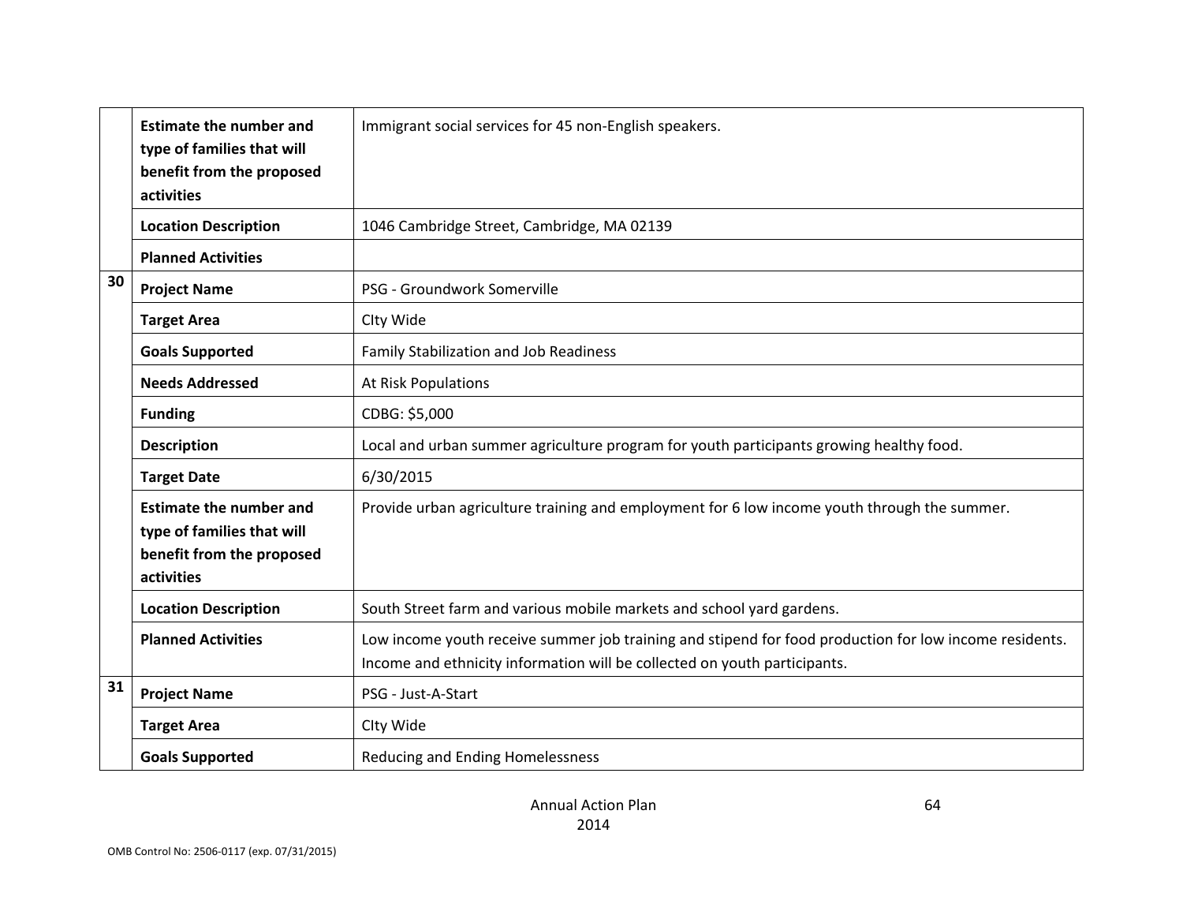| | | |
|---|---|---|
| | **Estimate the number and type of families that will benefit from the proposed activities** | Immigrant social services for 45 non-English speakers. |
| | **Location Description** | 1046 Cambridge Street, Cambridge, MA 02139 |
| | **Planned Activities** | |
| 30 | **Project Name** | PSG - Groundwork Somerville |
| | **Target Area** | CIty Wide |
| | **Goals Supported** | Family Stabilization and Job Readiness |
| | **Needs Addressed** | At Risk Populations |
| | **Funding** | CDBG: $5,000 |
| | **Description** | Local and urban summer agriculture program for youth participants growing healthy food. |
| | **Target Date** | 6/30/2015 |
| | **Estimate the number and type of families that will benefit from the proposed activities** | Provide urban agriculture training and employment for 6 low income youth through the summer. |
| | **Location Description** | South Street farm and various mobile markets and school yard gardens. |
| | **Planned Activities** | Low income youth receive summer job training and stipend for food production for low income residents. Income and ethnicity information will be collected on youth participants. |
| 31 | **Project Name** | PSG - Just-A-Start |
| | **Target Area** | CIty Wide |
| | **Goals Supported** | Reducing and Ending Homelessness |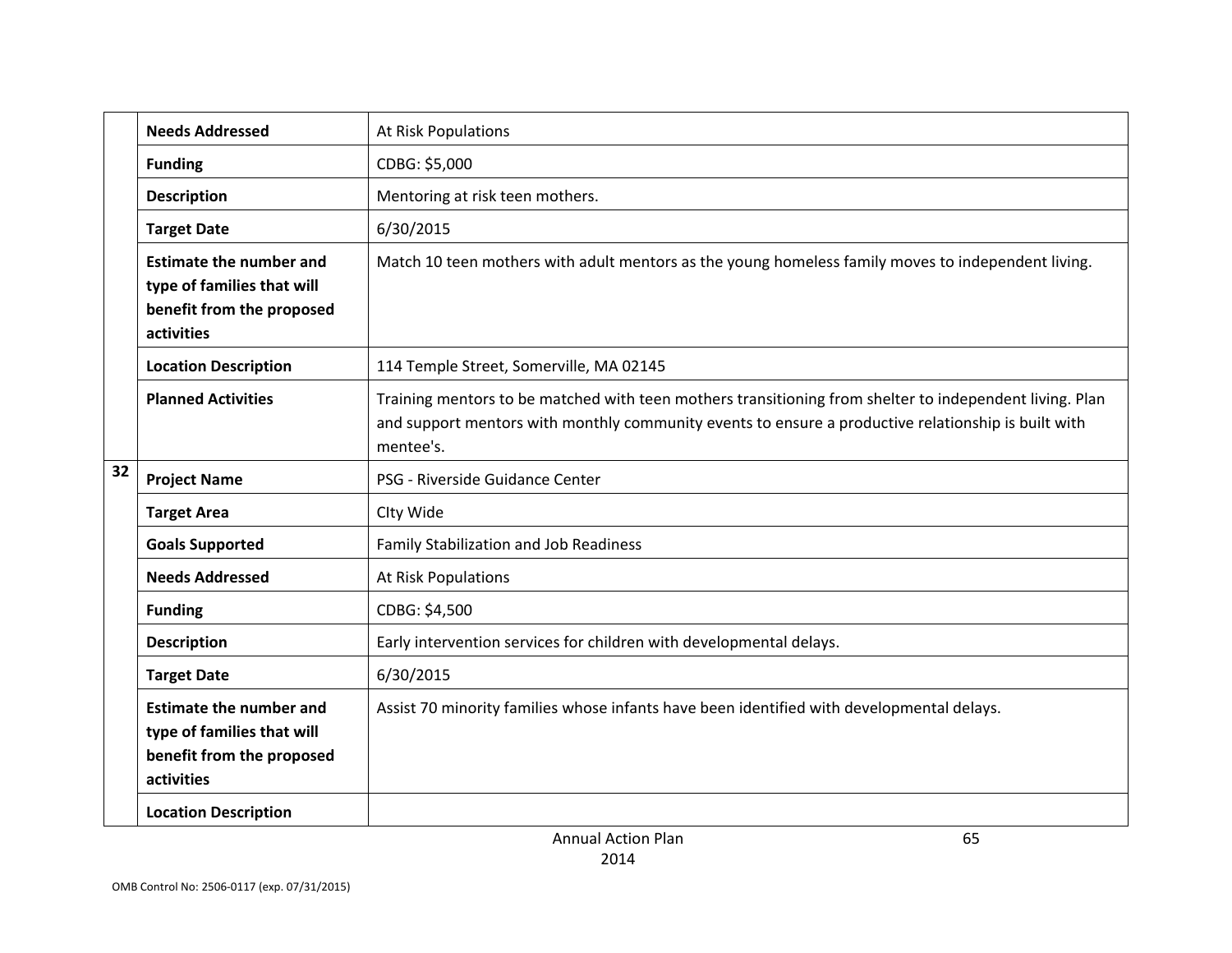| | | |
|---|---|---|
| | **Needs Addressed** | At Risk Populations |
| | **Funding** | CDBG: $5,000 |
| | **Description** | Mentoring at risk teen mothers. |
| | **Target Date** | 6/30/2015 |
| | **Estimate the number and type of families that will benefit from the proposed activities** | Match 10 teen mothers with adult mentors as the young homeless family moves to independent living. |
| | **Location Description** | 114 Temple Street, Somerville, MA 02145 |
| | **Planned Activities** | Training mentors to be matched with teen mothers transitioning from shelter to independent living. Plan and support mentors with monthly community events to ensure a productive relationship is built with mentee's. |
| **32** | **Project Name** | PSG - Riverside Guidance Center |
| | **Target Area** | CIty Wide |
| | **Goals Supported** | Family Stabilization and Job Readiness |
| | **Needs Addressed** | At Risk Populations |
| | **Funding** | CDBG: $4,500 |
| | **Description** | Early intervention services for children with developmental delays. |
| | **Target Date** | 6/30/2015 |
| | **Estimate the number and type of families that will benefit from the proposed activities** | Assist 70 minority families whose infants have been identified with developmental delays. |
| | **Location Description** | |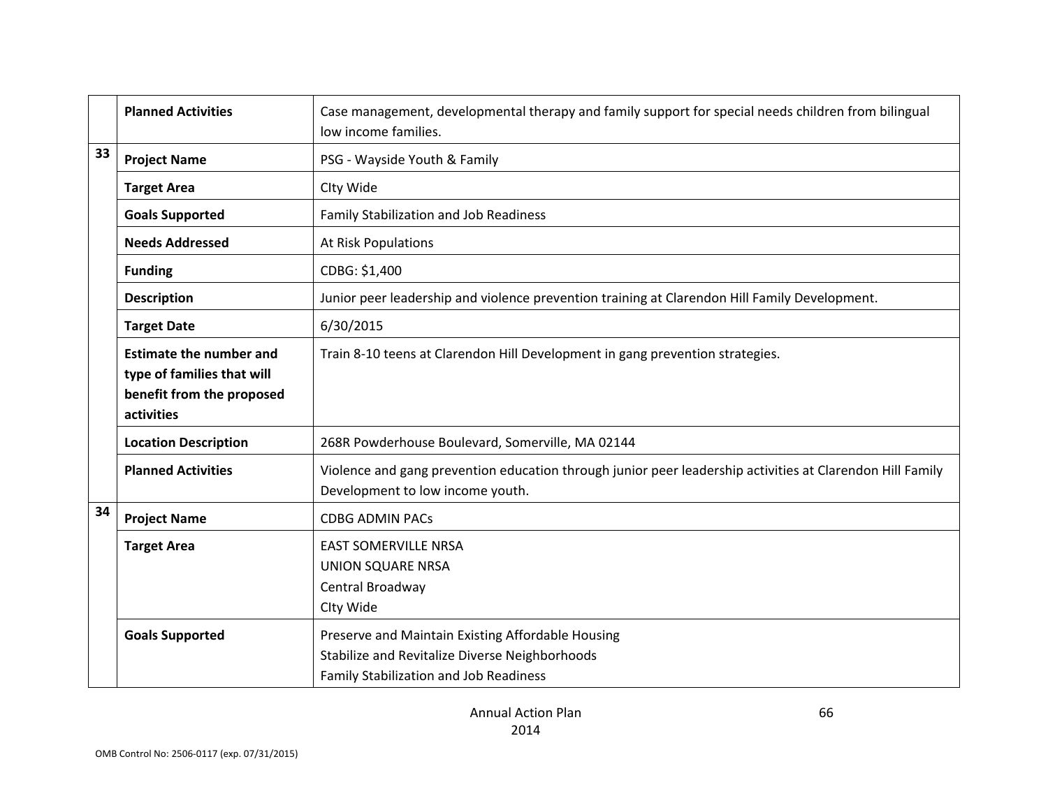| | | |
|---|---|---|
| | **Planned Activities** | Case management, developmental therapy and family support for special needs children from bilingual low income families. |
| 33 | **Project Name** | PSG - Wayside Youth & Family |
| | **Target Area** | CIty Wide |
| | **Goals Supported** | Family Stabilization and Job Readiness |
| | **Needs Addressed** | At Risk Populations |
| | **Funding** | CDBG: $1,400 |
| | **Description** | Junior peer leadership and violence prevention training at Clarendon Hill Family Development. |
| | **Target Date** | 6/30/2015 |
| | **Estimate the number and type of families that will benefit from the proposed activities** | Train 8-10 teens at Clarendon Hill Development in gang prevention strategies. |
| | **Location Description** | 268R Powderhouse Boulevard, Somerville, MA 02144 |
| | **Planned Activities** | Violence and gang prevention education through junior peer leadership activities at Clarendon Hill Family Development to low income youth. |
| 34 | **Project Name** | CDBG ADMIN PACs |
| | **Target Area** | EAST SOMERVILLE NRSA<br>UNION SQUARE NRSA<br>Central Broadway<br>CIty Wide |
| | **Goals Supported** | Preserve and Maintain Existing Affordable Housing<br>Stabilize and Revitalize Diverse Neighborhoods<br>Family Stabilization and Job Readiness |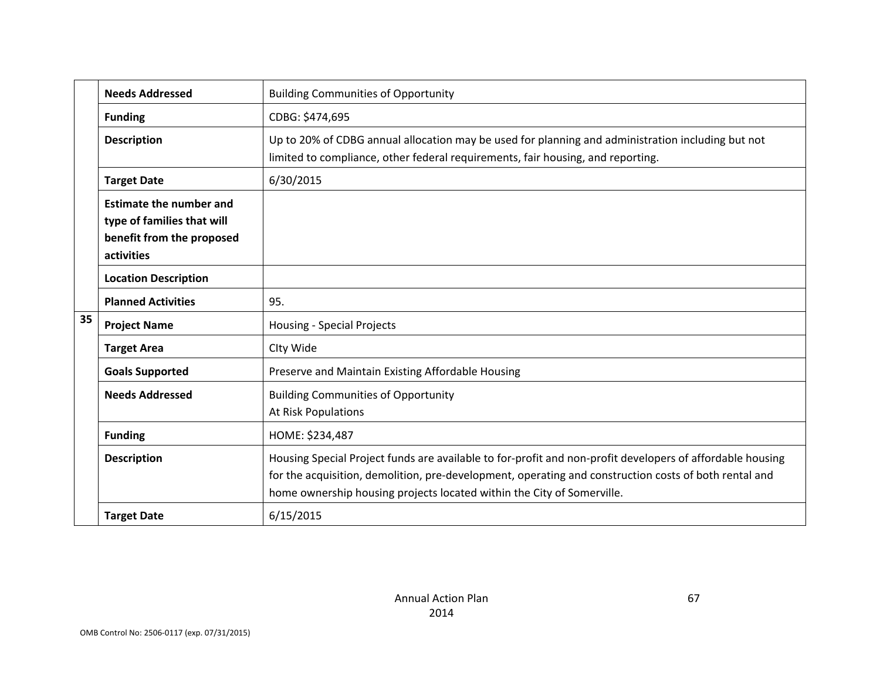| | | |
|---|---|---|
| | **Needs Addressed** | Building Communities of Opportunity |
| | **Funding** | CDBG: $474,695 |
| | **Description** | Up to 20% of CDBG annual allocation may be used for planning and administration including but not limited to compliance, other federal requirements, fair housing, and reporting. |
| | **Target Date** | 6/30/2015 |
| | **Estimate the number and type of families that will benefit from the proposed activities** | |
| | **Location Description** | |
| | **Planned Activities** | 95. |
| **35** | **Project Name** | Housing - Special Projects |
| | **Target Area** | CIty Wide |
| | **Goals Supported** | Preserve and Maintain Existing Affordable Housing |
| | **Needs Addressed** | Building Communities of Opportunity<br>At Risk Populations |
| | **Funding** | HOME: $234,487 |
| | **Description** | Housing Special Project funds are available to for-profit and non-profit developers of affordable housing for the acquisition, demolition, pre-development, operating and construction costs of both rental and home ownership housing projects located within the City of Somerville. |
| | **Target Date** | 6/15/2015 |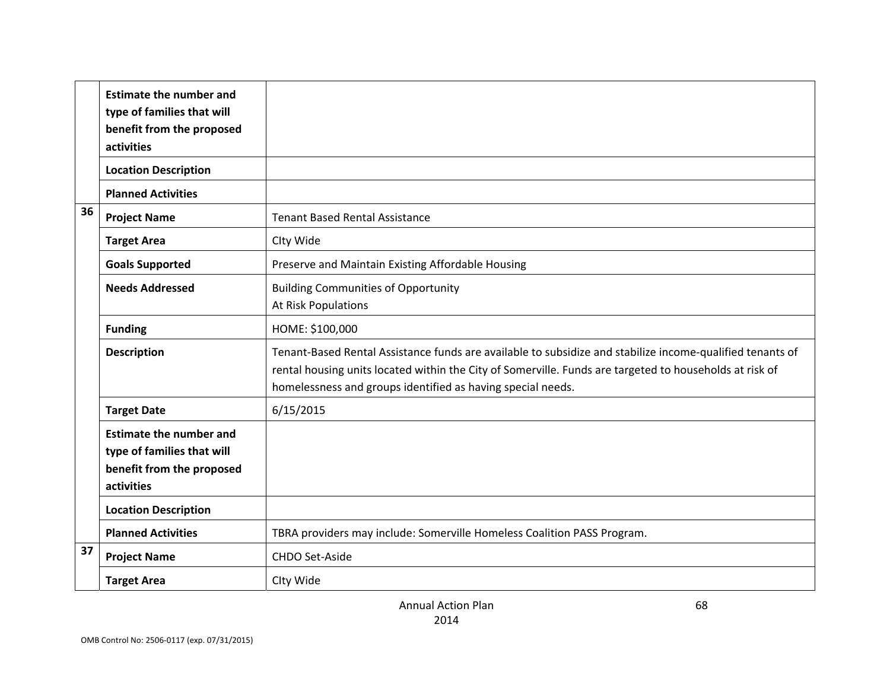| | | |
|---|---|---|
| | **Estimate the number and type of families that will benefit from the proposed activities** | |
| | **Location Description** | |
| | **Planned Activities** | |
| 36 | **Project Name** | Tenant Based Rental Assistance |
| | **Target Area** | CIty Wide |
| | **Goals Supported** | Preserve and Maintain Existing Affordable Housing |
| | **Needs Addressed** | Building Communities of Opportunity<br>At Risk Populations |
| | **Funding** | HOME: $100,000 |
| | **Description** | Tenant-Based Rental Assistance funds are available to subsidize and stabilize income-qualified tenants of rental housing units located within the City of Somerville. Funds are targeted to households at risk of homelessness and groups identified as having special needs. |
| | **Target Date** | 6/15/2015 |
| | **Estimate the number and type of families that will benefit from the proposed activities** | |
| | **Location Description** | |
| | **Planned Activities** | TBRA providers may include: Somerville Homeless Coalition PASS Program. |
| 37 | **Project Name** | CHDO Set-Aside |
| | **Target Area** | CIty Wide |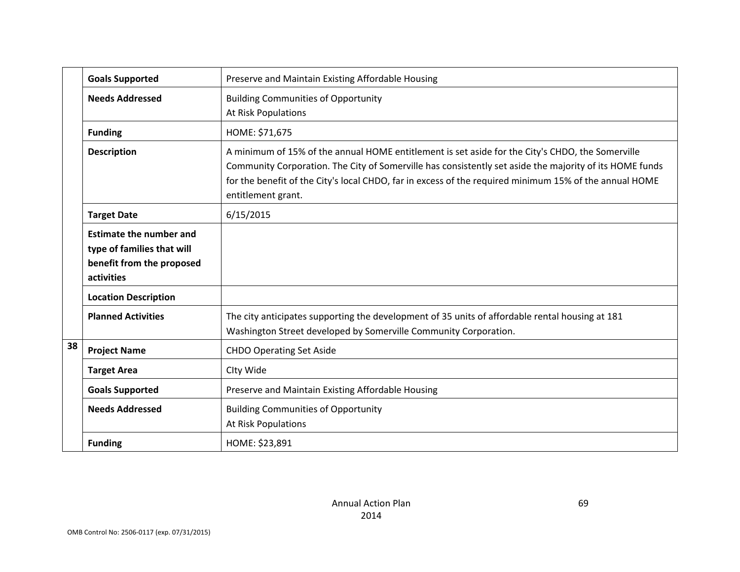| | | |
|---|---|---|
| | **Goals Supported** | Preserve and Maintain Existing Affordable Housing |
| | **Needs Addressed** | Building Communities of Opportunity<br>At Risk Populations |
| | **Funding** | HOME: $71,675 |
| | **Description** | A minimum of 15% of the annual HOME entitlement is set aside for the City's CHDO, the Somerville Community Corporation. The City of Somerville has consistently set aside the majority of its HOME funds for the benefit of the City's local CHDO, far in excess of the required minimum 15% of the annual HOME entitlement grant. |
| | **Target Date** | 6/15/2015 |
| | **Estimate the number and type of families that will benefit from the proposed activities** | |
| | **Location Description** | |
| | **Planned Activities** | The city anticipates supporting the development of 35 units of affordable rental housing at 181 Washington Street developed by Somerville Community Corporation. |
| **38** | **Project Name** | CHDO Operating Set Aside |
| | **Target Area** | CIty Wide |
| | **Goals Supported** | Preserve and Maintain Existing Affordable Housing |
| | **Needs Addressed** | Building Communities of Opportunity<br>At Risk Populations |
| | **Funding** | HOME: $23,891 |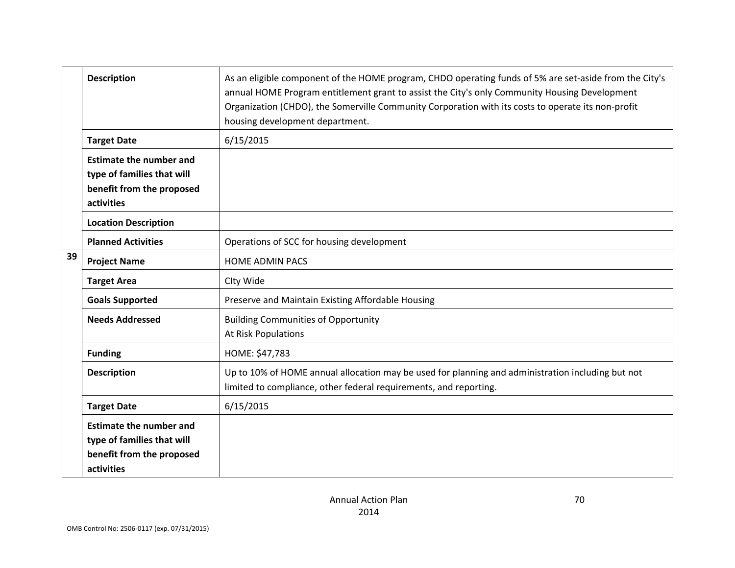| | | |
|---|---|---|
| | **Description** | As an eligible component of the HOME program, CHDO operating funds of 5% are set-aside from the City's annual HOME Program entitlement grant to assist the City's only Community Housing Development Organization (CHDO), the Somerville Community Corporation with its costs to operate its non-profit housing development department. |
| | **Target Date** | 6/15/2015 |
| | **Estimate the number and type of families that will benefit from the proposed activities** | |
| | **Location Description** | |
| | **Planned Activities** | Operations of SCC for housing development |
| **39** | **Project Name** | HOME ADMIN PACS |
| | **Target Area** | CIty Wide |
| | **Goals Supported** | Preserve and Maintain Existing Affordable Housing |
| | **Needs Addressed** | Building Communities of Opportunity<br>At Risk Populations |
| | **Funding** | HOME: $47,783 |
| | **Description** | Up to 10% of HOME annual allocation may be used for planning and administration including but not limited to compliance, other federal requirements, and reporting. |
| | **Target Date** | 6/15/2015 |
| | **Estimate the number and type of families that will benefit from the proposed activities** | |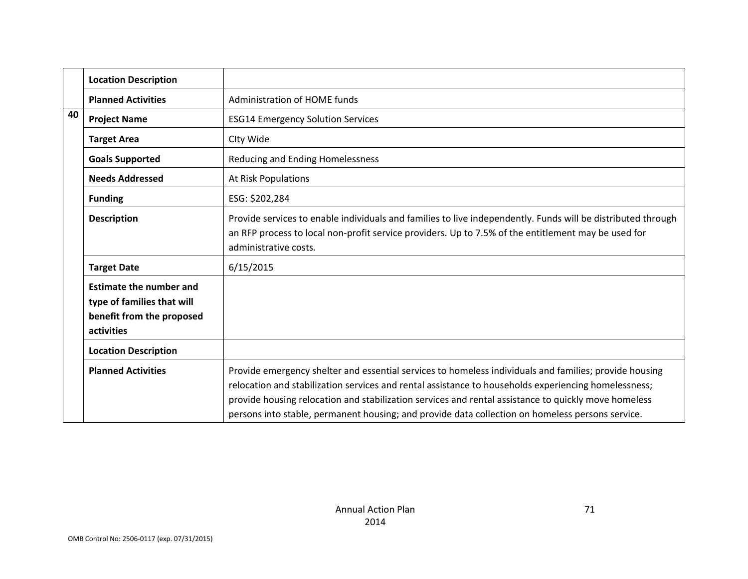| | | |
|---|---|---|
| | **Location Description** | |
| | **Planned Activities** | Administration of HOME funds |
| **40** | **Project Name** | ESG14 Emergency Solution Services |
| | **Target Area** | CIty Wide |
| | **Goals Supported** | Reducing and Ending Homelessness |
| | **Needs Addressed** | At Risk Populations |
| | **Funding** | ESG: $202,284 |
| | **Description** | Provide services to enable individuals and families to live independently. Funds will be distributed through an RFP process to local non-profit service providers. Up to 7.5% of the entitlement may be used for administrative costs. |
| | **Target Date** | 6/15/2015 |
| | **Estimate the number and type of families that will benefit from the proposed activities** | |
| | **Location Description** | |
| | **Planned Activities** | Provide emergency shelter and essential services to homeless individuals and families; provide housing relocation and stabilization services and rental assistance to households experiencing homelessness; provide housing relocation and stabilization services and rental assistance to quickly move homeless persons into stable, permanent housing; and provide data collection on homeless persons service. |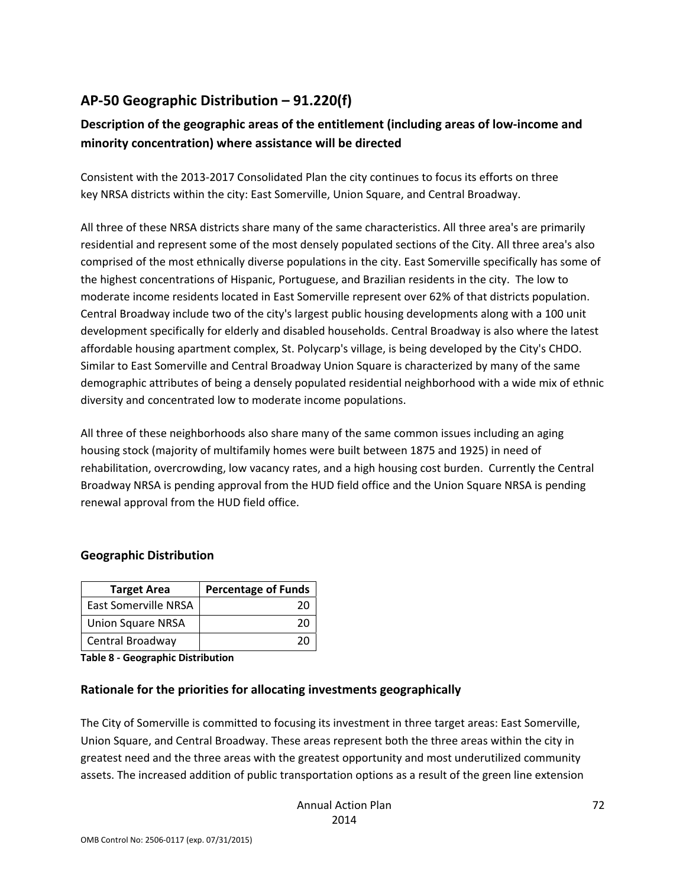## AP-50 Geographic Distribution – 91.220(f)

### Description of the geographic areas of the entitlement (including areas of low-income and minority concentration) where assistance will be directed

Consistent with the 2013-2017 Consolidated Plan the city continues to focus its efforts on three key NRSA districts within the city: East Somerville, Union Square, and Central Broadway.

All three of these NRSA districts share many of the same characteristics. All three area's are primarily residential and represent some of the most densely populated sections of the City. All three area's also comprised of the most ethnically diverse populations in the city. East Somerville specifically has some of the highest concentrations of Hispanic, Portuguese, and Brazilian residents in the city. The low to moderate income residents located in East Somerville represent over 62% of that districts population. Central Broadway include two of the city's largest public housing developments along with a 100 unit development specifically for elderly and disabled households. Central Broadway is also where the latest affordable housing apartment complex, St. Polycarp's village, is being developed by the City's CHDO. Similar to East Somerville and Central Broadway Union Square is characterized by many of the same demographic attributes of being a densely populated residential neighborhood with a wide mix of ethnic diversity and concentrated low to moderate income populations.

All three of these neighborhoods also share many of the same common issues including an aging housing stock (majority of multifamily homes were built between 1875 and 1925) in need of rehabilitation, overcrowding, low vacancy rates, and a high housing cost burden. Currently the Central Broadway NRSA is pending approval from the HUD field office and the Union Square NRSA is pending renewal approval from the HUD field office.

### Geographic Distribution

| Target Area | Percentage of Funds |
|---|---|
| East Somerville NRSA | 20 |
| Union Square NRSA | 20 |
| Central Broadway | 20 |

**Table 8 - Geographic Distribution**

### Rationale for the priorities for allocating investments geographically

The City of Somerville is committed to focusing its investment in three target areas: East Somerville, Union Square, and Central Broadway. These areas represent both the three areas within the city in greatest need and the three areas with the greatest opportunity and most underutilized community assets. The increased addition of public transportation options as a result of the green line extension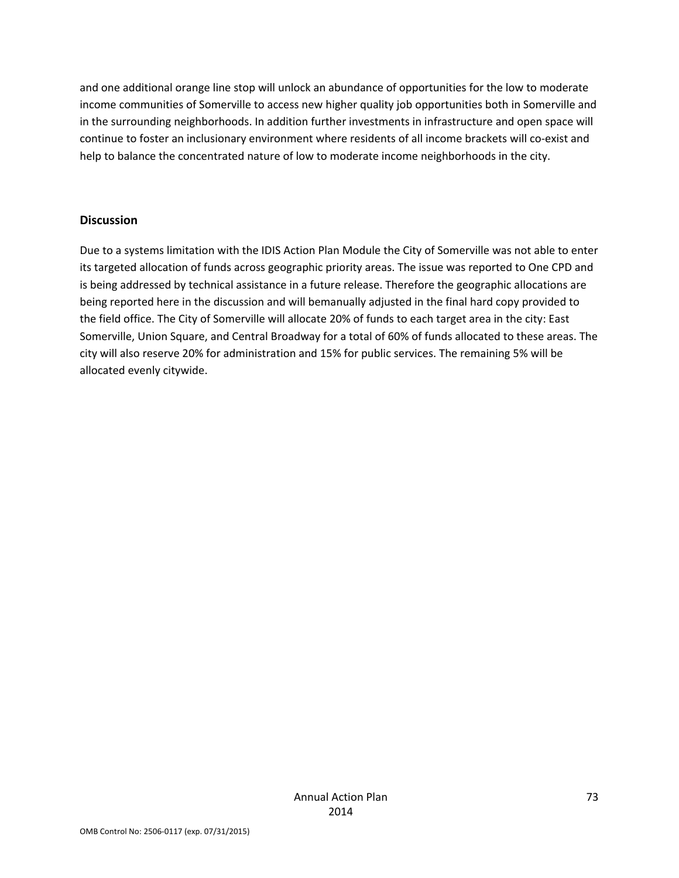and one additional orange line stop will unlock an abundance of opportunities for the low to moderate income communities of Somerville to access new higher quality job opportunities both in Somerville and in the surrounding neighborhoods. In addition further investments in infrastructure and open space will continue to foster an inclusionary environment where residents of all income brackets will co-exist and help to balance the concentrated nature of low to moderate income neighborhoods in the city.

## Discussion

Due to a systems limitation with the IDIS Action Plan Module the City of Somerville was not able to enter its targeted allocation of funds across geographic priority areas. The issue was reported to One CPD and is being addressed by technical assistance in a future release. Therefore the geographic allocations are being reported here in the discussion and will bemanually adjusted in the final hard copy provided to the field office. The City of Somerville will allocate 20% of funds to each target area in the city: East Somerville, Union Square, and Central Broadway for a total of 60% of funds allocated to these areas. The city will also reserve 20% for administration and 15% for public services. The remaining 5% will be allocated evenly citywide.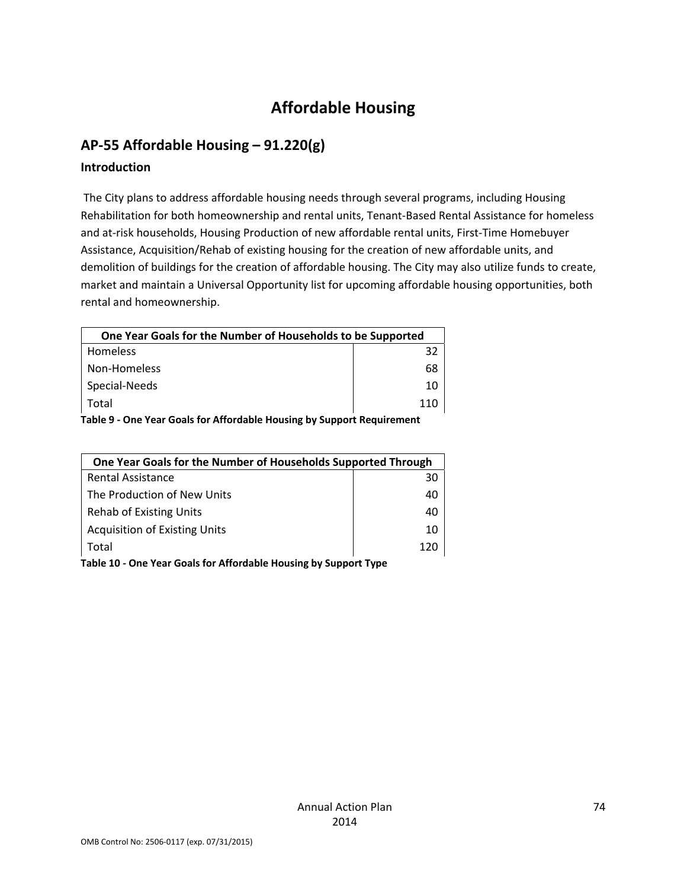# Affordable Housing

## AP-55 Affordable Housing – 91.220(g)

### Introduction

The City plans to address affordable housing needs through several programs, including Housing Rehabilitation for both homeownership and rental units, Tenant-Based Rental Assistance for homeless and at-risk households, Housing Production of new affordable rental units, First-Time Homebuyer Assistance, Acquisition/Rehab of existing housing for the creation of new affordable units, and demolition of buildings for the creation of affordable housing. The City may also utilize funds to create, market and maintain a Universal Opportunity list for upcoming affordable housing opportunities, both rental and homeownership.

| One Year Goals for the Number of Households to be Supported | |
|---|---|
| Homeless | 32 |
| Non-Homeless | 68 |
| Special-Needs | 10 |
| Total | 110 |

**Table 9 - One Year Goals for Affordable Housing by Support Requirement**

| One Year Goals for the Number of Households Supported Through | |
|---|---|
| Rental Assistance | 30 |
| The Production of New Units | 40 |
| Rehab of Existing Units | 40 |
| Acquisition of Existing Units | 10 |
| Total | 120 |

**Table 10 - One Year Goals for Affordable Housing by Support Type**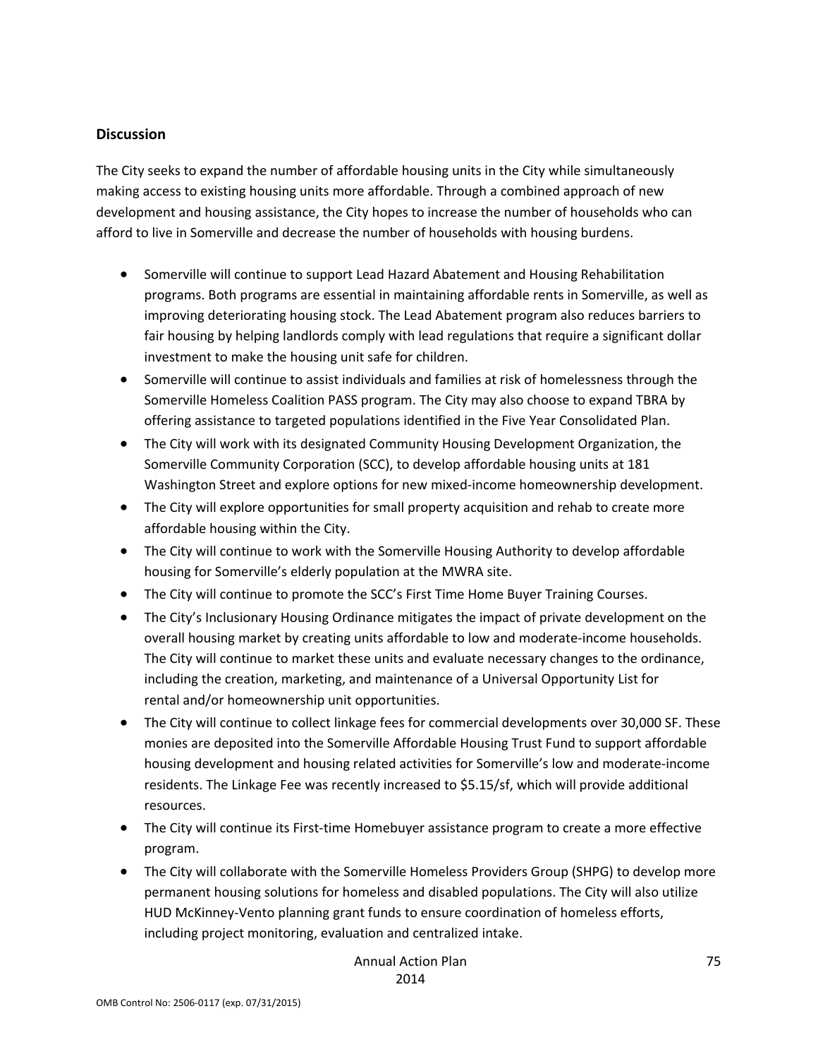## Discussion

The City seeks to expand the number of affordable housing units in the City while simultaneously making access to existing housing units more affordable. Through a combined approach of new development and housing assistance, the City hopes to increase the number of households who can afford to live in Somerville and decrease the number of households with housing burdens.

- Somerville will continue to support Lead Hazard Abatement and Housing Rehabilitation programs. Both programs are essential in maintaining affordable rents in Somerville, as well as improving deteriorating housing stock. The Lead Abatement program also reduces barriers to fair housing by helping landlords comply with lead regulations that require a significant dollar investment to make the housing unit safe for children.
- Somerville will continue to assist individuals and families at risk of homelessness through the Somerville Homeless Coalition PASS program. The City may also choose to expand TBRA by offering assistance to targeted populations identified in the Five Year Consolidated Plan.
- The City will work with its designated Community Housing Development Organization, the Somerville Community Corporation (SCC), to develop affordable housing units at 181 Washington Street and explore options for new mixed-income homeownership development.
- The City will explore opportunities for small property acquisition and rehab to create more affordable housing within the City.
- The City will continue to work with the Somerville Housing Authority to develop affordable housing for Somerville's elderly population at the MWRA site.
- The City will continue to promote the SCC's First Time Home Buyer Training Courses.
- The City's Inclusionary Housing Ordinance mitigates the impact of private development on the overall housing market by creating units affordable to low and moderate-income households. The City will continue to market these units and evaluate necessary changes to the ordinance, including the creation, marketing, and maintenance of a Universal Opportunity List for rental and/or homeownership unit opportunities.
- The City will continue to collect linkage fees for commercial developments over 30,000 SF. These monies are deposited into the Somerville Affordable Housing Trust Fund to support affordable housing development and housing related activities for Somerville's low and moderate-income residents. The Linkage Fee was recently increased to $5.15/sf, which will provide additional resources.
- The City will continue its First-time Homebuyer assistance program to create a more effective program.
- The City will collaborate with the Somerville Homeless Providers Group (SHPG) to develop more permanent housing solutions for homeless and disabled populations. The City will also utilize HUD McKinney-Vento planning grant funds to ensure coordination of homeless efforts, including project monitoring, evaluation and centralized intake.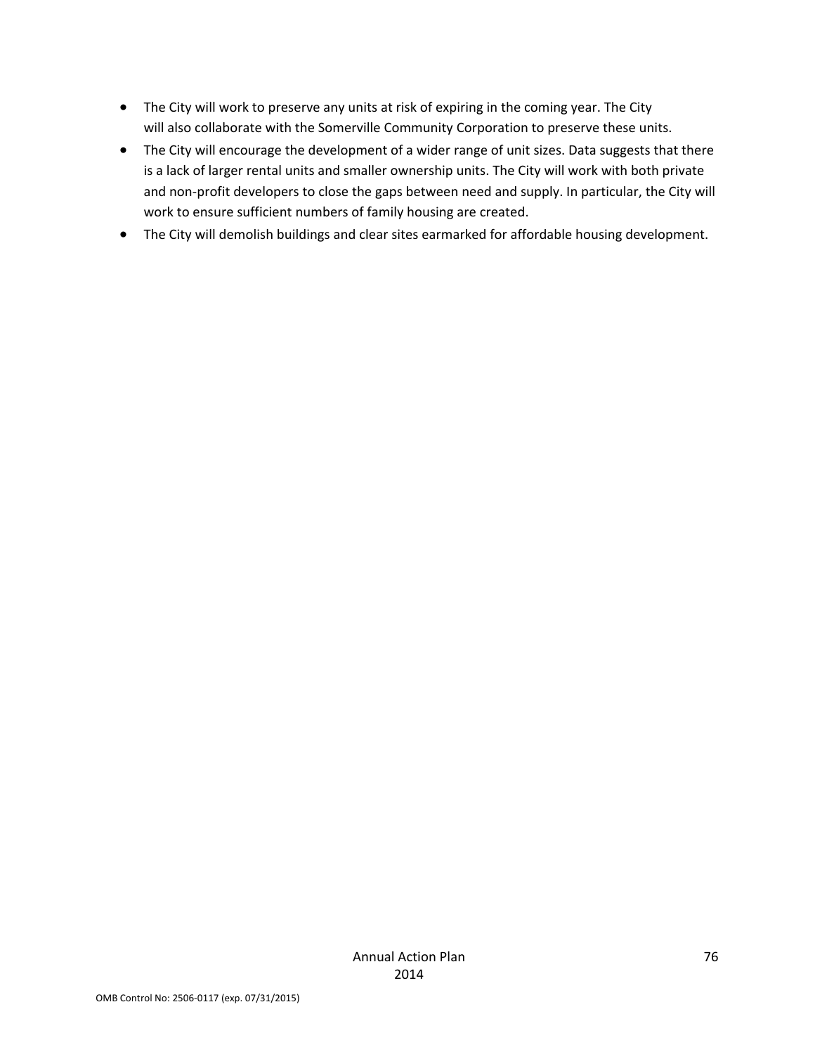- The City will work to preserve any units at risk of expiring in the coming year. The City will also collaborate with the Somerville Community Corporation to preserve these units.
- The City will encourage the development of a wider range of unit sizes. Data suggests that there is a lack of larger rental units and smaller ownership units. The City will work with both private and non-profit developers to close the gaps between need and supply. In particular, the City will work to ensure sufficient numbers of family housing are created.
- The City will demolish buildings and clear sites earmarked for affordable housing development.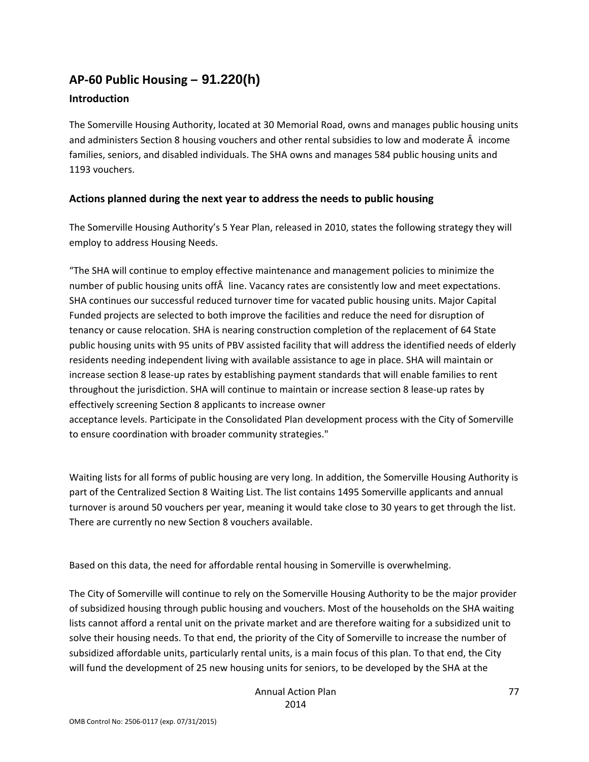## AP-60 Public Housing – 91.220(h)

### Introduction

The Somerville Housing Authority, located at 30 Memorial Road, owns and manages public housing units and administers Section 8 housing vouchers and other rental subsidies to low and moderate Â income families, seniors, and disabled individuals. The SHA owns and manages 584 public housing units and 1193 vouchers.

### Actions planned during the next year to address the needs to public housing

The Somerville Housing Authority's 5 Year Plan, released in 2010, states the following strategy they will employ to address Housing Needs.

"The SHA will continue to employ effective maintenance and management policies to minimize the number of public housing units offÂ line. Vacancy rates are consistently low and meet expectations. SHA continues our successful reduced turnover time for vacated public housing units. Major Capital Funded projects are selected to both improve the facilities and reduce the need for disruption of tenancy or cause relocation. SHA is nearing construction completion of the replacement of 64 State public housing units with 95 units of PBV assisted facility that will address the identified needs of elderly residents needing independent living with available assistance to age in place. SHA will maintain or increase section 8 lease-up rates by establishing payment standards that will enable families to rent throughout the jurisdiction. SHA will continue to maintain or increase section 8 lease-up rates by effectively screening Section 8 applicants to increase owner acceptance levels. Participate in the Consolidated Plan development process with the City of Somerville to ensure coordination with broader community strategies."

Waiting lists for all forms of public housing are very long. In addition, the Somerville Housing Authority is part of the Centralized Section 8 Waiting List. The list contains 1495 Somerville applicants and annual turnover is around 50 vouchers per year, meaning it would take close to 30 years to get through the list. There are currently no new Section 8 vouchers available.

Based on this data, the need for affordable rental housing in Somerville is overwhelming.

The City of Somerville will continue to rely on the Somerville Housing Authority to be the major provider of subsidized housing through public housing and vouchers. Most of the households on the SHA waiting lists cannot afford a rental unit on the private market and are therefore waiting for a subsidized unit to solve their housing needs. To that end, the priority of the City of Somerville to increase the number of subsidized affordable units, particularly rental units, is a main focus of this plan. To that end, the City will fund the development of 25 new housing units for seniors, to be developed by the SHA at the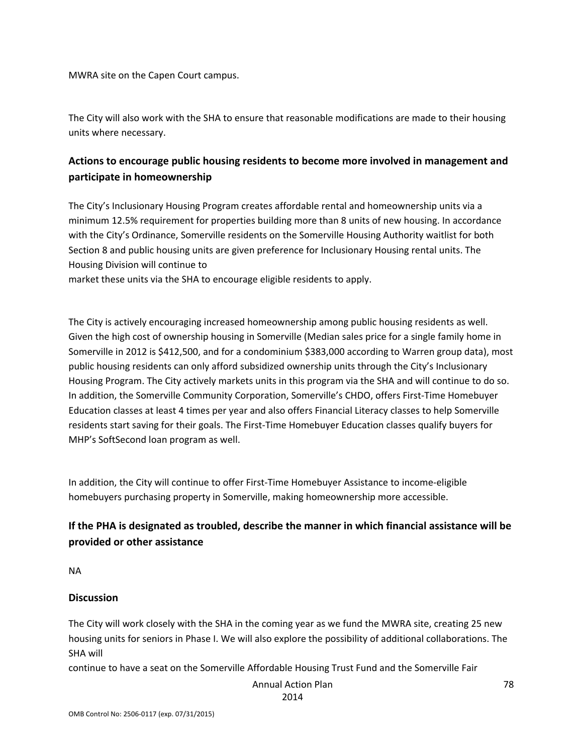MWRA site on the Capen Court campus.

The City will also work with the SHA to ensure that reasonable modifications are made to their housing units where necessary.

## Actions to encourage public housing residents to become more involved in management and participate in homeownership

The City's Inclusionary Housing Program creates affordable rental and homeownership units via a minimum 12.5% requirement for properties building more than 8 units of new housing. In accordance with the City's Ordinance, Somerville residents on the Somerville Housing Authority waitlist for both Section 8 and public housing units are given preference for Inclusionary Housing rental units. The Housing Division will continue to market these units via the SHA to encourage eligible residents to apply.

The City is actively encouraging increased homeownership among public housing residents as well. Given the high cost of ownership housing in Somerville (Median sales price for a single family home in Somerville in 2012 is $412,500, and for a condominium $383,000 according to Warren group data), most public housing residents can only afford subsidized ownership units through the City's Inclusionary Housing Program. The City actively markets units in this program via the SHA and will continue to do so. In addition, the Somerville Community Corporation, Somerville's CHDO, offers First-Time Homebuyer Education classes at least 4 times per year and also offers Financial Literacy classes to help Somerville residents start saving for their goals. The First-Time Homebuyer Education classes qualify buyers for MHP's SoftSecond loan program as well.

In addition, the City will continue to offer First-Time Homebuyer Assistance to income-eligible homebuyers purchasing property in Somerville, making homeownership more accessible.

## If the PHA is designated as troubled, describe the manner in which financial assistance will be provided or other assistance

NA

## Discussion

The City will work closely with the SHA in the coming year as we fund the MWRA site, creating 25 new housing units for seniors in Phase I. We will also explore the possibility of additional collaborations. The SHA will continue to have a seat on the Somerville Affordable Housing Trust Fund and the Somerville Fair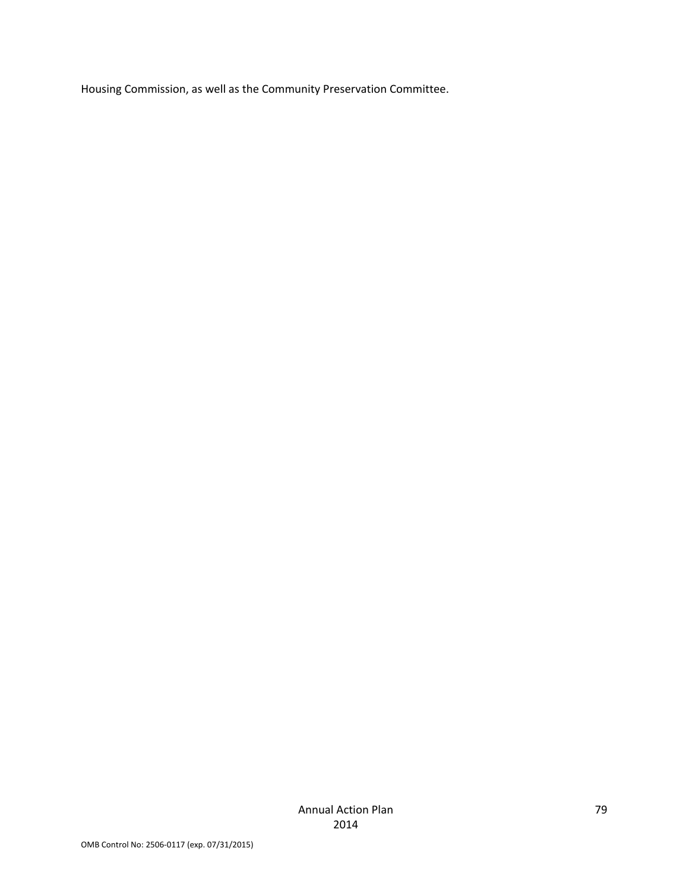Housing Commission, as well as the Community Preservation Committee.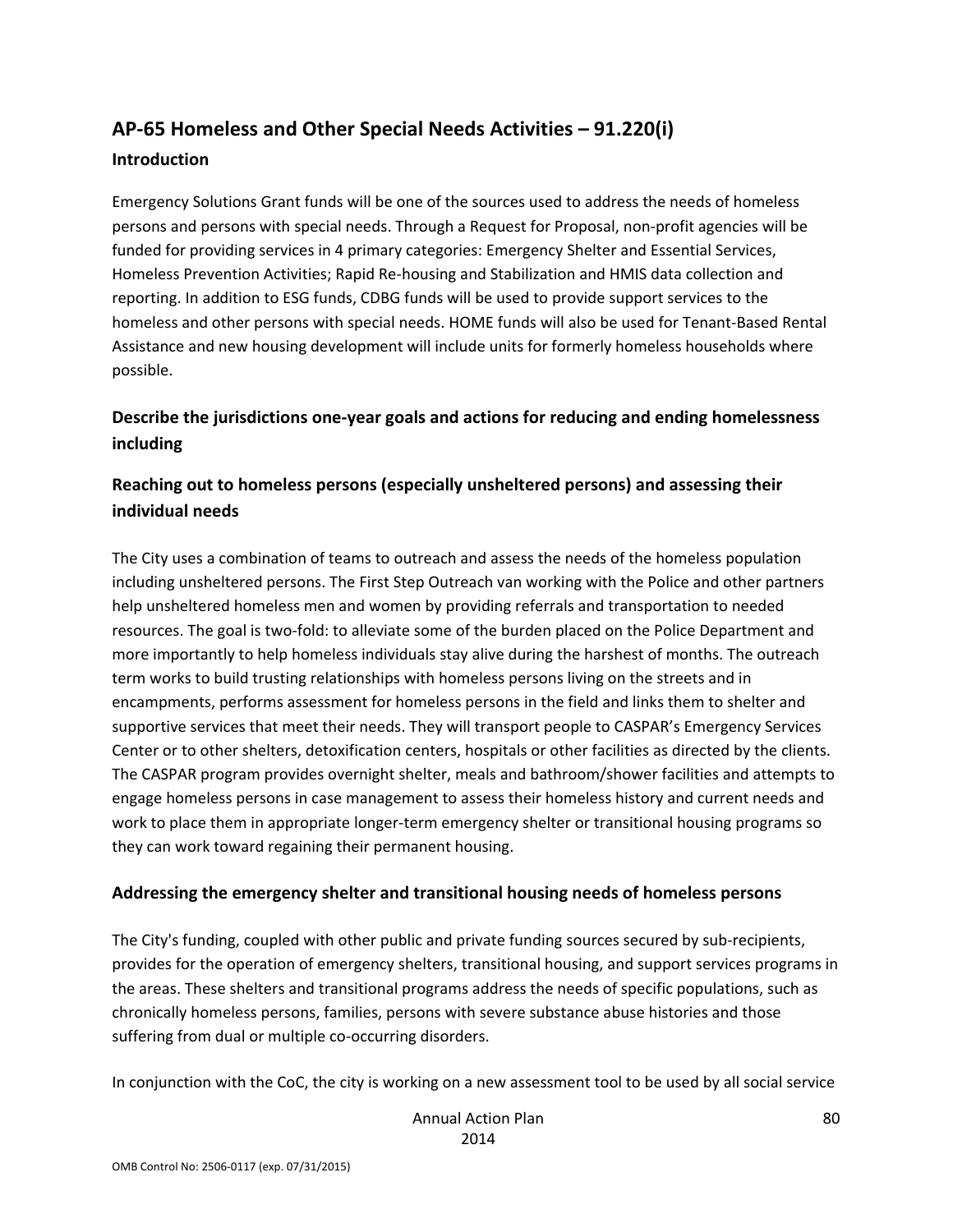## AP-65 Homeless and Other Special Needs Activities – 91.220(i)

### Introduction

Emergency Solutions Grant funds will be one of the sources used to address the needs of homeless persons and persons with special needs. Through a Request for Proposal, non-profit agencies will be funded for providing services in 4 primary categories: Emergency Shelter and Essential Services, Homeless Prevention Activities; Rapid Re-housing and Stabilization and HMIS data collection and reporting. In addition to ESG funds, CDBG funds will be used to provide support services to the homeless and other persons with special needs. HOME funds will also be used for Tenant-Based Rental Assistance and new housing development will include units for formerly homeless households where possible.

### Describe the jurisdictions one-year goals and actions for reducing and ending homelessness including

### Reaching out to homeless persons (especially unsheltered persons) and assessing their individual needs

The City uses a combination of teams to outreach and assess the needs of the homeless population including unsheltered persons. The First Step Outreach van working with the Police and other partners help unsheltered homeless men and women by providing referrals and transportation to needed resources. The goal is two-fold: to alleviate some of the burden placed on the Police Department and more importantly to help homeless individuals stay alive during the harshest of months. The outreach term works to build trusting relationships with homeless persons living on the streets and in encampments, performs assessment for homeless persons in the field and links them to shelter and supportive services that meet their needs. They will transport people to CASPAR's Emergency Services Center or to other shelters, detoxification centers, hospitals or other facilities as directed by the clients. The CASPAR program provides overnight shelter, meals and bathroom/shower facilities and attempts to engage homeless persons in case management to assess their homeless history and current needs and work to place them in appropriate longer-term emergency shelter or transitional housing programs so they can work toward regaining their permanent housing.

### Addressing the emergency shelter and transitional housing needs of homeless persons

The City's funding, coupled with other public and private funding sources secured by sub-recipients, provides for the operation of emergency shelters, transitional housing, and support services programs in the areas. These shelters and transitional programs address the needs of specific populations, such as chronically homeless persons, families, persons with severe substance abuse histories and those suffering from dual or multiple co-occurring disorders.

In conjunction with the CoC, the city is working on a new assessment tool to be used by all social service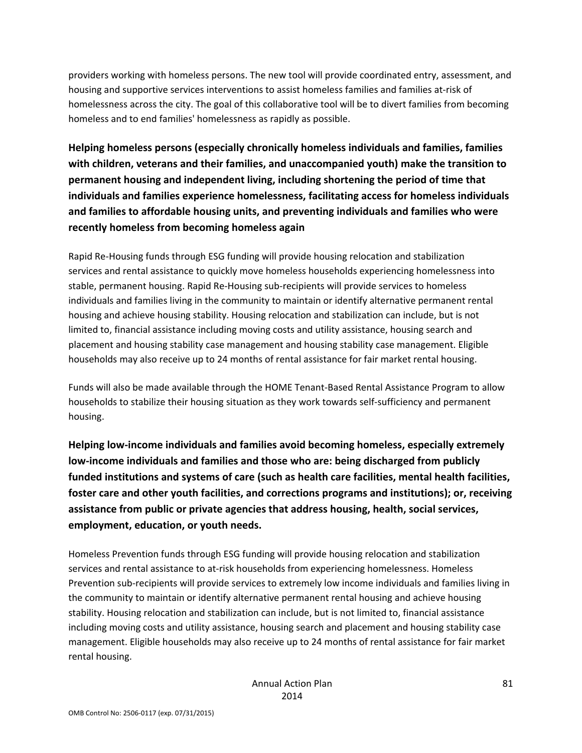providers working with homeless persons. The new tool will provide coordinated entry, assessment, and housing and supportive services interventions to assist homeless families and families at-risk of homelessness across the city. The goal of this collaborative tool will be to divert families from becoming homeless and to end families' homelessness as rapidly as possible.

**Helping homeless persons (especially chronically homeless individuals and families, families with children, veterans and their families, and unaccompanied youth) make the transition to permanent housing and independent living, including shortening the period of time that individuals and families experience homelessness, facilitating access for homeless individuals and families to affordable housing units, and preventing individuals and families who were recently homeless from becoming homeless again**

Rapid Re-Housing funds through ESG funding will provide housing relocation and stabilization services and rental assistance to quickly move homeless households experiencing homelessness into stable, permanent housing. Rapid Re-Housing sub-recipients will provide services to homeless individuals and families living in the community to maintain or identify alternative permanent rental housing and achieve housing stability. Housing relocation and stabilization can include, but is not limited to, financial assistance including moving costs and utility assistance, housing search and placement and housing stability case management and housing stability case management. Eligible households may also receive up to 24 months of rental assistance for fair market rental housing.

Funds will also be made available through the HOME Tenant-Based Rental Assistance Program to allow households to stabilize their housing situation as they work towards self-sufficiency and permanent housing.

**Helping low-income individuals and families avoid becoming homeless, especially extremely low-income individuals and families and those who are: being discharged from publicly funded institutions and systems of care (such as health care facilities, mental health facilities, foster care and other youth facilities, and corrections programs and institutions); or, receiving assistance from public or private agencies that address housing, health, social services, employment, education, or youth needs.**

Homeless Prevention funds through ESG funding will provide housing relocation and stabilization services and rental assistance to at-risk households from experiencing homelessness. Homeless Prevention sub-recipients will provide services to extremely low income individuals and families living in the community to maintain or identify alternative permanent rental housing and achieve housing stability. Housing relocation and stabilization can include, but is not limited to, financial assistance including moving costs and utility assistance, housing search and placement and housing stability case management. Eligible households may also receive up to 24 months of rental assistance for fair market rental housing.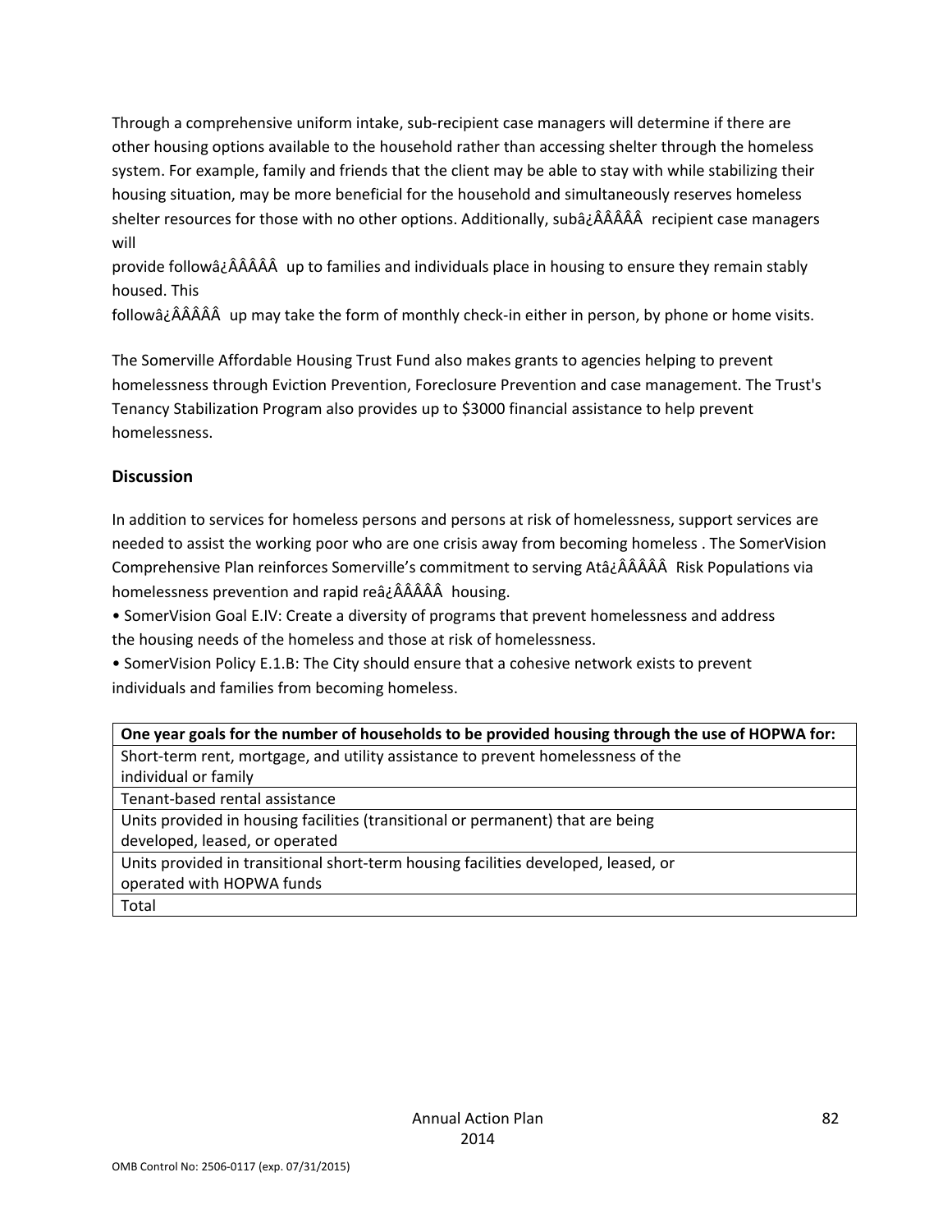Through a comprehensive uniform intake, sub-recipient case managers will determine if there are other housing options available to the household rather than accessing shelter through the homeless system. For example, family and friends that the client may be able to stay with while stabilizing their housing situation, may be more beneficial for the household and simultaneously reserves homeless shelter resources for those with no other options. Additionally, subâ¿ÂÂÂÂ recipient case managers will
provide followâ¿ÂÂÂÂ up to families and individuals place in housing to ensure they remain stably housed. This
followâ¿ÂÂÂÂ up may take the form of monthly check-in either in person, by phone or home visits.

The Somerville Affordable Housing Trust Fund also makes grants to agencies helping to prevent homelessness through Eviction Prevention, Foreclosure Prevention and case management. The Trust's Tenancy Stabilization Program also provides up to $3000 financial assistance to help prevent homelessness.

### Discussion

In addition to services for homeless persons and persons at risk of homelessness, support services are needed to assist the working poor who are one crisis away from becoming homeless . The SomerVision Comprehensive Plan reinforces Somerville's commitment to serving Atâ¿ÂÂÂÂ Risk Populations via homelessness prevention and rapid reâ¿ÂÂÂÂ housing.

- SomerVision Goal E.IV: Create a diversity of programs that prevent homelessness and address the housing needs of the homeless and those at risk of homelessness.
- SomerVision Policy E.1.B: The City should ensure that a cohesive network exists to prevent individuals and families from becoming homeless.

| One year goals for the number of households to be provided housing through the use of HOPWA for: |
|---|
| Short-term rent, mortgage, and utility assistance to prevent homelessness of the individual or family |
| Tenant-based rental assistance |
| Units provided in housing facilities (transitional or permanent) that are being developed, leased, or operated |
| Units provided in transitional short-term housing facilities developed, leased, or operated with HOPWA funds |
| Total |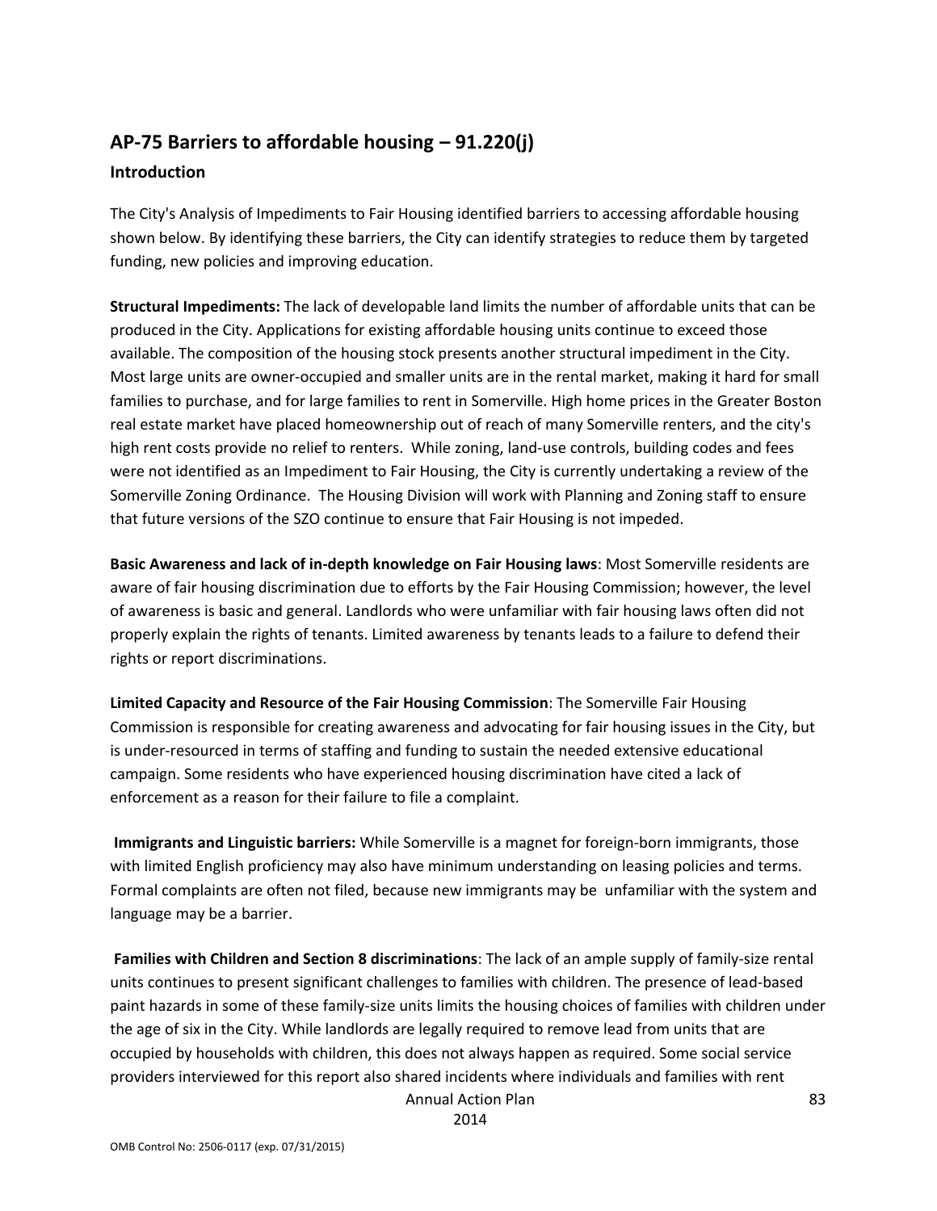## AP-75 Barriers to affordable housing – 91.220(j)

### Introduction

The City's Analysis of Impediments to Fair Housing identified barriers to accessing affordable housing shown below. By identifying these barriers, the City can identify strategies to reduce them by targeted funding, new policies and improving education.

**Structural Impediments:** The lack of developable land limits the number of affordable units that can be produced in the City. Applications for existing affordable housing units continue to exceed those available. The composition of the housing stock presents another structural impediment in the City. Most large units are owner-occupied and smaller units are in the rental market, making it hard for small families to purchase, and for large families to rent in Somerville. High home prices in the Greater Boston real estate market have placed homeownership out of reach of many Somerville renters, and the city's high rent costs provide no relief to renters. While zoning, land-use controls, building codes and fees were not identified as an Impediment to Fair Housing, the City is currently undertaking a review of the Somerville Zoning Ordinance. The Housing Division will work with Planning and Zoning staff to ensure that future versions of the SZO continue to ensure that Fair Housing is not impeded.

**Basic Awareness and lack of in-depth knowledge on Fair Housing laws**: Most Somerville residents are aware of fair housing discrimination due to efforts by the Fair Housing Commission; however, the level of awareness is basic and general. Landlords who were unfamiliar with fair housing laws often did not properly explain the rights of tenants. Limited awareness by tenants leads to a failure to defend their rights or report discriminations.

**Limited Capacity and Resource of the Fair Housing Commission**: The Somerville Fair Housing Commission is responsible for creating awareness and advocating for fair housing issues in the City, but is under-resourced in terms of staffing and funding to sustain the needed extensive educational campaign. Some residents who have experienced housing discrimination have cited a lack of enforcement as a reason for their failure to file a complaint.

**Immigrants and Linguistic barriers:** While Somerville is a magnet for foreign-born immigrants, those with limited English proficiency may also have minimum understanding on leasing policies and terms. Formal complaints are often not filed, because new immigrants may be unfamiliar with the system and language may be a barrier.

**Families with Children and Section 8 discriminations**: The lack of an ample supply of family-size rental units continues to present significant challenges to families with children. The presence of lead-based paint hazards in some of these family-size units limits the housing choices of families with children under the age of six in the City. While landlords are legally required to remove lead from units that are occupied by households with children, this does not always happen as required. Some social service providers interviewed for this report also shared incidents where individuals and families with rent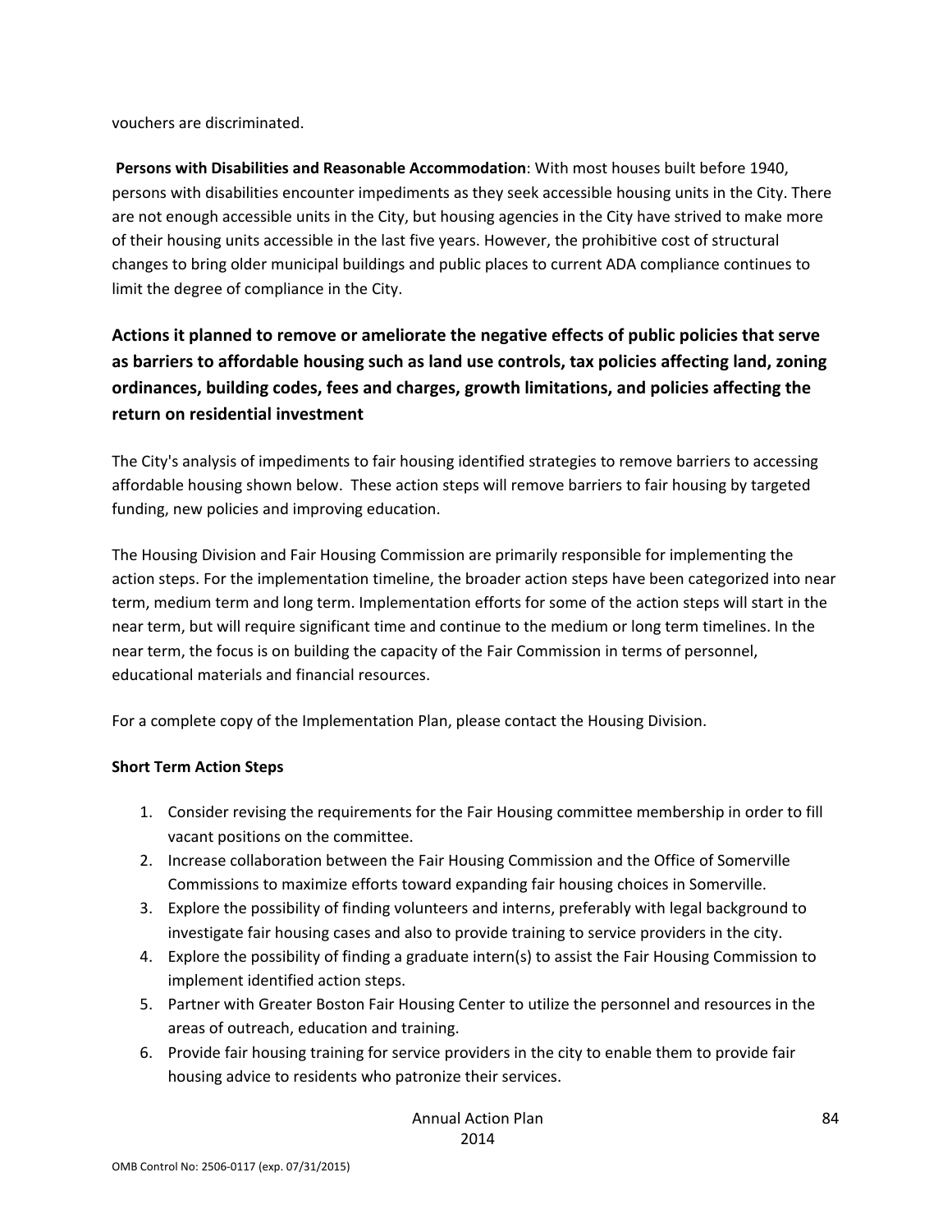vouchers are discriminated.

**Persons with Disabilities and Reasonable Accommodation**: With most houses built before 1940, persons with disabilities encounter impediments as they seek accessible housing units in the City. There are not enough accessible units in the City, but housing agencies in the City have strived to make more of their housing units accessible in the last five years. However, the prohibitive cost of structural changes to bring older municipal buildings and public places to current ADA compliance continues to limit the degree of compliance in the City.

## Actions it planned to remove or ameliorate the negative effects of public policies that serve as barriers to affordable housing such as land use controls, tax policies affecting land, zoning ordinances, building codes, fees and charges, growth limitations, and policies affecting the return on residential investment

The City's analysis of impediments to fair housing identified strategies to remove barriers to accessing affordable housing shown below. These action steps will remove barriers to fair housing by targeted funding, new policies and improving education.

The Housing Division and Fair Housing Commission are primarily responsible for implementing the action steps. For the implementation timeline, the broader action steps have been categorized into near term, medium term and long term. Implementation efforts for some of the action steps will start in the near term, but will require significant time and continue to the medium or long term timelines. In the near term, the focus is on building the capacity of the Fair Commission in terms of personnel, educational materials and financial resources.

For a complete copy of the Implementation Plan, please contact the Housing Division.

**Short Term Action Steps**

1. Consider revising the requirements for the Fair Housing committee membership in order to fill vacant positions on the committee.
2. Increase collaboration between the Fair Housing Commission and the Office of Somerville Commissions to maximize efforts toward expanding fair housing choices in Somerville.
3. Explore the possibility of finding volunteers and interns, preferably with legal background to investigate fair housing cases and also to provide training to service providers in the city.
4. Explore the possibility of finding a graduate intern(s) to assist the Fair Housing Commission to implement identified action steps.
5. Partner with Greater Boston Fair Housing Center to utilize the personnel and resources in the areas of outreach, education and training.
6. Provide fair housing training for service providers in the city to enable them to provide fair housing advice to residents who patronize their services.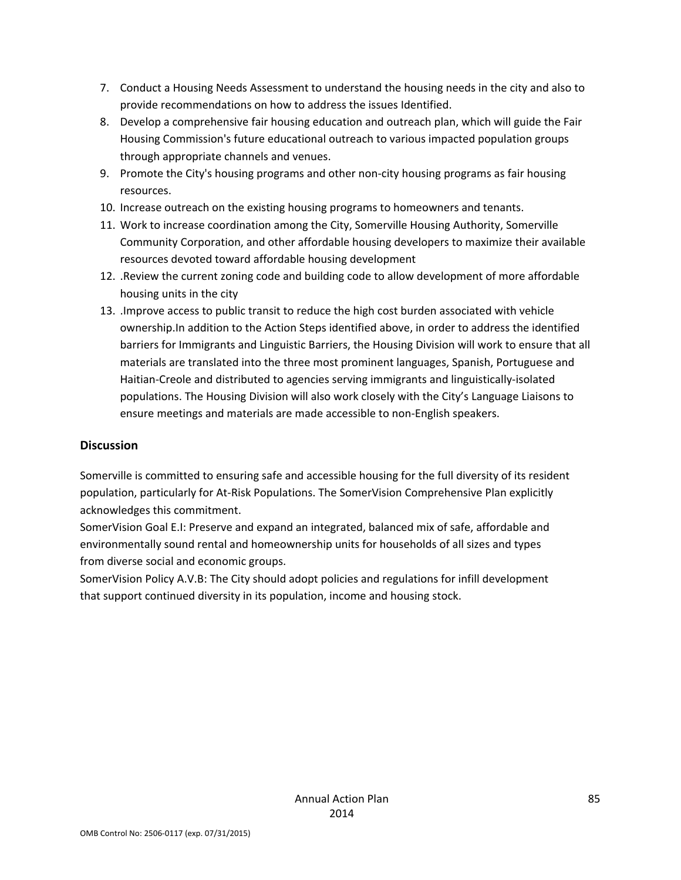7. Conduct a Housing Needs Assessment to understand the housing needs in the city and also to provide recommendations on how to address the issues Identified.
8. Develop a comprehensive fair housing education and outreach plan, which will guide the Fair Housing Commission's future educational outreach to various impacted population groups through appropriate channels and venues.
9. Promote the City's housing programs and other non-city housing programs as fair housing resources.
10. Increase outreach on the existing housing programs to homeowners and tenants.
11. Work to increase coordination among the City, Somerville Housing Authority, Somerville Community Corporation, and other affordable housing developers to maximize their available resources devoted toward affordable housing development
12. .Review the current zoning code and building code to allow development of more affordable housing units in the city
13. .Improve access to public transit to reduce the high cost burden associated with vehicle ownership.In addition to the Action Steps identified above, in order to address the identified barriers for Immigrants and Linguistic Barriers, the Housing Division will work to ensure that all materials are translated into the three most prominent languages, Spanish, Portuguese and Haitian-Creole and distributed to agencies serving immigrants and linguistically-isolated populations. The Housing Division will also work closely with the City's Language Liaisons to ensure meetings and materials are made accessible to non-English speakers.

## Discussion

Somerville is committed to ensuring safe and accessible housing for the full diversity of its resident population, particularly for At-Risk Populations. The SomerVision Comprehensive Plan explicitly acknowledges this commitment.
SomerVision Goal E.I: Preserve and expand an integrated, balanced mix of safe, affordable and environmentally sound rental and homeownership units for households of all sizes and types from diverse social and economic groups.
SomerVision Policy A.V.B: The City should adopt policies and regulations for infill development that support continued diversity in its population, income and housing stock.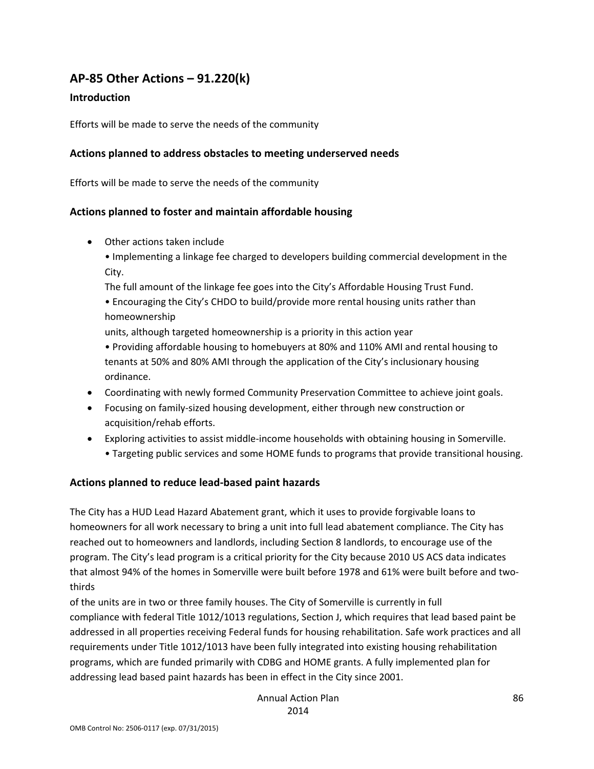## AP-85 Other Actions – 91.220(k)

### Introduction

Efforts will be made to serve the needs of the community

### Actions planned to address obstacles to meeting underserved needs

Efforts will be made to serve the needs of the community

### Actions planned to foster and maintain affordable housing

- Other actions taken include
  • Implementing a linkage fee charged to developers building commercial development in the City.
  The full amount of the linkage fee goes into the City's Affordable Housing Trust Fund.
  • Encouraging the City's CHDO to build/provide more rental housing units rather than homeownership
  units, although targeted homeownership is a priority in this action year
  • Providing affordable housing to homebuyers at 80% and 110% AMI and rental housing to tenants at 50% and 80% AMI through the application of the City's inclusionary housing ordinance.
- Coordinating with newly formed Community Preservation Committee to achieve joint goals.
- Focusing on family-sized housing development, either through new construction or acquisition/rehab efforts.
- Exploring activities to assist middle-income households with obtaining housing in Somerville.
  • Targeting public services and some HOME funds to programs that provide transitional housing.

### Actions planned to reduce lead-based paint hazards

The City has a HUD Lead Hazard Abatement grant, which it uses to provide forgivable loans to homeowners for all work necessary to bring a unit into full lead abatement compliance. The City has reached out to homeowners and landlords, including Section 8 landlords, to encourage use of the program. The City's lead program is a critical priority for the City because 2010 US ACS data indicates that almost 94% of the homes in Somerville were built before 1978 and 61% were built before and two-thirds
of the units are in two or three family houses. The City of Somerville is currently in full compliance with federal Title 1012/1013 regulations, Section J, which requires that lead based paint be addressed in all properties receiving Federal funds for housing rehabilitation. Safe work practices and all requirements under Title 1012/1013 have been fully integrated into existing housing rehabilitation programs, which are funded primarily with CDBG and HOME grants. A fully implemented plan for addressing lead based paint hazards has been in effect in the City since 2001.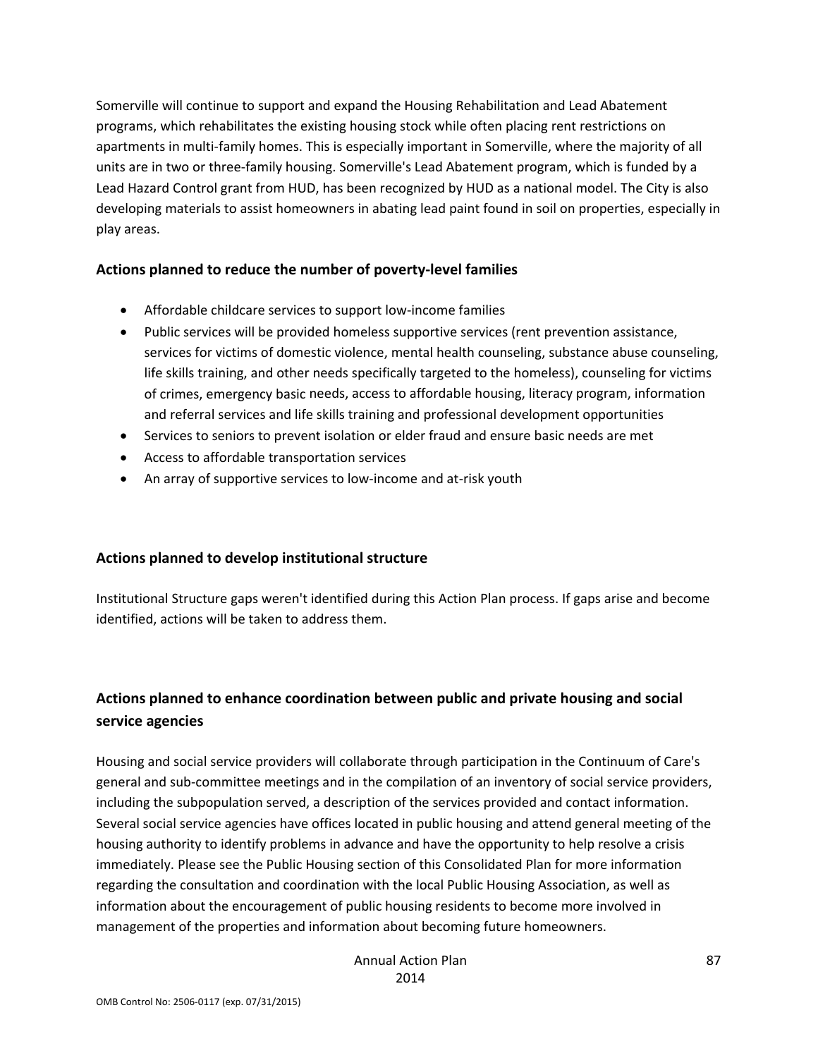Somerville will continue to support and expand the Housing Rehabilitation and Lead Abatement programs, which rehabilitates the existing housing stock while often placing rent restrictions on apartments in multi-family homes. This is especially important in Somerville, where the majority of all units are in two or three-family housing. Somerville's Lead Abatement program, which is funded by a Lead Hazard Control grant from HUD, has been recognized by HUD as a national model. The City is also developing materials to assist homeowners in abating lead paint found in soil on properties, especially in play areas.

### Actions planned to reduce the number of poverty-level families

- Affordable childcare services to support low-income families
- Public services will be provided homeless supportive services (rent prevention assistance, services for victims of domestic violence, mental health counseling, substance abuse counseling, life skills training, and other needs specifically targeted to the homeless), counseling for victims of crimes, emergency basic needs, access to affordable housing, literacy program, information and referral services and life skills training and professional development opportunities
- Services to seniors to prevent isolation or elder fraud and ensure basic needs are met
- Access to affordable transportation services
- An array of supportive services to low-income and at-risk youth

### Actions planned to develop institutional structure

Institutional Structure gaps weren't identified during this Action Plan process. If gaps arise and become identified, actions will be taken to address them.

### Actions planned to enhance coordination between public and private housing and social service agencies

Housing and social service providers will collaborate through participation in the Continuum of Care's general and sub-committee meetings and in the compilation of an inventory of social service providers, including the subpopulation served, a description of the services provided and contact information. Several social service agencies have offices located in public housing and attend general meeting of the housing authority to identify problems in advance and have the opportunity to help resolve a crisis immediately. Please see the Public Housing section of this Consolidated Plan for more information regarding the consultation and coordination with the local Public Housing Association, as well as information about the encouragement of public housing residents to become more involved in management of the properties and information about becoming future homeowners.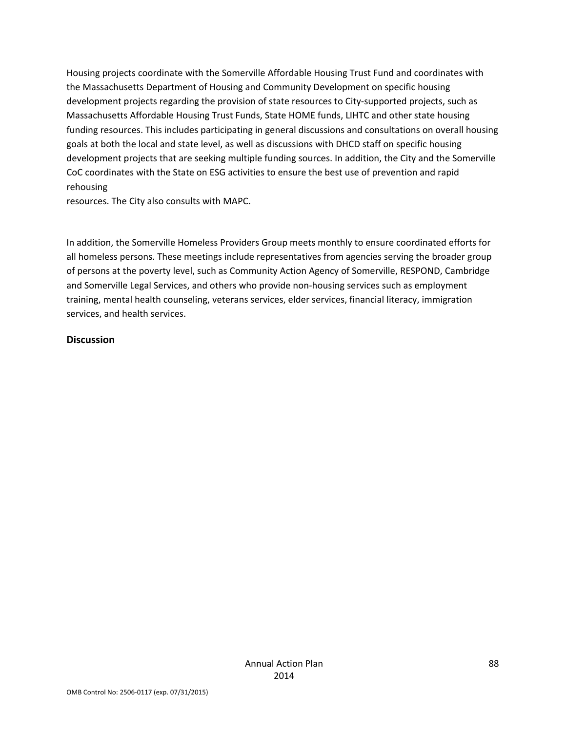Housing projects coordinate with the Somerville Affordable Housing Trust Fund and coordinates with the Massachusetts Department of Housing and Community Development on specific housing development projects regarding the provision of state resources to City-supported projects, such as Massachusetts Affordable Housing Trust Funds, State HOME funds, LIHTC and other state housing funding resources. This includes participating in general discussions and consultations on overall housing goals at both the local and state level, as well as discussions with DHCD staff on specific housing development projects that are seeking multiple funding sources. In addition, the City and the Somerville CoC coordinates with the State on ESG activities to ensure the best use of prevention and rapid rehousing
resources. The City also consults with MAPC.

In addition, the Somerville Homeless Providers Group meets monthly to ensure coordinated efforts for all homeless persons. These meetings include representatives from agencies serving the broader group of persons at the poverty level, such as Community Action Agency of Somerville, RESPOND, Cambridge and Somerville Legal Services, and others who provide non-housing services such as employment training, mental health counseling, veterans services, elder services, financial literacy, immigration services, and health services.

**Discussion**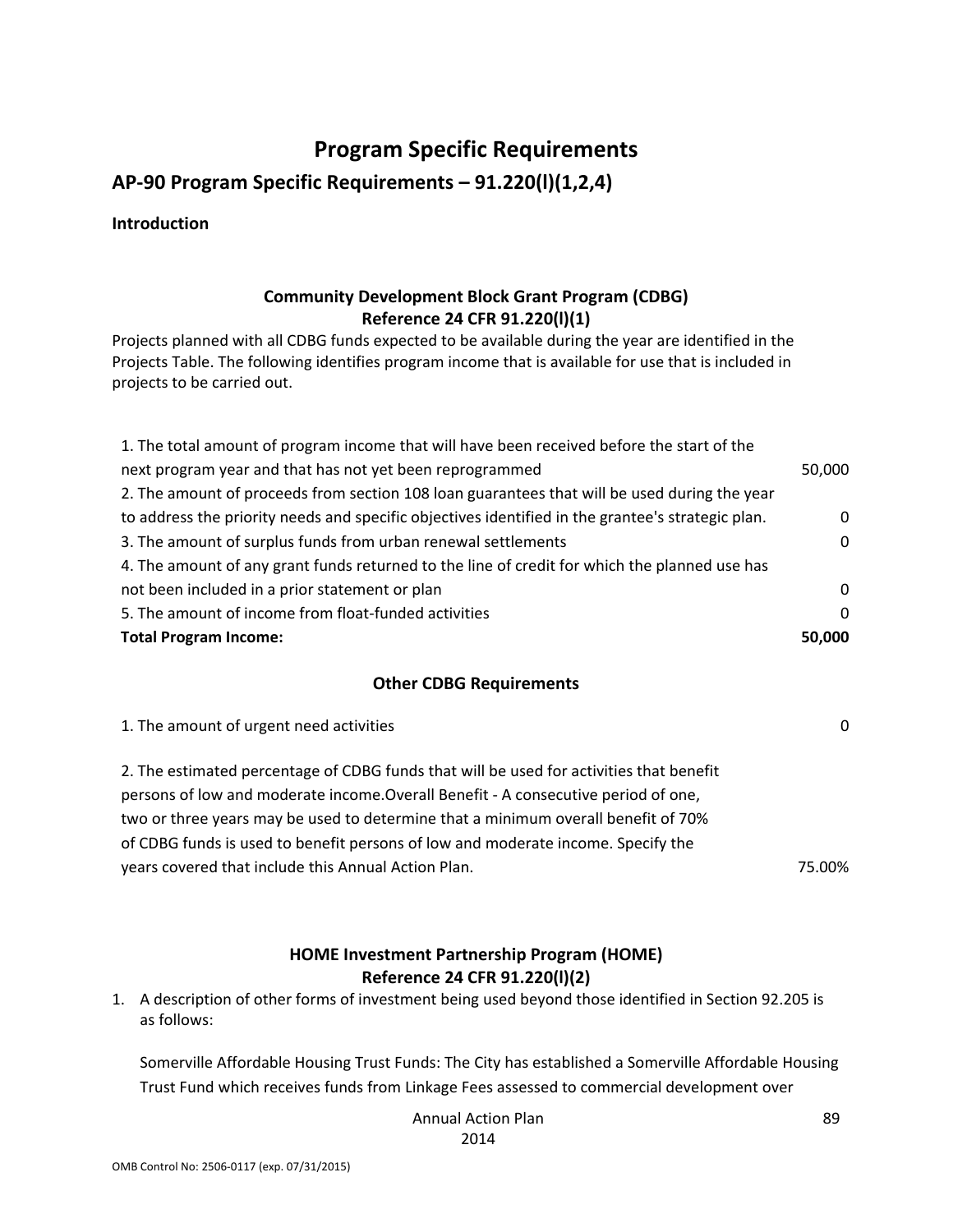# Program Specific Requirements

## AP-90 Program Specific Requirements – 91.220(l)(1,2,4)

**Introduction**

### Community Development Block Grant Program (CDBG)
### Reference 24 CFR 91.220(l)(1)

Projects planned with all CDBG funds expected to be available during the year are identified in the Projects Table. The following identifies program income that is available for use that is included in projects to be carried out.

| | |
|---|---|
| 1. The total amount of program income that will have been received before the start of the next program year and that has not yet been reprogrammed | 50,000 |
| 2. The amount of proceeds from section 108 loan guarantees that will be used during the year to address the priority needs and specific objectives identified in the grantee's strategic plan. | 0 |
| 3. The amount of surplus funds from urban renewal settlements | 0 |
| 4. The amount of any grant funds returned to the line of credit for which the planned use has not been included in a prior statement or plan | 0 |
| 5. The amount of income from float-funded activities | 0 |
| **Total Program Income:** | **50,000** |

### Other CDBG Requirements

| | |
|---|---|
| 1. The amount of urgent need activities | 0 |
| 2. The estimated percentage of CDBG funds that will be used for activities that benefit persons of low and moderate income.Overall Benefit - A consecutive period of one, two or three years may be used to determine that a minimum overall benefit of 70% of CDBG funds is used to benefit persons of low and moderate income. Specify the years covered that include this Annual Action Plan. | 75.00% |

### HOME Investment Partnership Program (HOME)
### Reference 24 CFR 91.220(l)(2)

1. A description of other forms of investment being used beyond those identified in Section 92.205 is as follows:

   Somerville Affordable Housing Trust Funds: The City has established a Somerville Affordable Housing Trust Fund which receives funds from Linkage Fees assessed to commercial development over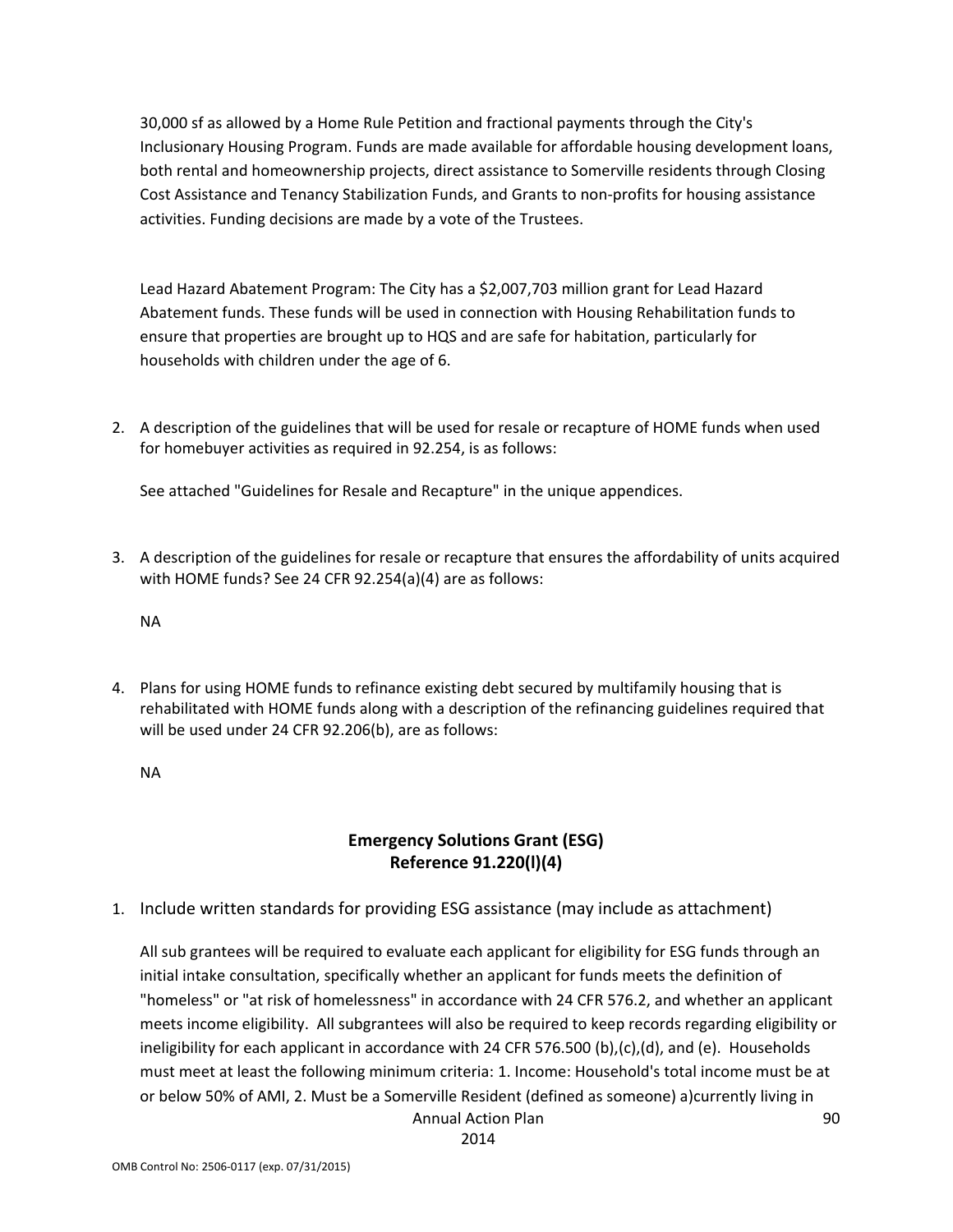30,000 sf as allowed by a Home Rule Petition and fractional payments through the City's Inclusionary Housing Program. Funds are made available for affordable housing development loans, both rental and homeownership projects, direct assistance to Somerville residents through Closing Cost Assistance and Tenancy Stabilization Funds, and Grants to non-profits for housing assistance activities. Funding decisions are made by a vote of the Trustees.

Lead Hazard Abatement Program: The City has a $2,007,703 million grant for Lead Hazard Abatement funds. These funds will be used in connection with Housing Rehabilitation funds to ensure that properties are brought up to HQS and are safe for habitation, particularly for households with children under the age of 6.

2. A description of the guidelines that will be used for resale or recapture of HOME funds when used for homebuyer activities as required in 92.254, is as follows:

   See attached "Guidelines for Resale and Recapture" in the unique appendices.

3. A description of the guidelines for resale or recapture that ensures the affordability of units acquired with HOME funds? See 24 CFR 92.254(a)(4) are as follows:

   NA

4. Plans for using HOME funds to refinance existing debt secured by multifamily housing that is rehabilitated with HOME funds along with a description of the refinancing guidelines required that will be used under 24 CFR 92.206(b), are as follows:

   NA

## Emergency Solutions Grant (ESG)
## Reference 91.220(l)(4)

1. Include written standards for providing ESG assistance (may include as attachment)

   All sub grantees will be required to evaluate each applicant for eligibility for ESG funds through an initial intake consultation, specifically whether an applicant for funds meets the definition of "homeless" or "at risk of homelessness" in accordance with 24 CFR 576.2, and whether an applicant meets income eligibility. All subgrantees will also be required to keep records regarding eligibility or ineligibility for each applicant in accordance with 24 CFR 576.500 (b),(c),(d), and (e). Households must meet at least the following minimum criteria: 1. Income: Household's total income must be at or below 50% of AMI, 2. Must be a Somerville Resident (defined as someone) a)currently living in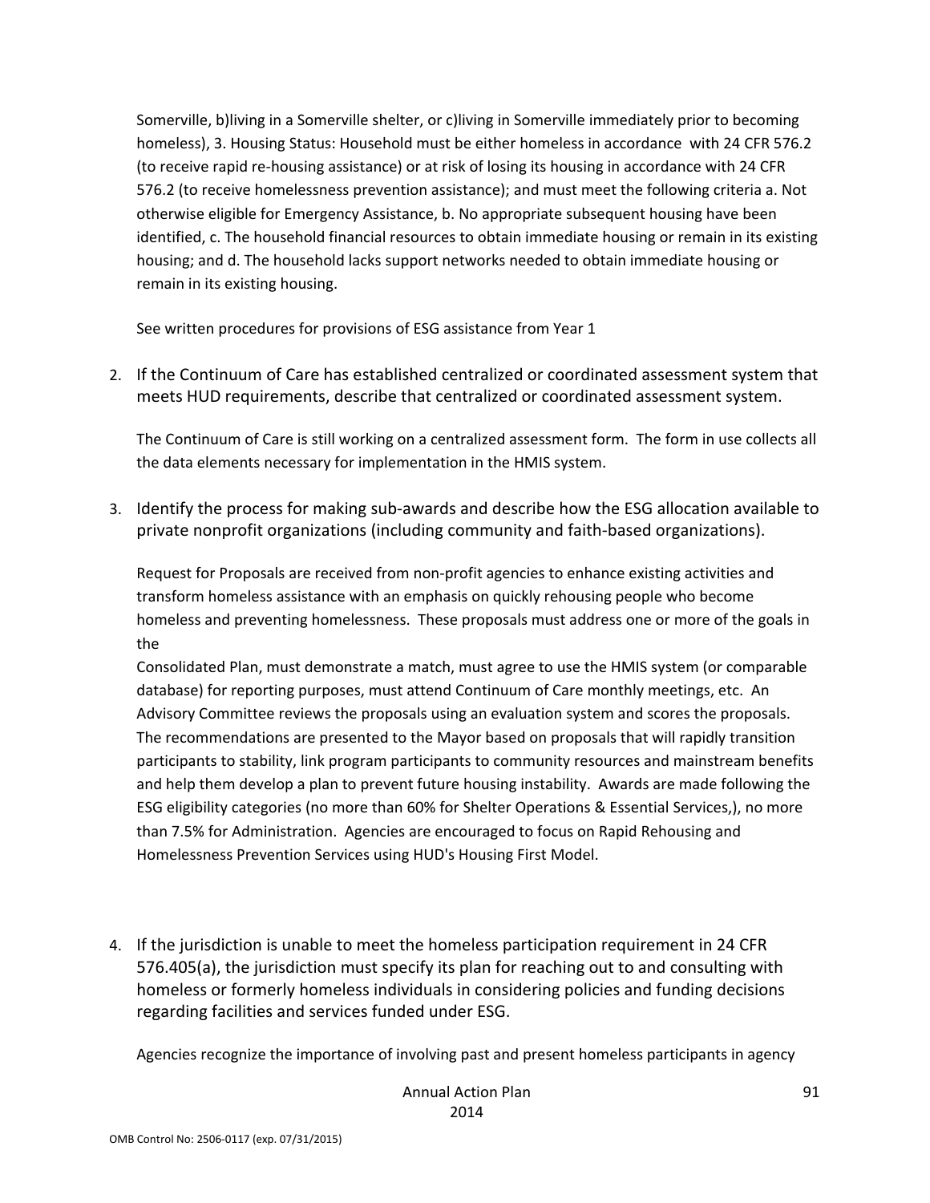Somerville, b)living in a Somerville shelter, or c)living in Somerville immediately prior to becoming homeless), 3. Housing Status: Household must be either homeless in accordance with 24 CFR 576.2 (to receive rapid re-housing assistance) or at risk of losing its housing in accordance with 24 CFR 576.2 (to receive homelessness prevention assistance); and must meet the following criteria a. Not otherwise eligible for Emergency Assistance, b. No appropriate subsequent housing have been identified, c. The household financial resources to obtain immediate housing or remain in its existing housing; and d. The household lacks support networks needed to obtain immediate housing or remain in its existing housing.

See written procedures for provisions of ESG assistance from Year 1

2. If the Continuum of Care has established centralized or coordinated assessment system that meets HUD requirements, describe that centralized or coordinated assessment system.

   The Continuum of Care is still working on a centralized assessment form. The form in use collects all the data elements necessary for implementation in the HMIS system.

3. Identify the process for making sub-awards and describe how the ESG allocation available to private nonprofit organizations (including community and faith-based organizations).

   Request for Proposals are received from non-profit agencies to enhance existing activities and transform homeless assistance with an emphasis on quickly rehousing people who become homeless and preventing homelessness. These proposals must address one or more of the goals in the

   Consolidated Plan, must demonstrate a match, must agree to use the HMIS system (or comparable database) for reporting purposes, must attend Continuum of Care monthly meetings, etc. An Advisory Committee reviews the proposals using an evaluation system and scores the proposals. The recommendations are presented to the Mayor based on proposals that will rapidly transition participants to stability, link program participants to community resources and mainstream benefits and help them develop a plan to prevent future housing instability. Awards are made following the ESG eligibility categories (no more than 60% for Shelter Operations & Essential Services,), no more than 7.5% for Administration. Agencies are encouraged to focus on Rapid Rehousing and Homelessness Prevention Services using HUD's Housing First Model.

4. If the jurisdiction is unable to meet the homeless participation requirement in 24 CFR 576.405(a), the jurisdiction must specify its plan for reaching out to and consulting with homeless or formerly homeless individuals in considering policies and funding decisions regarding facilities and services funded under ESG.

   Agencies recognize the importance of involving past and present homeless participants in agency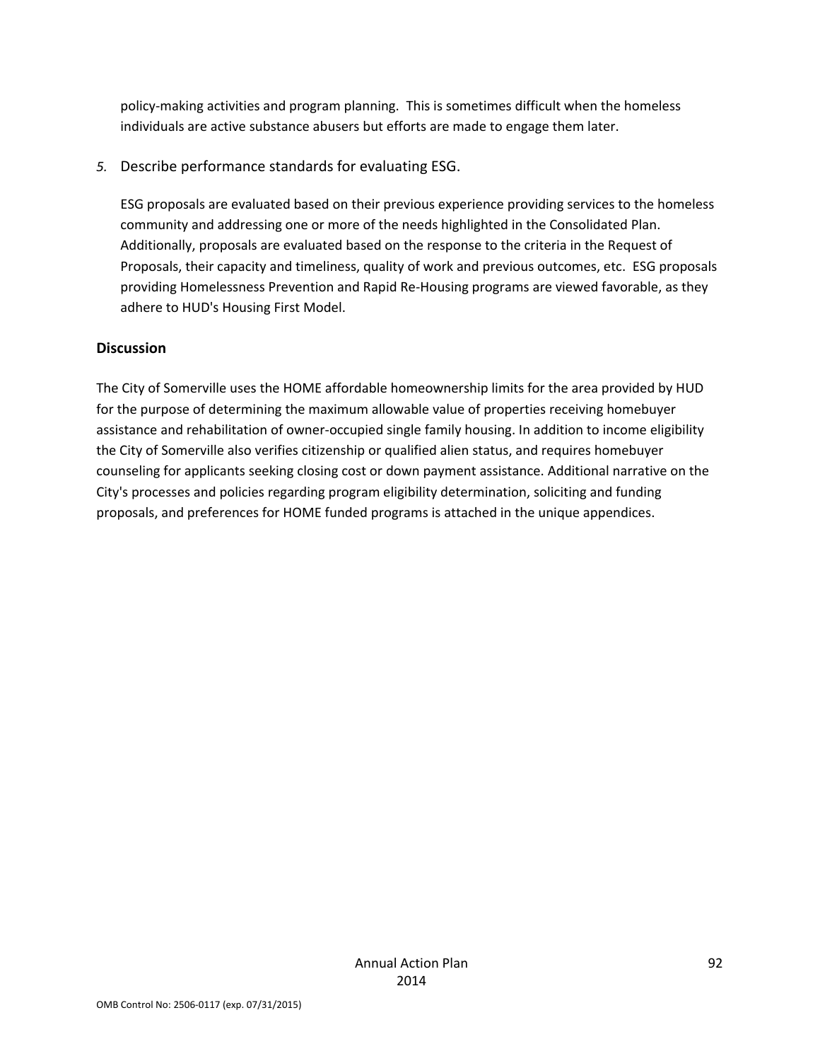policy-making activities and program planning. This is sometimes difficult when the homeless individuals are active substance abusers but efforts are made to engage them later.

*5.* Describe performance standards for evaluating ESG.

ESG proposals are evaluated based on their previous experience providing services to the homeless community and addressing one or more of the needs highlighted in the Consolidated Plan. Additionally, proposals are evaluated based on the response to the criteria in the Request of Proposals, their capacity and timeliness, quality of work and previous outcomes, etc. ESG proposals providing Homelessness Prevention and Rapid Re-Housing programs are viewed favorable, as they adhere to HUD's Housing First Model.

### Discussion

The City of Somerville uses the HOME affordable homeownership limits for the area provided by HUD for the purpose of determining the maximum allowable value of properties receiving homebuyer assistance and rehabilitation of owner-occupied single family housing. In addition to income eligibility the City of Somerville also verifies citizenship or qualified alien status, and requires homebuyer counseling for applicants seeking closing cost or down payment assistance. Additional narrative on the City's processes and policies regarding program eligibility determination, soliciting and funding proposals, and preferences for HOME funded programs is attached in the unique appendices.